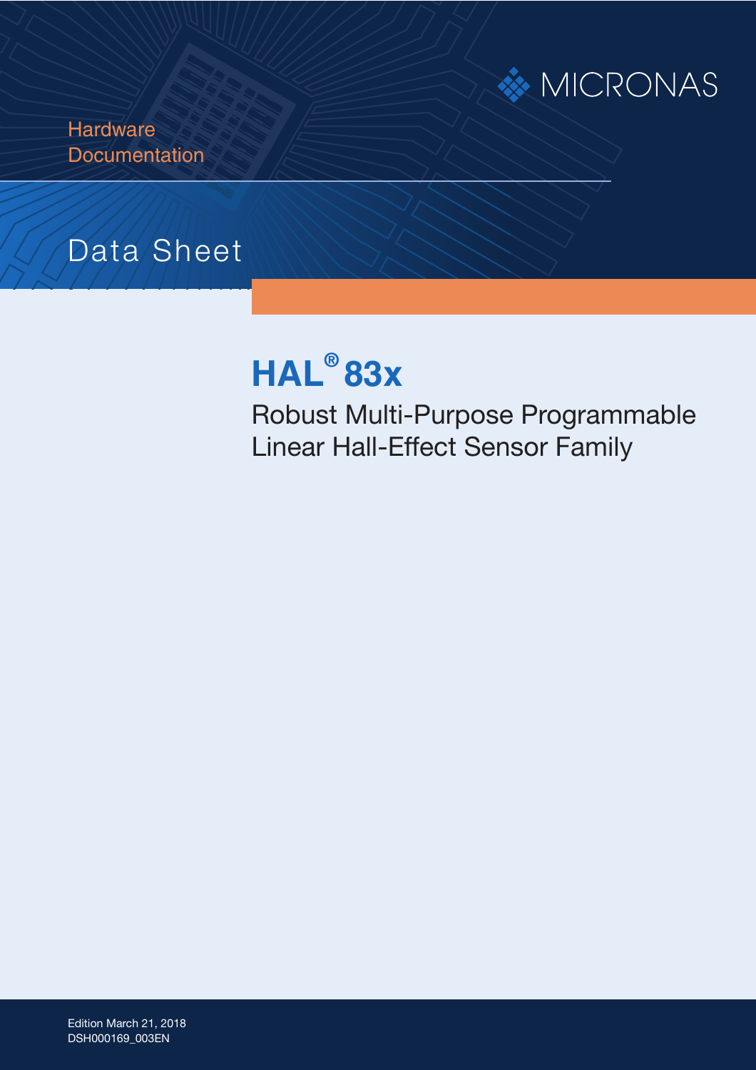MICRONAS

Hardware Documentation

Data Sheet

# HAL® 83x

## Robust Multi-Purpose Programmable Linear Hall-Effect Sensor Family

Edition March 21, 2018
DSH000169_003EN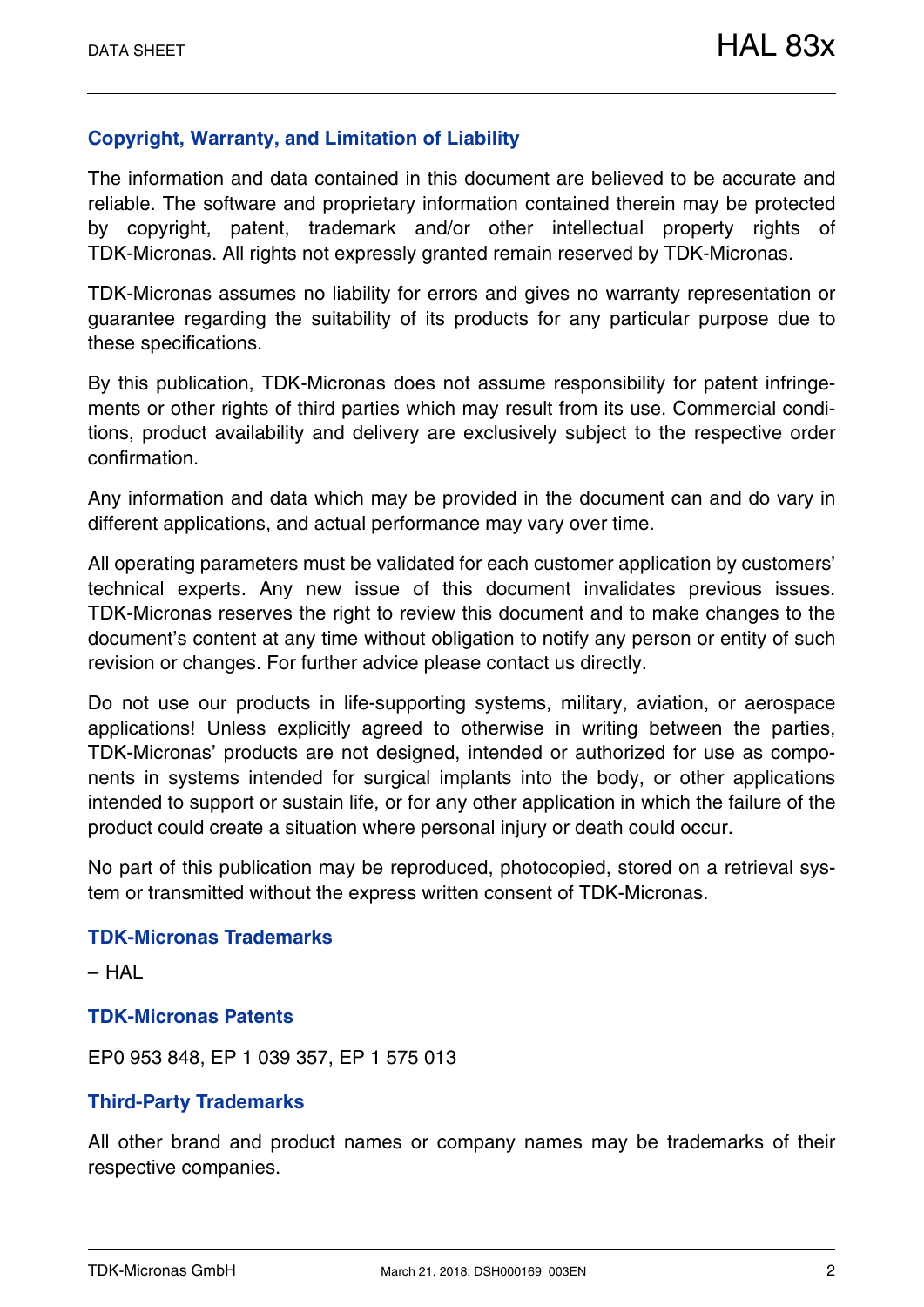## Copyright, Warranty, and Limitation of Liability

The information and data contained in this document are believed to be accurate and reliable. The software and proprietary information contained therein may be protected by copyright, patent, trademark and/or other intellectual property rights of TDK-Micronas. All rights not expressly granted remain reserved by TDK-Micronas.

TDK-Micronas assumes no liability for errors and gives no warranty representation or guarantee regarding the suitability of its products for any particular purpose due to these specifications.

By this publication, TDK-Micronas does not assume responsibility for patent infringements or other rights of third parties which may result from its use. Commercial conditions, product availability and delivery are exclusively subject to the respective order confirmation.

Any information and data which may be provided in the document can and do vary in different applications, and actual performance may vary over time.

All operating parameters must be validated for each customer application by customers' technical experts. Any new issue of this document invalidates previous issues. TDK-Micronas reserves the right to review this document and to make changes to the document's content at any time without obligation to notify any person or entity of such revision or changes. For further advice please contact us directly.

Do not use our products in life-supporting systems, military, aviation, or aerospace applications! Unless explicitly agreed to otherwise in writing between the parties, TDK-Micronas' products are not designed, intended or authorized for use as components in systems intended for surgical implants into the body, or other applications intended to support or sustain life, or for any other application in which the failure of the product could create a situation where personal injury or death could occur.

No part of this publication may be reproduced, photocopied, stored on a retrieval system or transmitted without the express written consent of TDK-Micronas.

## TDK-Micronas Trademarks

– HAL

## TDK-Micronas Patents

EP0 953 848, EP 1 039 357, EP 1 575 013

## Third-Party Trademarks

All other brand and product names or company names may be trademarks of their respective companies.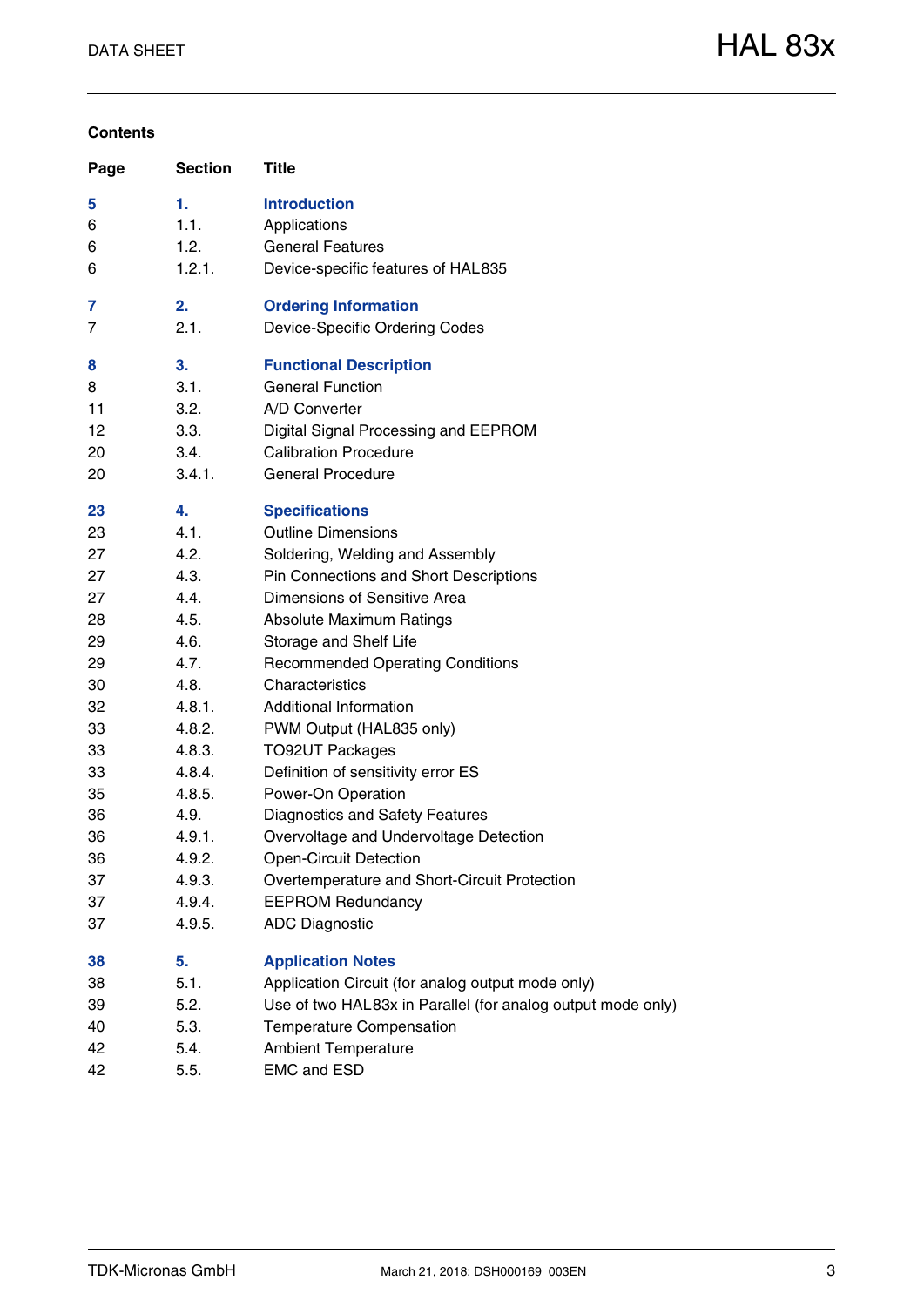## Contents

| Page | Section | Title |
|---|---|---|
| **5** | **1.** | **Introduction** |
| 6 | 1.1. | Applications |
| 6 | 1.2. | General Features |
| 6 | 1.2.1. | Device-specific features of HAL835 |
| **7** | **2.** | **Ordering Information** |
| 7 | 2.1. | Device-Specific Ordering Codes |
| **8** | **3.** | **Functional Description** |
| 8 | 3.1. | General Function |
| 11 | 3.2. | A/D Converter |
| 12 | 3.3. | Digital Signal Processing and EEPROM |
| 20 | 3.4. | Calibration Procedure |
| 20 | 3.4.1. | General Procedure |
| **23** | **4.** | **Specifications** |
| 23 | 4.1. | Outline Dimensions |
| 27 | 4.2. | Soldering, Welding and Assembly |
| 27 | 4.3. | Pin Connections and Short Descriptions |
| 27 | 4.4. | Dimensions of Sensitive Area |
| 28 | 4.5. | Absolute Maximum Ratings |
| 29 | 4.6. | Storage and Shelf Life |
| 29 | 4.7. | Recommended Operating Conditions |
| 30 | 4.8. | Characteristics |
| 32 | 4.8.1. | Additional Information |
| 33 | 4.8.2. | PWM Output (HAL835 only) |
| 33 | 4.8.3. | TO92UT Packages |
| 33 | 4.8.4. | Definition of sensitivity error ES |
| 35 | 4.8.5. | Power-On Operation |
| 36 | 4.9. | Diagnostics and Safety Features |
| 36 | 4.9.1. | Overvoltage and Undervoltage Detection |
| 36 | 4.9.2. | Open-Circuit Detection |
| 37 | 4.9.3. | Overtemperature and Short-Circuit Protection |
| 37 | 4.9.4. | EEPROM Redundancy |
| 37 | 4.9.5. | ADC Diagnostic |
| **38** | **5.** | **Application Notes** |
| 38 | 5.1. | Application Circuit (for analog output mode only) |
| 39 | 5.2. | Use of two HAL83x in Parallel (for analog output mode only) |
| 40 | 5.3. | Temperature Compensation |
| 42 | 5.4. | Ambient Temperature |
| 42 | 5.5. | EMC and ESD |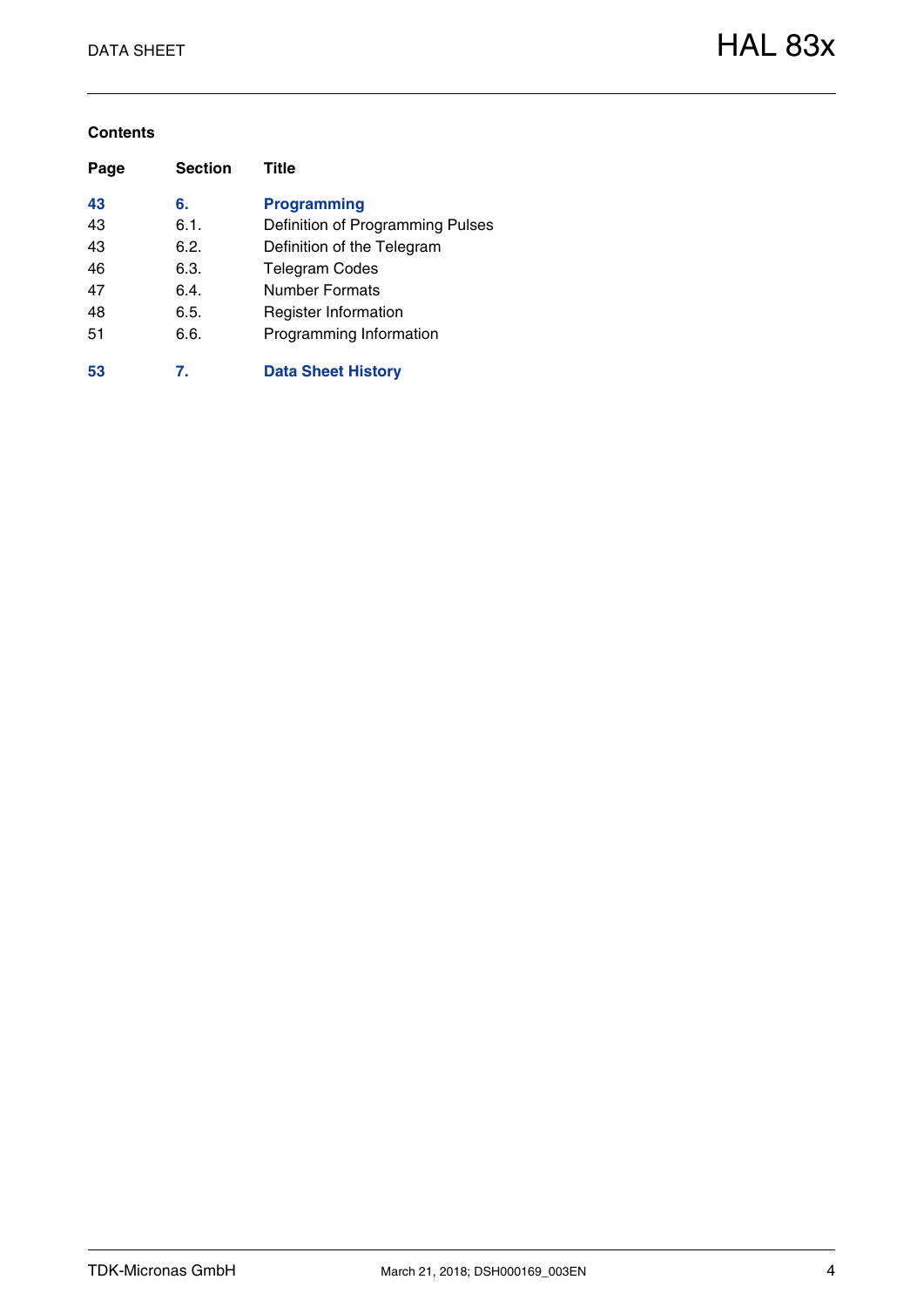**Contents**

| Page | Section | Title |
|---|---|---|
| **43** | **6.** | **Programming** |
| 43 | 6.1. | Definition of Programming Pulses |
| 43 | 6.2. | Definition of the Telegram |
| 46 | 6.3. | Telegram Codes |
| 47 | 6.4. | Number Formats |
| 48 | 6.5. | Register Information |
| 51 | 6.6. | Programming Information |
| **53** | **7.** | **Data Sheet History** |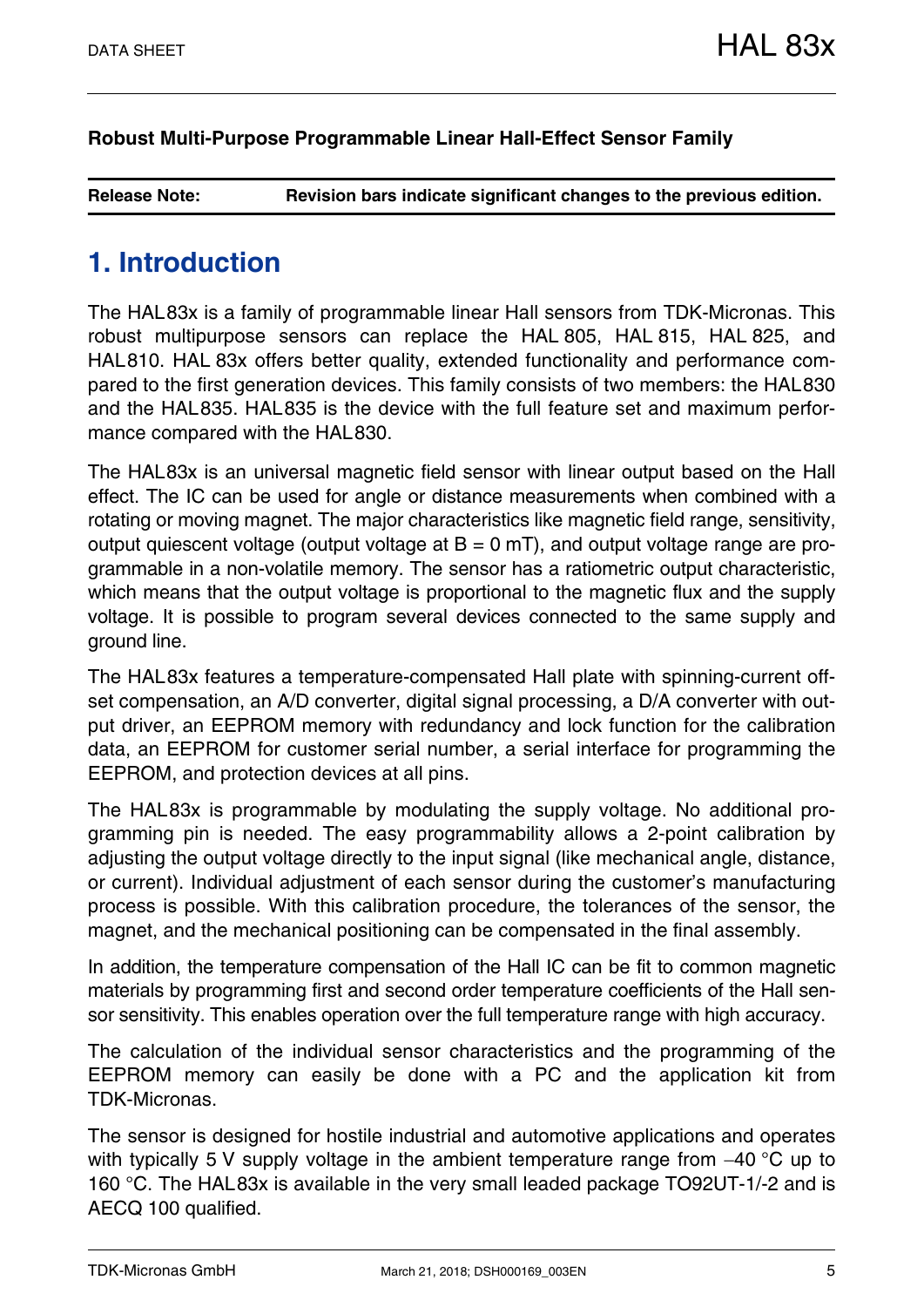**Robust Multi-Purpose Programmable Linear Hall-Effect Sensor Family**

| **Release Note:** | **Revision bars indicate significant changes to the previous edition.** |
|---|---|

# 1. Introduction

The HAL83x is a family of programmable linear Hall sensors from TDK-Micronas. This robust multipurpose sensors can replace the HAL 805, HAL 815, HAL 825, and HAL810. HAL 83x offers better quality, extended functionality and performance compared to the first generation devices. This family consists of two members: the HAL830 and the HAL835. HAL835 is the device with the full feature set and maximum performance compared with the HAL830.

The HAL83x is an universal magnetic field sensor with linear output based on the Hall effect. The IC can be used for angle or distance measurements when combined with a rotating or moving magnet. The major characteristics like magnetic field range, sensitivity, output quiescent voltage (output voltage at B = 0 mT), and output voltage range are programmable in a non-volatile memory. The sensor has a ratiometric output characteristic, which means that the output voltage is proportional to the magnetic flux and the supply voltage. It is possible to program several devices connected to the same supply and ground line.

The HAL83x features a temperature-compensated Hall plate with spinning-current offset compensation, an A/D converter, digital signal processing, a D/A converter with output driver, an EEPROM memory with redundancy and lock function for the calibration data, an EEPROM for customer serial number, a serial interface for programming the EEPROM, and protection devices at all pins.

The HAL83x is programmable by modulating the supply voltage. No additional programming pin is needed. The easy programmability allows a 2-point calibration by adjusting the output voltage directly to the input signal (like mechanical angle, distance, or current). Individual adjustment of each sensor during the customer's manufacturing process is possible. With this calibration procedure, the tolerances of the sensor, the magnet, and the mechanical positioning can be compensated in the final assembly.

In addition, the temperature compensation of the Hall IC can be fit to common magnetic materials by programming first and second order temperature coefficients of the Hall sensor sensitivity. This enables operation over the full temperature range with high accuracy.

The calculation of the individual sensor characteristics and the programming of the EEPROM memory can easily be done with a PC and the application kit from TDK-Micronas.

The sensor is designed for hostile industrial and automotive applications and operates with typically 5 V supply voltage in the ambient temperature range from −40 °C up to 160 °C. The HAL83x is available in the very small leaded package TO92UT-1/-2 and is AECQ 100 qualified.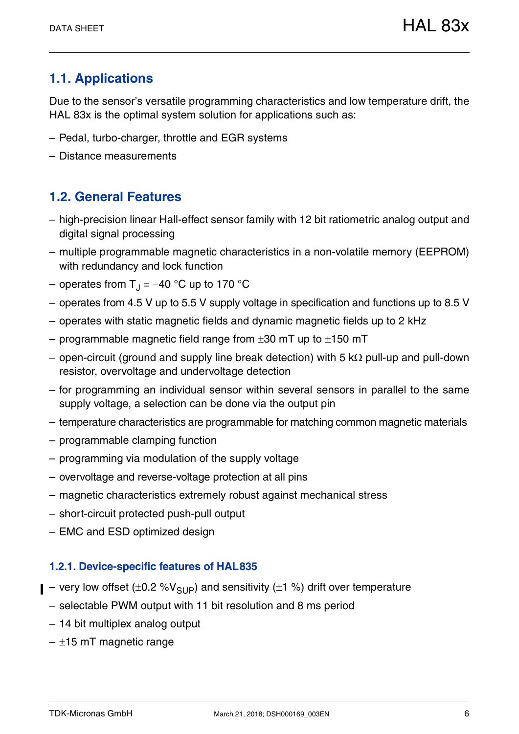## 1.1. Applications

Due to the sensor's versatile programming characteristics and low temperature drift, the HAL 83x is the optimal system solution for applications such as:

– Pedal, turbo-charger, throttle and EGR systems

– Distance measurements

## 1.2. General Features

– high-precision linear Hall-effect sensor family with 12 bit ratiometric analog output and digital signal processing

– multiple programmable magnetic characteristics in a non-volatile memory (EEPROM) with redundancy and lock function

– operates from $T_J$ = –40 °C up to 170 °C

– operates from 4.5 V up to 5.5 V supply voltage in specification and functions up to 8.5 V

– operates with static magnetic fields and dynamic magnetic fields up to 2 kHz

– programmable magnetic field range from ±30 mT up to ±150 mT

– open-circuit (ground and supply line break detection) with 5 kΩ pull-up and pull-down resistor, overvoltage and undervoltage detection

– for programming an individual sensor within several sensors in parallel to the same supply voltage, a selection can be done via the output pin

– temperature characteristics are programmable for matching common magnetic materials

– programmable clamping function

– programming via modulation of the supply voltage

– overvoltage and reverse-voltage protection at all pins

– magnetic characteristics extremely robust against mechanical stress

– short-circuit protected push-pull output

– EMC and ESD optimized design

### 1.2.1. Device-specific features of HAL835

– very low offset (±0.2 %$V_{SUP}$) and sensitivity (±1 %) drift over temperature

– selectable PWM output with 11 bit resolution and 8 ms period

– 14 bit multiplex analog output

– ±15 mT magnetic range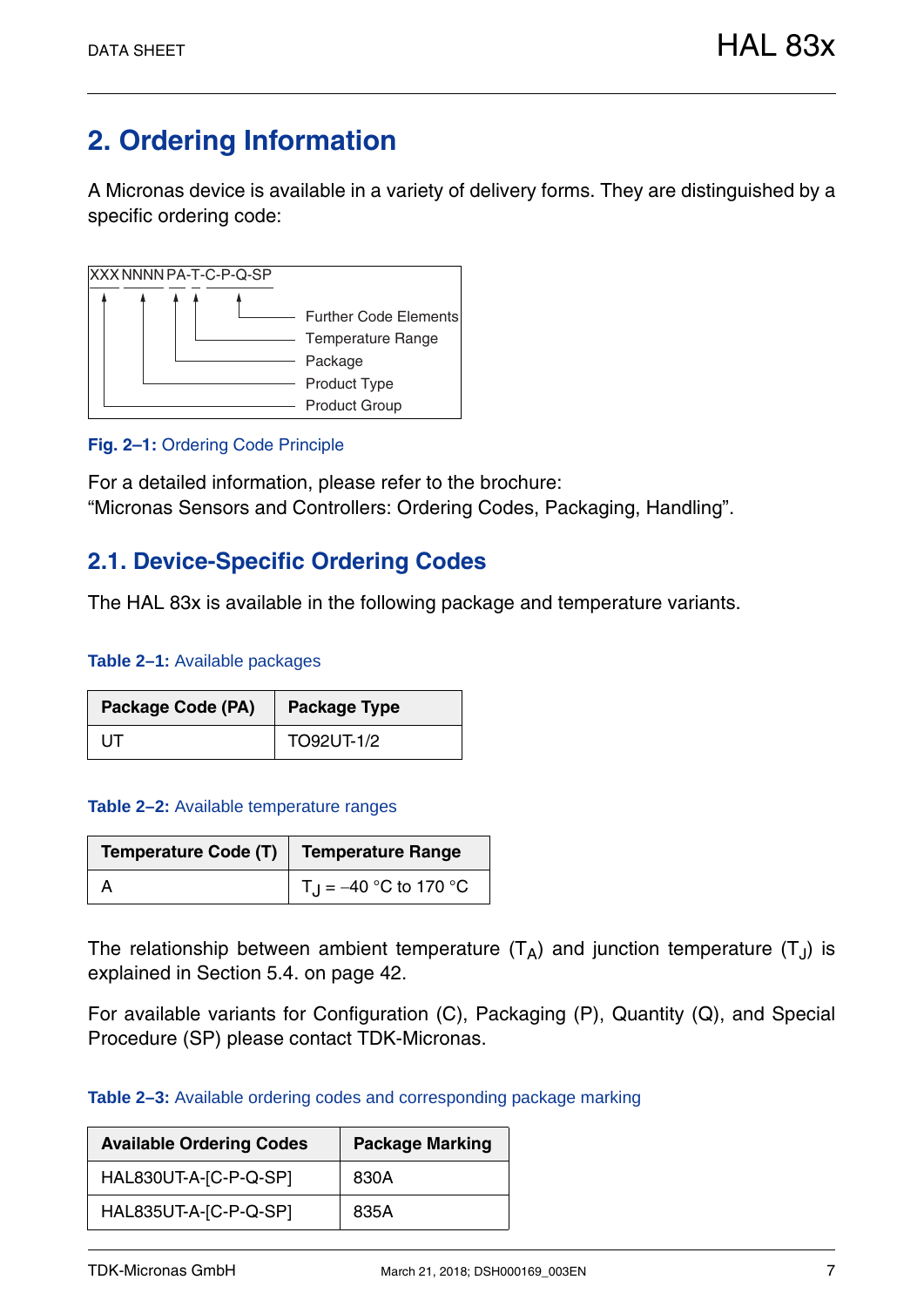# 2. Ordering Information

A Micronas device is available in a variety of delivery forms. They are distinguished by a specific ordering code:

```
XXX NNNN PA-T-C-P-Q-SP
 |    |   |  |  |
 |    |   |  |  +---- Further Code Elements
 |    |   |  +------- Temperature Range
 |    |   +---------- Package
 |    +-------------- Product Type
 +------------------- Product Group
```

**Fig. 2–1:** Ordering Code Principle

For a detailed information, please refer to the brochure:
“Micronas Sensors and Controllers: Ordering Codes, Packaging, Handling”.

## 2.1. Device-Specific Ordering Codes

The HAL 83x is available in the following package and temperature variants.

**Table 2–1:** Available packages

| Package Code (PA) | Package Type |
|---|---|
| UT | TO92UT-1/2 |

**Table 2–2:** Available temperature ranges

| Temperature Code (T) | Temperature Range |
|---|---|
| A | $T_J$ = –40 °C to 170 °C |

The relationship between ambient temperature ($T_A$) and junction temperature ($T_J$) is explained in Section 5.4. on page 42.

For available variants for Configuration (C), Packaging (P), Quantity (Q), and Special Procedure (SP) please contact TDK-Micronas.

**Table 2–3:** Available ordering codes and corresponding package marking

| Available Ordering Codes | Package Marking |
|---|---|
| HAL830UT-A-[C-P-Q-SP] | 830A |
| HAL835UT-A-[C-P-Q-SP] | 835A |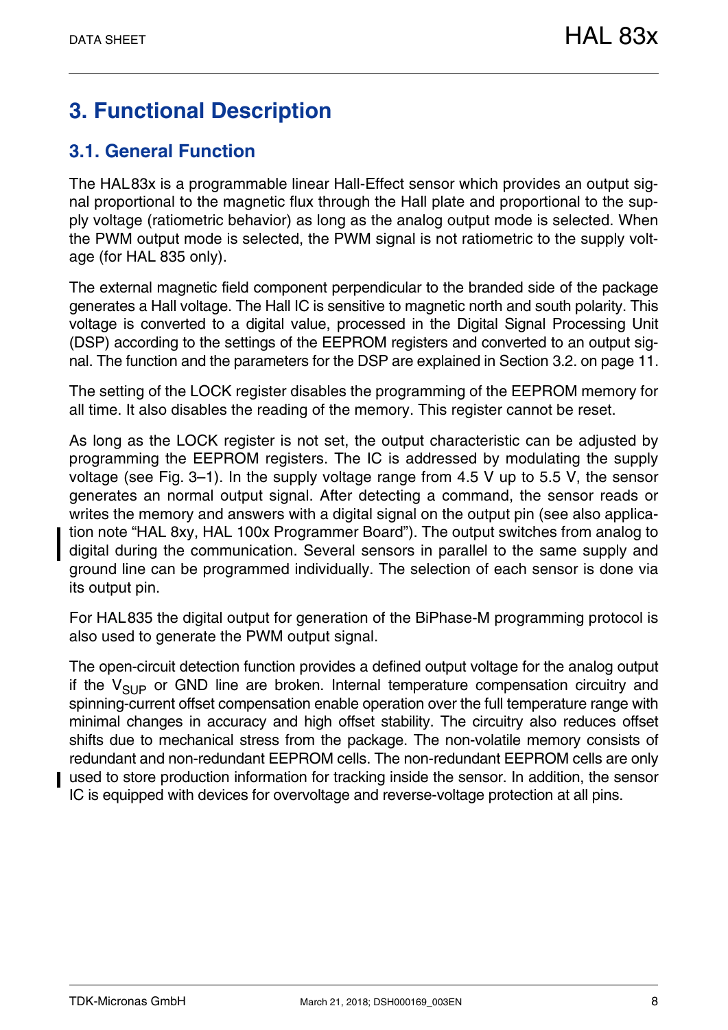# 3. Functional Description

## 3.1. General Function

The HAL83x is a programmable linear Hall-Effect sensor which provides an output signal proportional to the magnetic flux through the Hall plate and proportional to the supply voltage (ratiometric behavior) as long as the analog output mode is selected. When the PWM output mode is selected, the PWM signal is not ratiometric to the supply voltage (for HAL 835 only).

The external magnetic field component perpendicular to the branded side of the package generates a Hall voltage. The Hall IC is sensitive to magnetic north and south polarity. This voltage is converted to a digital value, processed in the Digital Signal Processing Unit (DSP) according to the settings of the EEPROM registers and converted to an output signal. The function and the parameters for the DSP are explained in Section 3.2. on page 11.

The setting of the LOCK register disables the programming of the EEPROM memory for all time. It also disables the reading of the memory. This register cannot be reset.

As long as the LOCK register is not set, the output characteristic can be adjusted by programming the EEPROM registers. The IC is addressed by modulating the supply voltage (see Fig. 3–1). In the supply voltage range from 4.5 V up to 5.5 V, the sensor generates an normal output signal. After detecting a command, the sensor reads or writes the memory and answers with a digital signal on the output pin (see also application note “HAL 8xy, HAL 100x Programmer Board”). The output switches from analog to digital during the communication. Several sensors in parallel to the same supply and ground line can be programmed individually. The selection of each sensor is done via its output pin.

For HAL835 the digital output for generation of the BiPhase-M programming protocol is also used to generate the PWM output signal.

The open-circuit detection function provides a defined output voltage for the analog output if the $V_{SUP}$ or GND line are broken. Internal temperature compensation circuitry and spinning-current offset compensation enable operation over the full temperature range with minimal changes in accuracy and high offset stability. The circuitry also reduces offset shifts due to mechanical stress from the package. The non-volatile memory consists of redundant and non-redundant EEPROM cells. The non-redundant EEPROM cells are only used to store production information for tracking inside the sensor. In addition, the sensor IC is equipped with devices for overvoltage and reverse-voltage protection at all pins.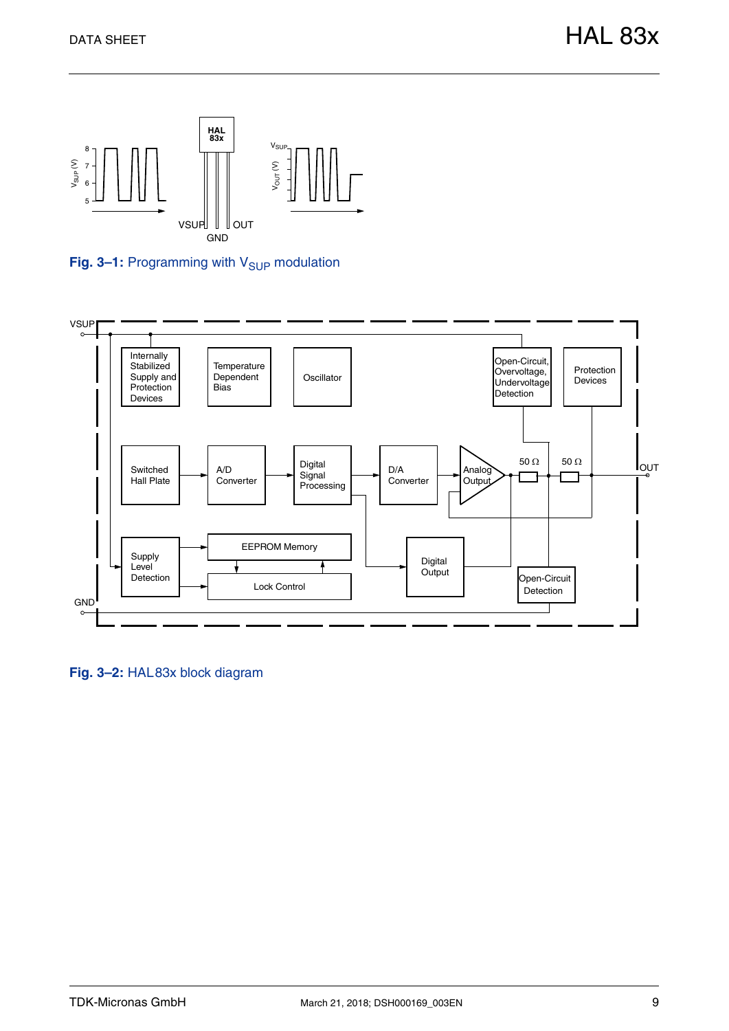**Fig. 3–1:** Programming with $V_{SUP}$ modulation

**Fig. 3–2:** HAL 83x block diagram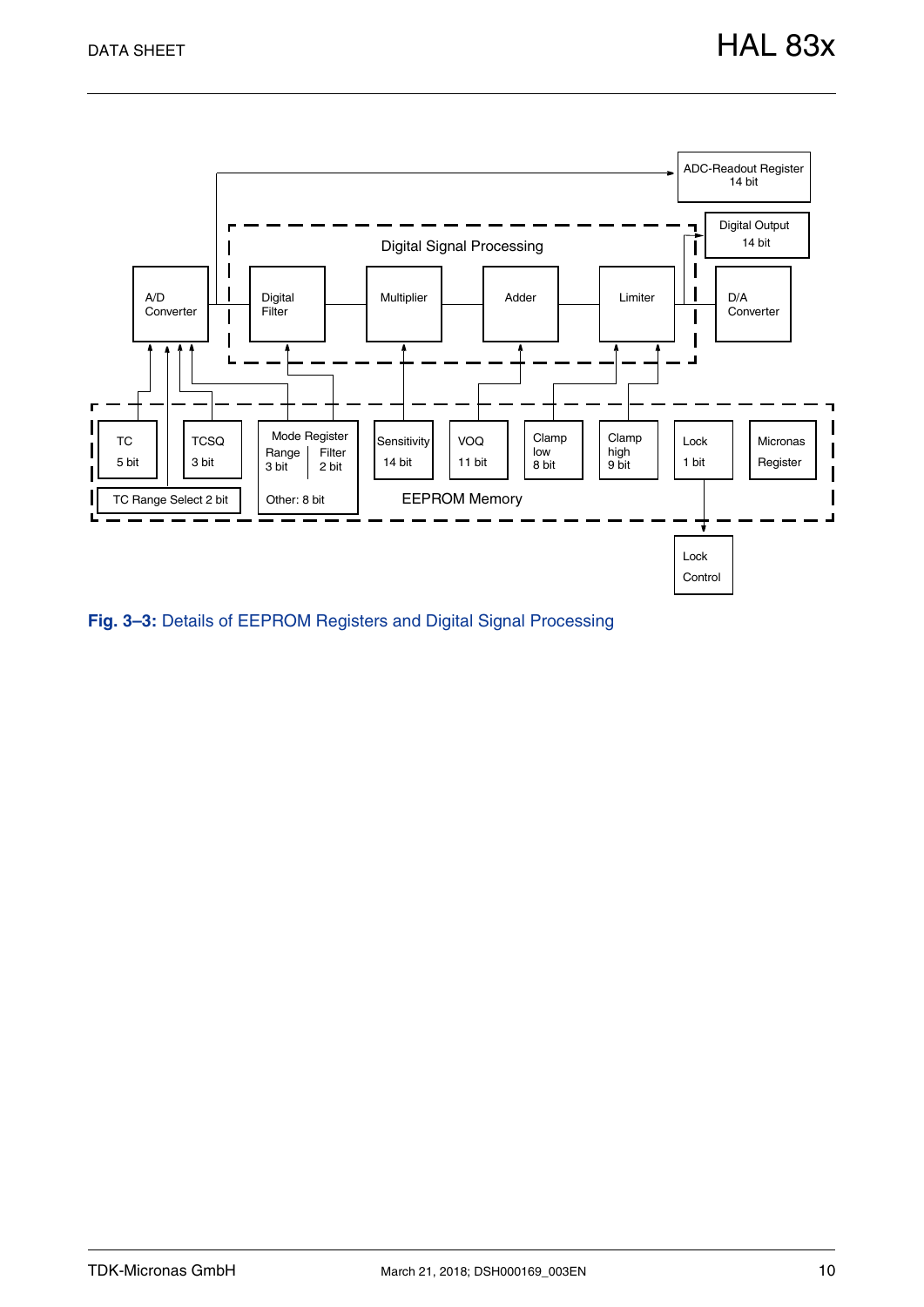ADC-Readout Register 14 bit

Digital Output 14 bit

Digital Signal Processing

A/D Converter

Digital Filter

Multiplier

Adder

Limiter

D/A Converter

TC 5 bit

TCSQ 3 bit

Mode Register Range 3 bit Filter 2 bit

Sensitivity 14 bit

VOQ 11 bit

Clamp low 8 bit

Clamp high 9 bit

Lock 1 bit

Micronas Register

TC Range Select 2 bit

Other: 8 bit

EEPROM Memory

Lock Control

**Fig. 3–3:** Details of EEPROM Registers and Digital Signal Processing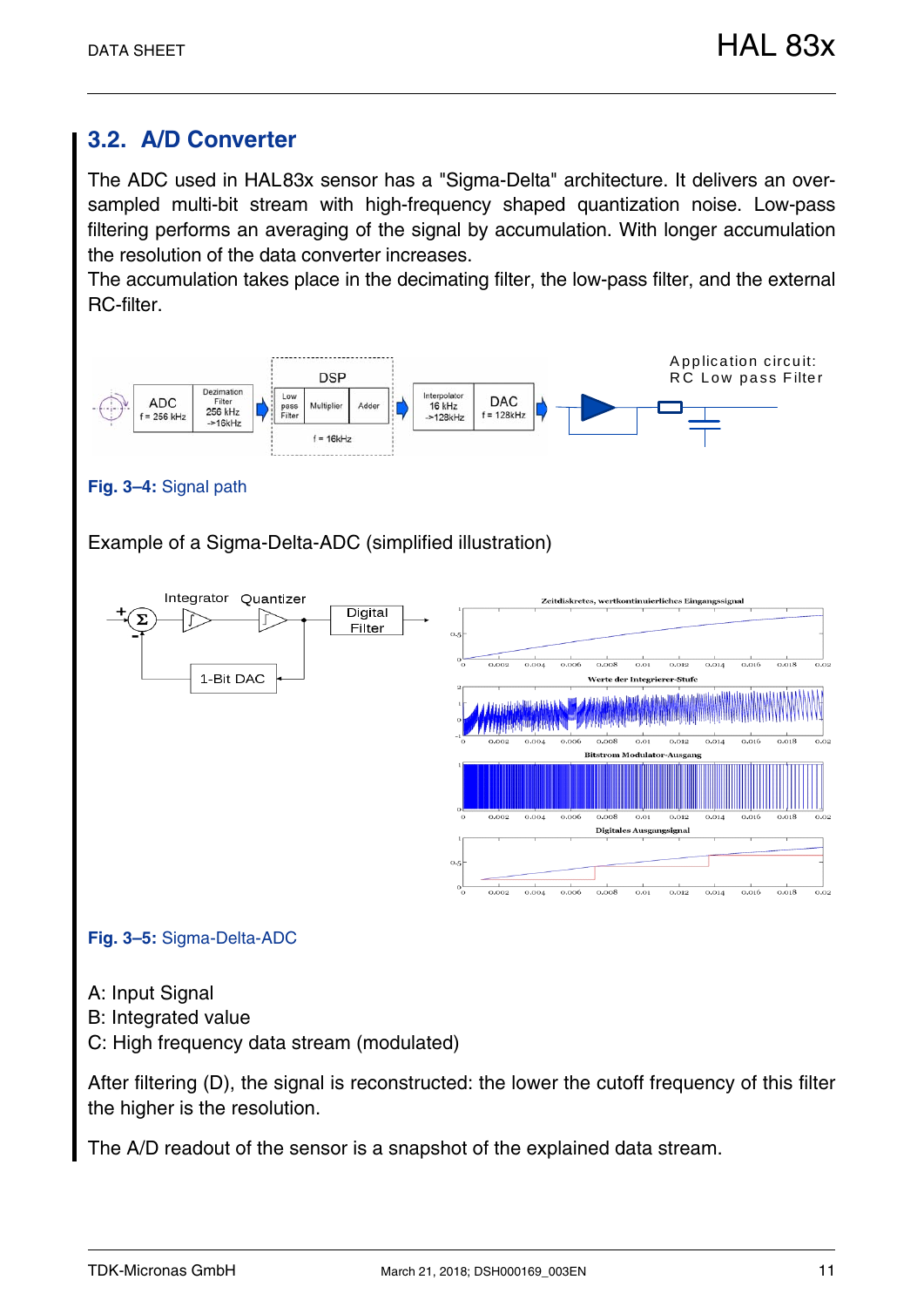## 3.2. A/D Converter

The ADC used in HAL83x sensor has a "Sigma-Delta" architecture. It delivers an over-sampled multi-bit stream with high-frequency shaped quantization noise. Low-pass filtering performs an averaging of the signal by accumulation. With longer accumulation the resolution of the data converter increases.

The accumulation takes place in the decimating filter, the low-pass filter, and the external RC-filter.

**Fig. 3–4:** Signal path

Example of a Sigma-Delta-ADC (simplified illustration)

**Fig. 3–5:** Sigma-Delta-ADC

A: Input Signal
B: Integrated value
C: High frequency data stream (modulated)

After filtering (D), the signal is reconstructed: the lower the cutoff frequency of this filter the higher is the resolution.

The A/D readout of the sensor is a snapshot of the explained data stream.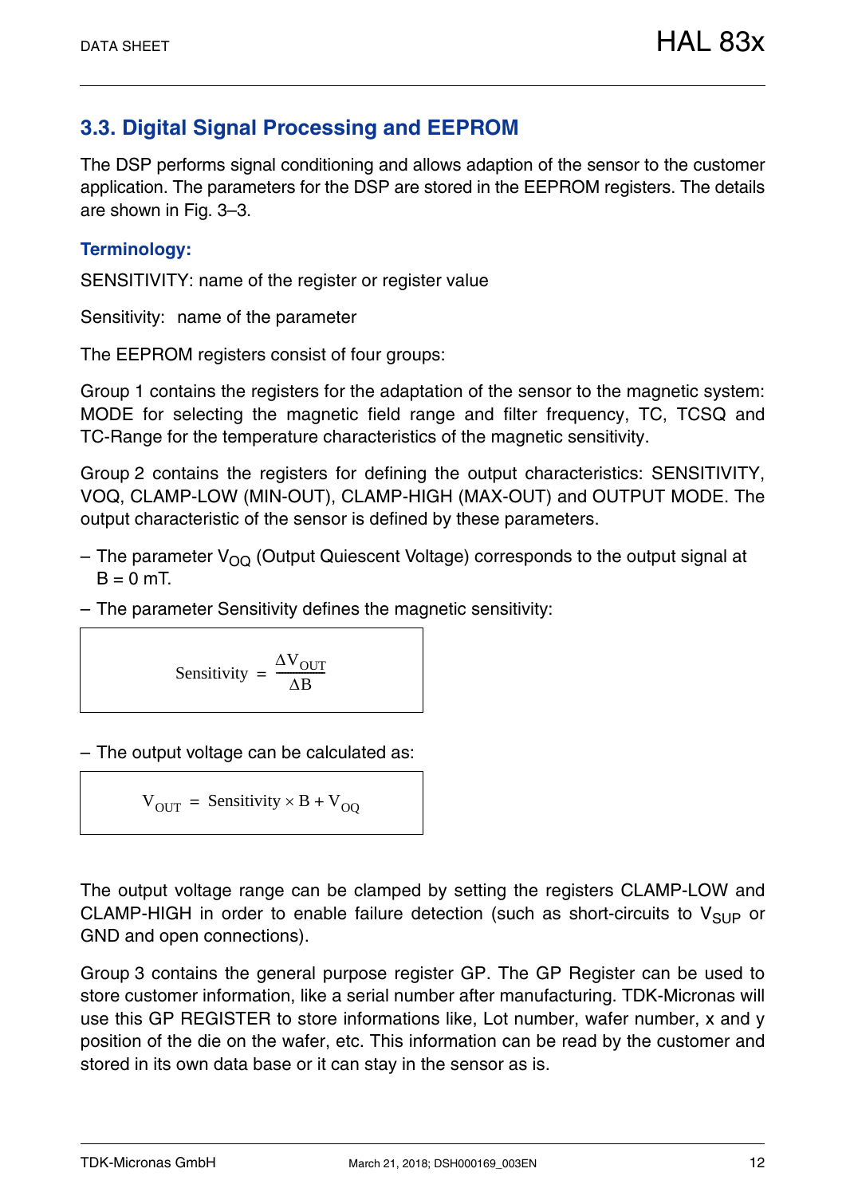## 3.3. Digital Signal Processing and EEPROM

The DSP performs signal conditioning and allows adaption of the sensor to the customer application. The parameters for the DSP are stored in the EEPROM registers. The details are shown in Fig. 3–3.

### Terminology:

SENSITIVITY: name of the register or register value

Sensitivity: name of the parameter

The EEPROM registers consist of four groups:

Group 1 contains the registers for the adaptation of the sensor to the magnetic system: MODE for selecting the magnetic field range and filter frequency, TC, TCSQ and TC-Range for the temperature characteristics of the magnetic sensitivity.

Group 2 contains the registers for defining the output characteristics: SENSITIVITY, VOQ, CLAMP-LOW (MIN-OUT), CLAMP-HIGH (MAX-OUT) and OUTPUT MODE. The output characteristic of the sensor is defined by these parameters.

– The parameter $V_{OQ}$ (Output Quiescent Voltage) corresponds to the output signal at B = 0 mT.

– The parameter Sensitivity defines the magnetic sensitivity:

$$\text{Sensitivity} = \frac{\Delta V_{OUT}}{\Delta B}$$

– The output voltage can be calculated as:

$$V_{OUT} = \text{Sensitivity} \times B + V_{OQ}$$

The output voltage range can be clamped by setting the registers CLAMP-LOW and CLAMP-HIGH in order to enable failure detection (such as short-circuits to $V_{SUP}$ or GND and open connections).

Group 3 contains the general purpose register GP. The GP Register can be used to store customer information, like a serial number after manufacturing. TDK-Micronas will use this GP REGISTER to store informations like, Lot number, wafer number, x and y position of the die on the wafer, etc. This information can be read by the customer and stored in its own data base or it can stay in the sensor as is.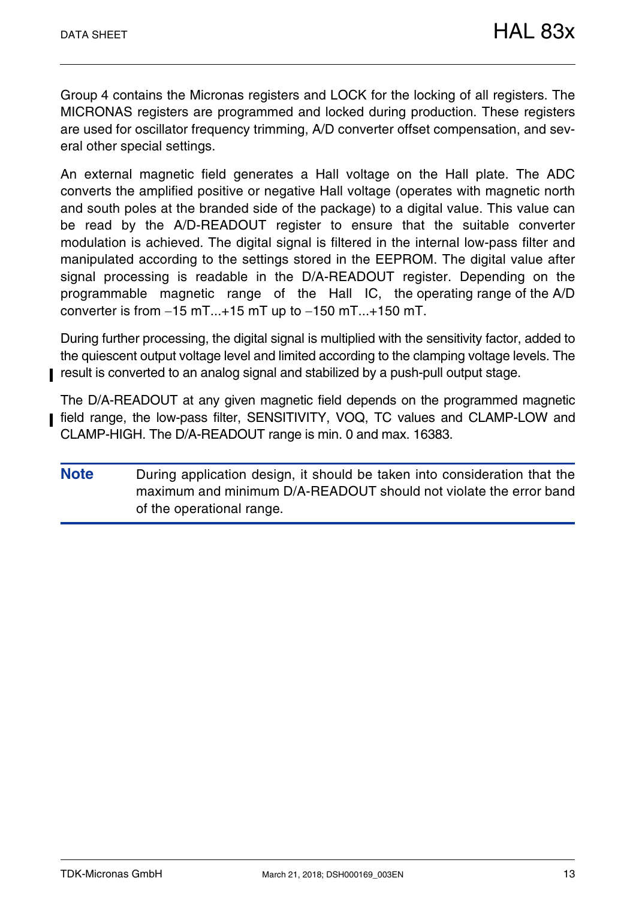Group 4 contains the Micronas registers and LOCK for the locking of all registers. The MICRONAS registers are programmed and locked during production. These registers are used for oscillator frequency trimming, A/D converter offset compensation, and several other special settings.

An external magnetic field generates a Hall voltage on the Hall plate. The ADC converts the amplified positive or negative Hall voltage (operates with magnetic north and south poles at the branded side of the package) to a digital value. This value can be read by the A/D-READOUT register to ensure that the suitable converter modulation is achieved. The digital signal is filtered in the internal low-pass filter and manipulated according to the settings stored in the EEPROM. The digital value after signal processing is readable in the D/A-READOUT register. Depending on the programmable magnetic range of the Hall IC, the operating range of the A/D converter is from −15 mT...+15 mT up to −150 mT...+150 mT.

During further processing, the digital signal is multiplied with the sensitivity factor, added to the quiescent output voltage level and limited according to the clamping voltage levels. The result is converted to an analog signal and stabilized by a push-pull output stage.

The D/A-READOUT at any given magnetic field depends on the programmed magnetic field range, the low-pass filter, SENSITIVITY, VOQ, TC values and CLAMP-LOW and CLAMP-HIGH. The D/A-READOUT range is min. 0 and max. 16383.

**Note** During application design, it should be taken into consideration that the maximum and minimum D/A-READOUT should not violate the error band of the operational range.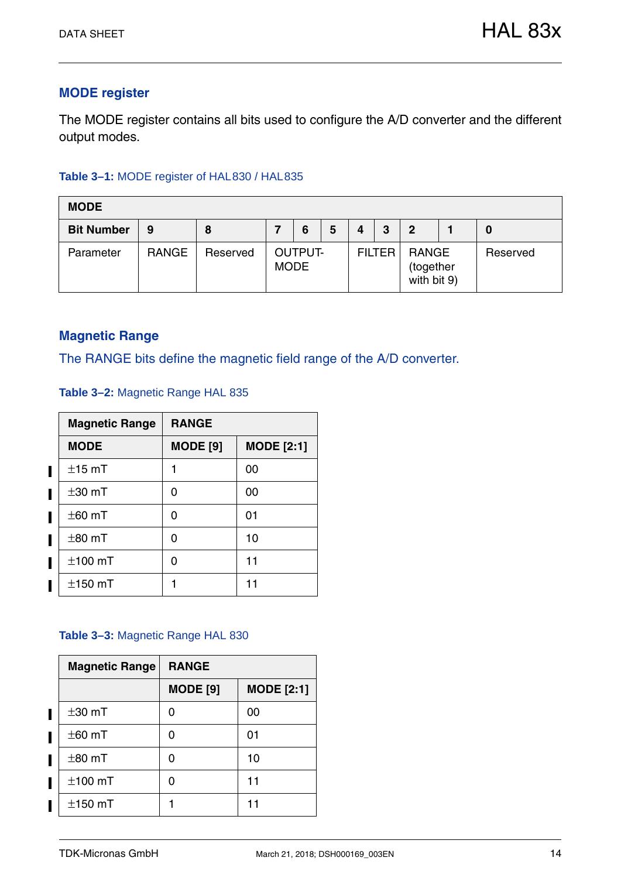## MODE register

The MODE register contains all bits used to configure the A/D converter and the different output modes.

**Table 3–1:** MODE register of HAL830 / HAL835

| MODE | | | | | | | | | | |
|---|---|---|---|---|---|---|---|---|---|---|
| **Bit Number** | **9** | **8** | **7** | **6** | **5** | **4** | **3** | **2** | **1** | **0** |
| Parameter | RANGE | Reserved | OUTPUT-MODE | | | FILTER | | RANGE (together with bit 9) | | Reserved |

## Magnetic Range

The RANGE bits define the magnetic field range of the A/D converter.

**Table 3–2:** Magnetic Range HAL 835

| Magnetic Range | RANGE | |
|---|---|---|
| **MODE** | **MODE [9]** | **MODE [2:1]** |
| ±15 mT | 1 | 00 |
| ±30 mT | 0 | 00 |
| ±60 mT | 0 | 01 |
| ±80 mT | 0 | 10 |
| ±100 mT | 0 | 11 |
| ±150 mT | 1 | 11 |

**Table 3–3:** Magnetic Range HAL 830

| Magnetic Range | RANGE | |
|---|---|---|
| | **MODE [9]** | **MODE [2:1]** |
| ±30 mT | 0 | 00 |
| ±60 mT | 0 | 01 |
| ±80 mT | 0 | 10 |
| ±100 mT | 0 | 11 |
| ±150 mT | 1 | 11 |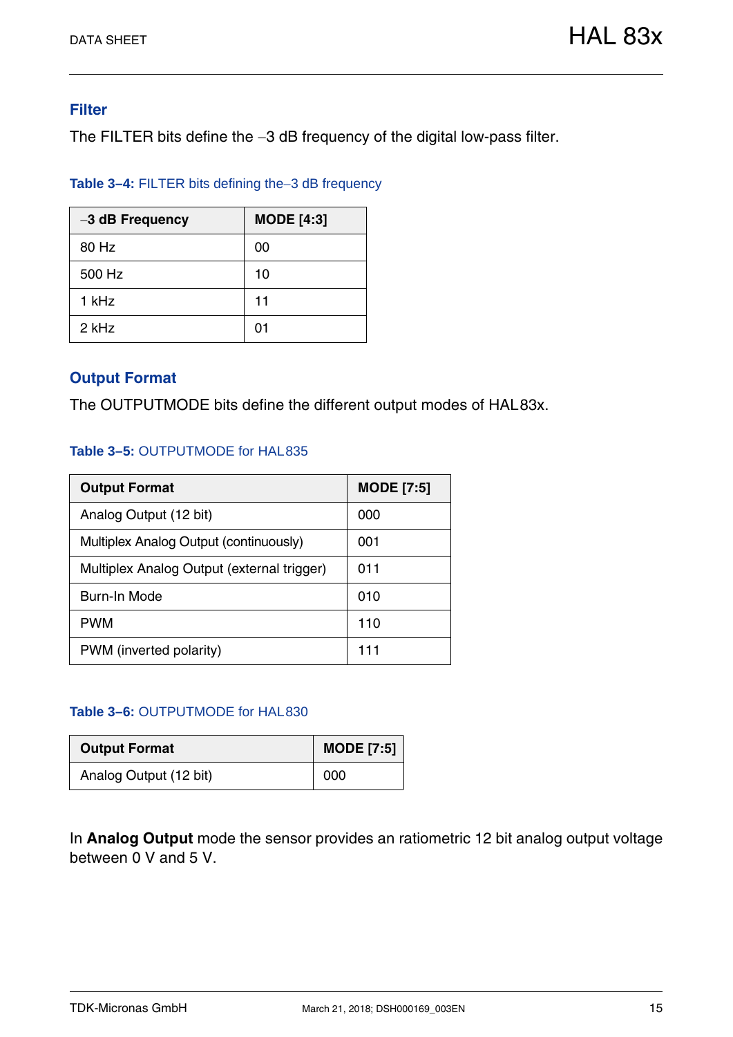### Filter

The FILTER bits define the –3 dB frequency of the digital low-pass filter.

**Table 3–4:** FILTER bits defining the–3 dB frequency

| –3 dB Frequency | MODE [4:3] |
|---|---|
| 80 Hz | 00 |
| 500 Hz | 10 |
| 1 kHz | 11 |
| 2 kHz | 01 |

### Output Format

The OUTPUTMODE bits define the different output modes of HAL83x.

**Table 3–5:** OUTPUTMODE for HAL835

| Output Format | MODE [7:5] |
|---|---|
| Analog Output (12 bit) | 000 |
| Multiplex Analog Output (continuously) | 001 |
| Multiplex Analog Output (external trigger) | 011 |
| Burn-In Mode | 010 |
| PWM | 110 |
| PWM (inverted polarity) | 111 |

**Table 3–6:** OUTPUTMODE for HAL830

| Output Format | MODE [7:5] |
|---|---|
| Analog Output (12 bit) | 000 |

In **Analog Output** mode the sensor provides an ratiometric 12 bit analog output voltage between 0 V and 5 V.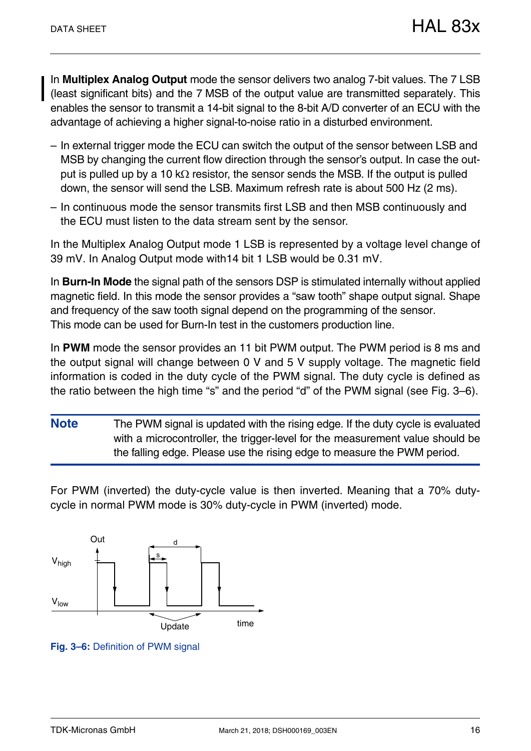In **Multiplex Analog Output** mode the sensor delivers two analog 7-bit values. The 7 LSB (least significant bits) and the 7 MSB of the output value are transmitted separately. This enables the sensor to transmit a 14-bit signal to the 8-bit A/D converter of an ECU with the advantage of achieving a higher signal-to-noise ratio in a disturbed environment.

– In external trigger mode the ECU can switch the output of the sensor between LSB and MSB by changing the current flow direction through the sensor's output. In case the output is pulled up by a 10 kΩ resistor, the sensor sends the MSB. If the output is pulled down, the sensor will send the LSB. Maximum refresh rate is about 500 Hz (2 ms).

– In continuous mode the sensor transmits first LSB and then MSB continuously and the ECU must listen to the data stream sent by the sensor.

In the Multiplex Analog Output mode 1 LSB is represented by a voltage level change of 39 mV. In Analog Output mode with14 bit 1 LSB would be 0.31 mV.

In **Burn-In Mode** the signal path of the sensors DSP is stimulated internally without applied magnetic field. In this mode the sensor provides a “saw tooth” shape output signal. Shape and frequency of the saw tooth signal depend on the programming of the sensor.
This mode can be used for Burn-In test in the customers production line.

In **PWM** mode the sensor provides an 11 bit PWM output. The PWM period is 8 ms and the output signal will change between 0 V and 5 V supply voltage. The magnetic field information is coded in the duty cycle of the PWM signal. The duty cycle is defined as the ratio between the high time “s” and the period “d” of the PWM signal (see Fig. 3–6).

**Note** The PWM signal is updated with the rising edge. If the duty cycle is evaluated with a microcontroller, the trigger-level for the measurement value should be the falling edge. Please use the rising edge to measure the PWM period.

For PWM (inverted) the duty-cycle value is then inverted. Meaning that a 70% duty-cycle in normal PWM mode is 30% duty-cycle in PWM (inverted) mode.

Out, d, s, $V_{high}$, $V_{low}$, Update, time

**Fig. 3–6:** Definition of PWM signal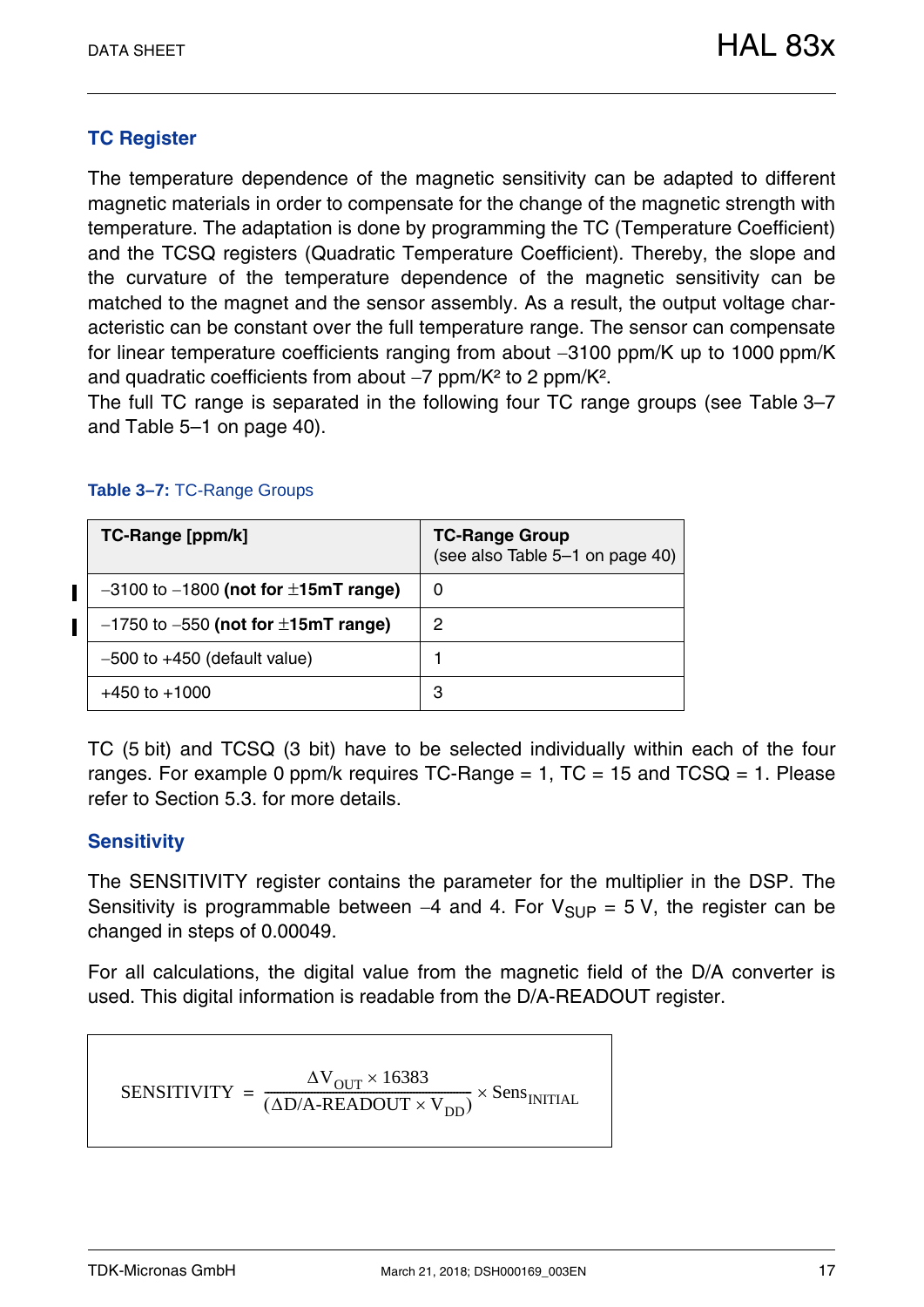### TC Register

The temperature dependence of the magnetic sensitivity can be adapted to different magnetic materials in order to compensate for the change of the magnetic strength with temperature. The adaptation is done by programming the TC (Temperature Coefficient) and the TCSQ registers (Quadratic Temperature Coefficient). Thereby, the slope and the curvature of the temperature dependence of the magnetic sensitivity can be matched to the magnet and the sensor assembly. As a result, the output voltage characteristic can be constant over the full temperature range. The sensor can compensate for linear temperature coefficients ranging from about −3100 ppm/K up to 1000 ppm/K and quadratic coefficients from about −7 ppm/K² to 2 ppm/K².
The full TC range is separated in the following four TC range groups (see Table 3–7 and Table 5–1 on page 40).

**Table 3–7:** TC-Range Groups

| TC-Range [ppm/k] | TC-Range Group (see also Table 5–1 on page 40) |
|---|---|
| −3100 to −1800 **(not for ±15mT range)** | 0 |
| −1750 to −550 **(not for ±15mT range)** | 2 |
| −500 to +450 (default value) | 1 |
| +450 to +1000 | 3 |

TC (5 bit) and TCSQ (3 bit) have to be selected individually within each of the four ranges. For example 0 ppm/k requires TC-Range = 1, TC = 15 and TCSQ = 1. Please refer to Section 5.3. for more details.

### Sensitivity

The SENSITIVITY register contains the parameter for the multiplier in the DSP. The Sensitivity is programmable between −4 and 4. For $V_{SUP}$ = 5 V, the register can be changed in steps of 0.00049.

For all calculations, the digital value from the magnetic field of the D/A converter is used. This digital information is readable from the D/A-READOUT register.

$$\text{SENSITIVITY} = \frac{\Delta V_{OUT} \times 16383}{(\Delta \text{D/A-READOUT} \times V_{DD})} \times \text{Sens}_{INITIAL}$$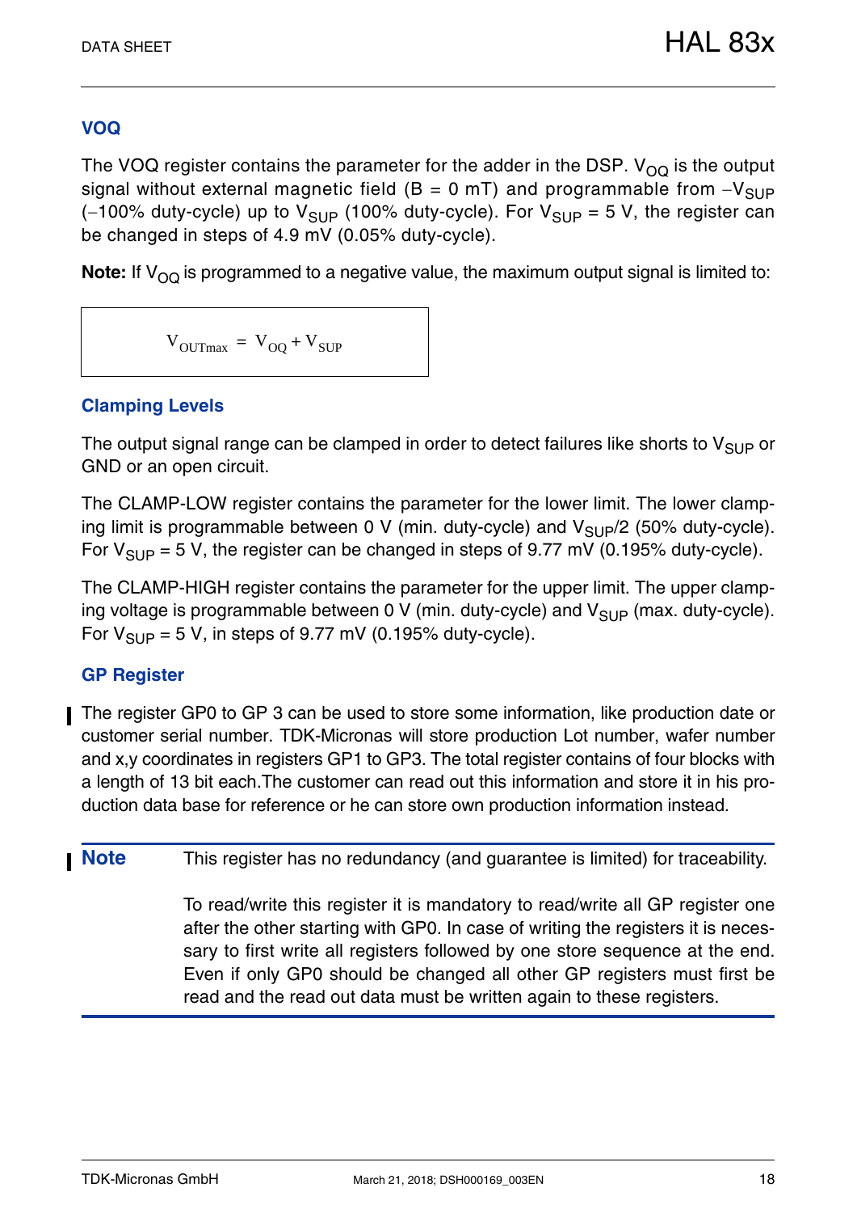### VOQ

The VOQ register contains the parameter for the adder in the DSP. $V_{OQ}$ is the output signal without external magnetic field (B = 0 mT) and programmable from $-V_{SUP}$ (−100% duty-cycle) up to $V_{SUP}$ (100% duty-cycle). For $V_{SUP}$ = 5 V, the register can be changed in steps of 4.9 mV (0.05% duty-cycle).

**Note:** If $V_{OQ}$ is programmed to a negative value, the maximum output signal is limited to:

$$V_{OUTmax} = V_{OQ} + V_{SUP}$$

### Clamping Levels

The output signal range can be clamped in order to detect failures like shorts to $V_{SUP}$ or GND or an open circuit.

The CLAMP-LOW register contains the parameter for the lower limit. The lower clamping limit is programmable between 0 V (min. duty-cycle) and $V_{SUP}/2$ (50% duty-cycle). For $V_{SUP}$ = 5 V, the register can be changed in steps of 9.77 mV (0.195% duty-cycle).

The CLAMP-HIGH register contains the parameter for the upper limit. The upper clamping voltage is programmable between 0 V (min. duty-cycle) and $V_{SUP}$ (max. duty-cycle). For $V_{SUP}$ = 5 V, in steps of 9.77 mV (0.195% duty-cycle).

### GP Register

The register GP0 to GP 3 can be used to store some information, like production date or customer serial number. TDK-Micronas will store production Lot number, wafer number and x,y coordinates in registers GP1 to GP3. The total register contains of four blocks with a length of 13 bit each.The customer can read out this information and store it in his production data base for reference or he can store own production information instead.

**Note** This register has no redundancy (and guarantee is limited) for traceability.

To read/write this register it is mandatory to read/write all GP register one after the other starting with GP0. In case of writing the registers it is necessary to first write all registers followed by one store sequence at the end. Even if only GP0 should be changed all other GP registers must first be read and the read out data must be written again to these registers.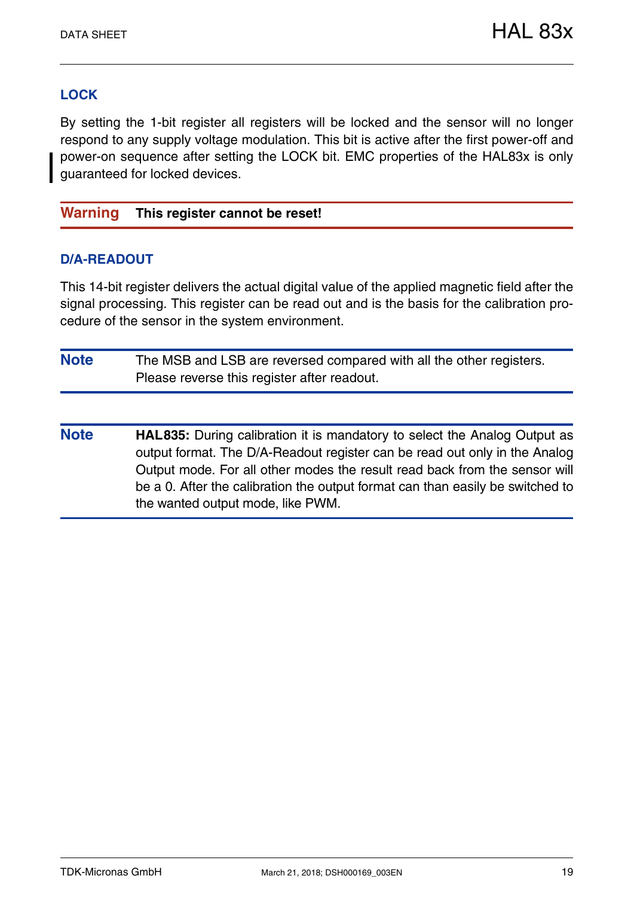### LOCK

By setting the 1-bit register all registers will be locked and the sensor will no longer respond to any supply voltage modulation. This bit is active after the first power-off and power-on sequence after setting the LOCK bit. EMC properties of the HAL83x is only guaranteed for locked devices.

**Warning** **This register cannot be reset!**

### D/A-READOUT

This 14-bit register delivers the actual digital value of the applied magnetic field after the signal processing. This register can be read out and is the basis for the calibration procedure of the sensor in the system environment.

**Note** The MSB and LSB are reversed compared with all the other registers. Please reverse this register after readout.

**Note** **HAL835:** During calibration it is mandatory to select the Analog Output as output format. The D/A-Readout register can be read out only in the Analog Output mode. For all other modes the result read back from the sensor will be a 0. After the calibration the output format can than easily be switched to the wanted output mode, like PWM.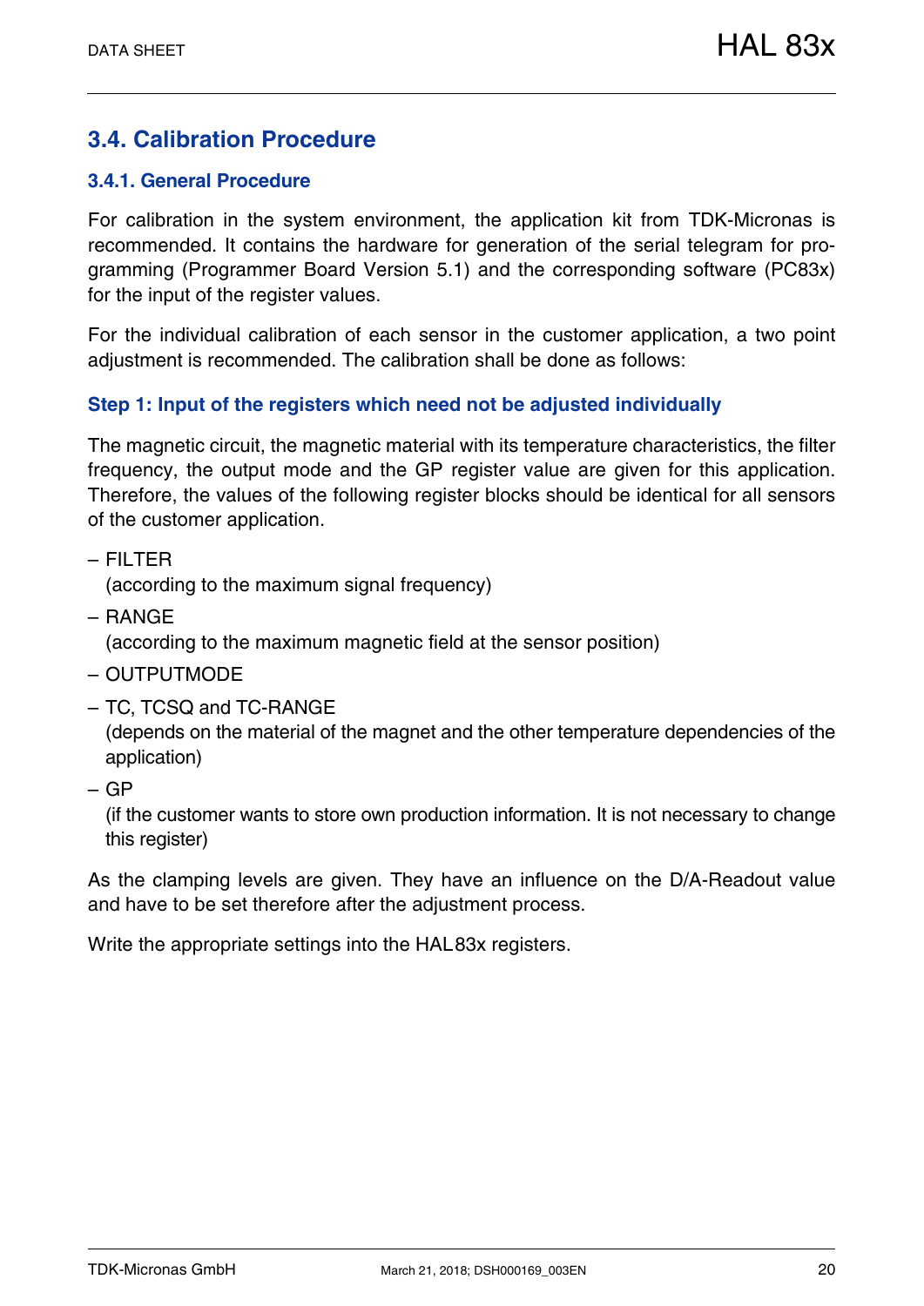## 3.4. Calibration Procedure

### 3.4.1. General Procedure

For calibration in the system environment, the application kit from TDK-Micronas is recommended. It contains the hardware for generation of the serial telegram for programming (Programmer Board Version 5.1) and the corresponding software (PC83x) for the input of the register values.

For the individual calibration of each sensor in the customer application, a two point adjustment is recommended. The calibration shall be done as follows:

#### Step 1: Input of the registers which need not be adjusted individually

The magnetic circuit, the magnetic material with its temperature characteristics, the filter frequency, the output mode and the GP register value are given for this application. Therefore, the values of the following register blocks should be identical for all sensors of the customer application.

- FILTER
  (according to the maximum signal frequency)
- RANGE
  (according to the maximum magnetic field at the sensor position)
- OUTPUTMODE
- TC, TCSQ and TC-RANGE
  (depends on the material of the magnet and the other temperature dependencies of the application)
- GP
  (if the customer wants to store own production information. It is not necessary to change this register)

As the clamping levels are given. They have an influence on the D/A-Readout value and have to be set therefore after the adjustment process.

Write the appropriate settings into the HAL83x registers.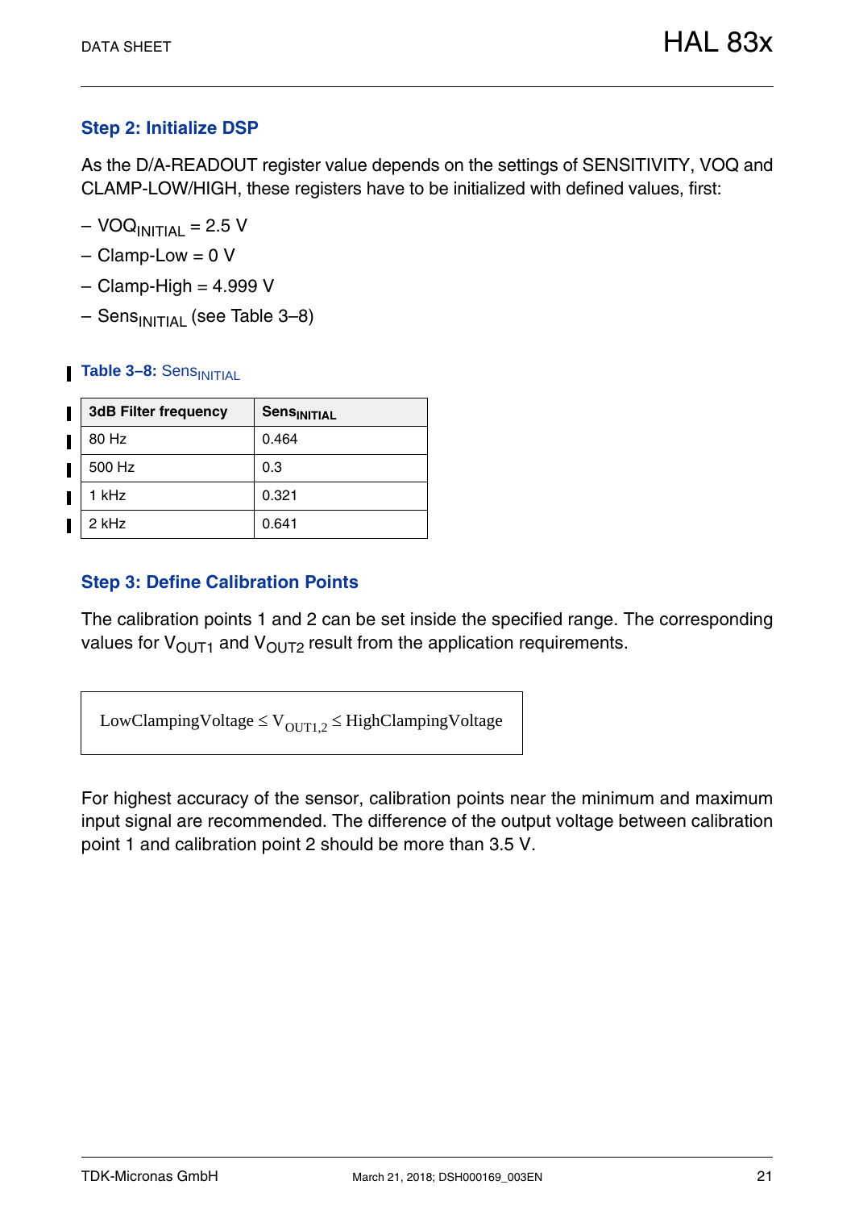### Step 2: Initialize DSP

As the D/A-READOUT register value depends on the settings of SENSITIVITY, VOQ and CLAMP-LOW/HIGH, these registers have to be initialized with defined values, first:

- $VOQ_{INITIAL}$ = 2.5 V
- Clamp-Low = 0 V
- Clamp-High = 4.999 V
- $Sens_{INITIAL}$ (see Table 3–8)

**Table 3–8:** $Sens_{INITIAL}$

| 3dB Filter frequency | $Sens_{INITIAL}$ |
|---|---|
| 80 Hz | 0.464 |
| 500 Hz | 0.3 |
| 1 kHz | 0.321 |
| 2 kHz | 0.641 |

### Step 3: Define Calibration Points

The calibration points 1 and 2 can be set inside the specified range. The corresponding values for $V_{OUT1}$ and $V_{OUT2}$ result from the application requirements.

$$\text{LowClampingVoltage} \leq V_{OUT1,2} \leq \text{HighClampingVoltage}$$

For highest accuracy of the sensor, calibration points near the minimum and maximum input signal are recommended. The difference of the output voltage between calibration point 1 and calibration point 2 should be more than 3.5 V.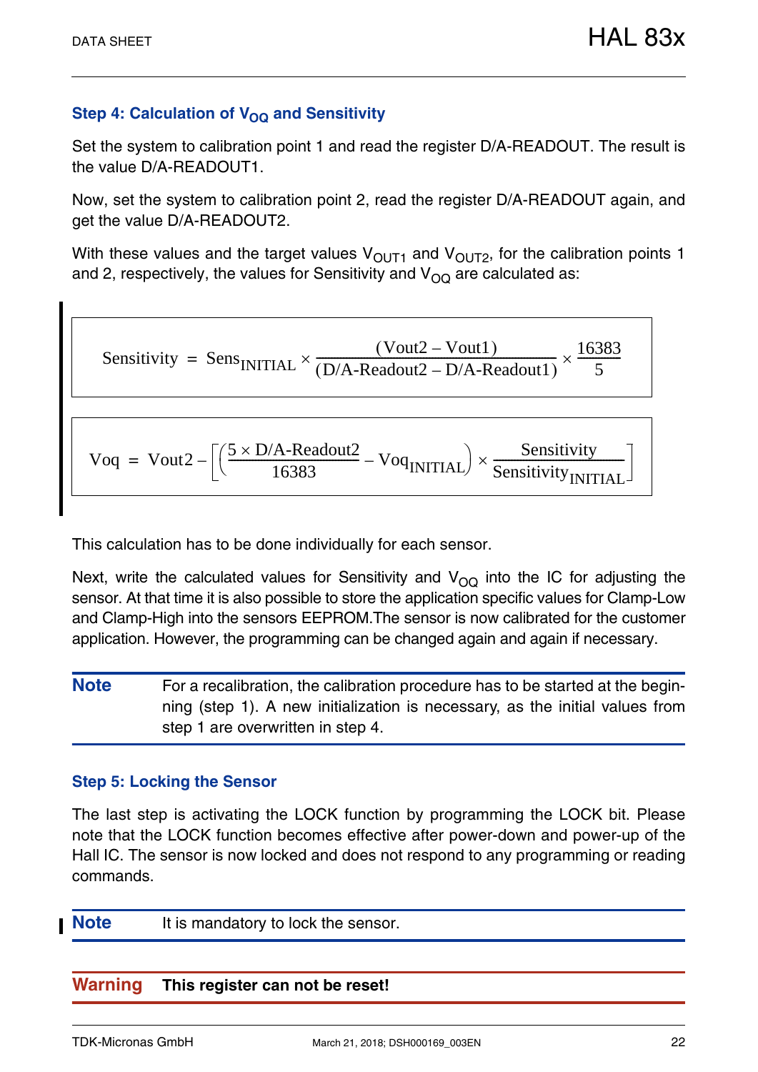### Step 4: Calculation of $V_{OQ}$ and Sensitivity

Set the system to calibration point 1 and read the register D/A-READOUT. The result is the value D/A-READOUT1.

Now, set the system to calibration point 2, read the register D/A-READOUT again, and get the value D/A-READOUT2.

With these values and the target values $V_{OUT1}$ and $V_{OUT2}$, for the calibration points 1 and 2, respectively, the values for Sensitivity and $V_{OQ}$ are calculated as:

$$\text{Sensitivity} = \text{Sens}_{\text{INITIAL}} \times \frac{(\text{Vout2} - \text{Vout1})}{(\text{D/A-Readout2} - \text{D/A-Readout1})} \times \frac{16383}{5}$$

$$\text{Voq} = \text{Vout2} - \left[\left(\frac{5 \times \text{D/A-Readout2}}{16383} - \text{Voq}_{\text{INITIAL}}\right) \times \frac{\text{Sensitivity}}{\text{Sensitivity}_{\text{INITIAL}}}\right]$$

This calculation has to be done individually for each sensor.

Next, write the calculated values for Sensitivity and $V_{OQ}$ into the IC for adjusting the sensor. At that time it is also possible to store the application specific values for Clamp-Low and Clamp-High into the sensors EEPROM.The sensor is now calibrated for the customer application. However, the programming can be changed again and again if necessary.

**Note** For a recalibration, the calibration procedure has to be started at the beginning (step 1). A new initialization is necessary, as the initial values from step 1 are overwritten in step 4.

### Step 5: Locking the Sensor

The last step is activating the LOCK function by programming the LOCK bit. Please note that the LOCK function becomes effective after power-down and power-up of the Hall IC. The sensor is now locked and does not respond to any programming or reading commands.

**Note** It is mandatory to lock the sensor.

**Warning** **This register can not be reset!**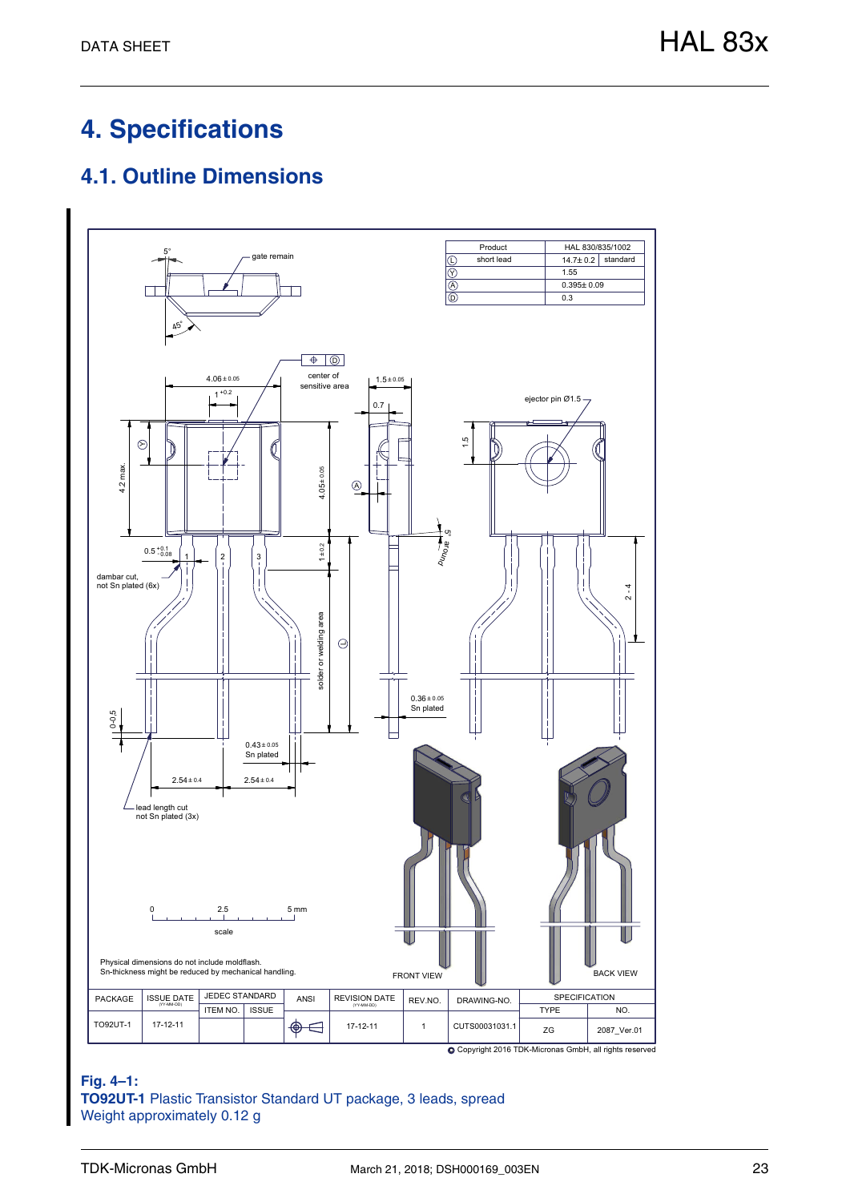# 4. Specifications

## 4.1. Outline Dimensions

| Product | HAL 830/835/1002 | |
|---|---|---|
| Ⓛ short lead | 14.7± 0.2 | standard |
| Ⓨ | 1.55 | |
| Ⓐ | 0.395± 0.09 | |
| Ⓓ | 0.3 | |

Physical dimensions do not include moldflash.
Sn-thickness might be reduced by mechanical handling.

| PACKAGE | ISSUE DATE (YY-MM-DD) | JEDEC STANDARD | | ANSI | REVISION DATE (YY-MM-DD) | REV.NO. | DRAWING-NO. | SPECIFICATION | |
|---|---|---|---|---|---|---|---|---|---|
| | | ITEM NO. | ISSUE | | | | | TYPE | NO. |
| TO92UT-1 | 17-12-11 | | | | 17-12-11 | 1 | CUTS00031031.1 | ZG | 2087_Ver.01 |

© Copyright 2016 TDK-Micronas GmbH, all rights reserved

**Fig. 4–1:**
**TO92UT-1** Plastic Transistor Standard UT package, 3 leads, spread
Weight approximately 0.12 g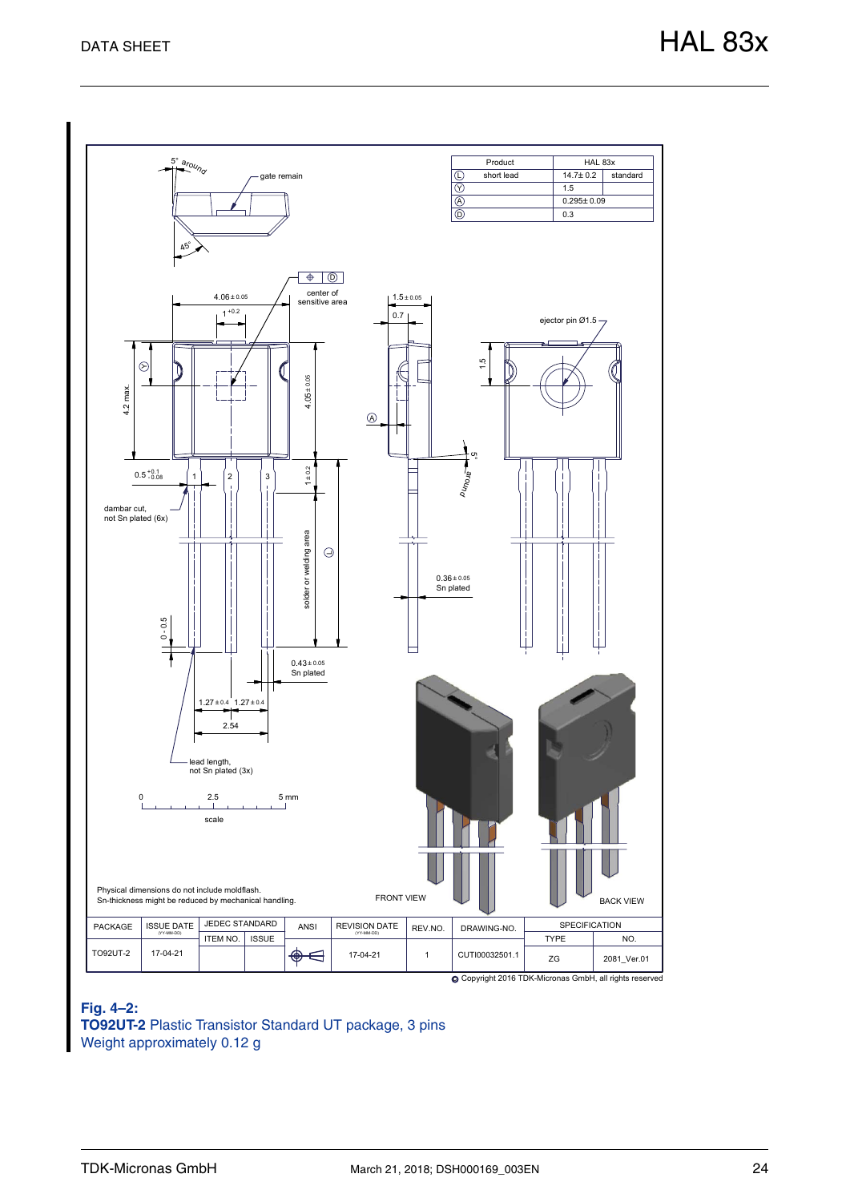| Product | HAL 83x | |
|---|---|---|
| Ⓛ short lead | 14.7± 0.2 | standard |
| Ⓨ | 1.5 | |
| Ⓐ | 0.295± 0.09 | |
| Ⓓ | 0.3 | |

Physical dimensions do not include moldflash.
Sn-thickness might be reduced by mechanical handling.

| PACKAGE | ISSUE DATE (YY-MM-DD) | JEDEC STANDARD | | ANSI | REVISION DATE (YY-MM-DD) | REV.NO. | DRAWING-NO. | SPECIFICATION | |
|---|---|---|---|---|---|---|---|---|---|
| | | ITEM NO. | ISSUE | | | | | TYPE | NO. |
| TO92UT-2 | 17-04-21 | | | | 17-04-21 | 1 | CUTI00032501.1 | ZG | 2081_Ver.01 |

© Copyright 2016 TDK-Micronas GmbH, all rights reserved

**Fig. 4–2:**
**TO92UT-2** Plastic Transistor Standard UT package, 3 pins
Weight approximately 0.12 g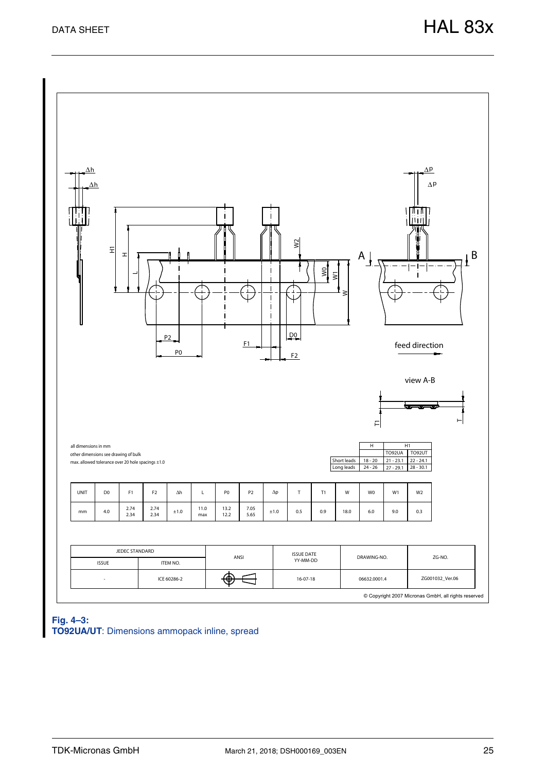all dimensions in mm
other dimensions see drawing of bulk
max. allowed tolerance over 20 hole spacings ±1.0

| | H | H1 | |
|---|---|---|---|
| | | TO92UA | TO92UT |
| Short leads | 18 - 20 | 21 - 23.1 | 22 - 24.1 |
| Long leads | 24 - 26 | 27 - 29.1 | 28 - 30.1 |

| UNIT | D0 | F1 | F2 | Δh | L | P0 | P2 | Δp | T | T1 | W | W0 | W1 | W2 |
|---|---|---|---|---|---|---|---|---|---|---|---|---|---|---|
| mm | 4.0 | 2.74 2.34 | 2.74 2.34 | ±1.0 | 11.0 max | 13.2 12.2 | 7.05 5.65 | ±1.0 | 0.5 | 0.9 | 18.0 | 6.0 | 9.0 | 0.3 |

| JEDEC STANDARD | | ANSI | ISSUE DATE YY-MM-DD | DRAWING-NO. | ZG-NO. |
|---|---|---|---|---|---|
| ISSUE | ITEM NO. | | | | |
| - | ICE 60286-2 | | 16-07-18 | 06632.0001.4 | ZG001032_Ver.06 |

© Copyright 2007 Micronas GmbH, all rights reserved

**Fig. 4–3:**
**TO92UA/UT**: Dimensions ammopack inline, spread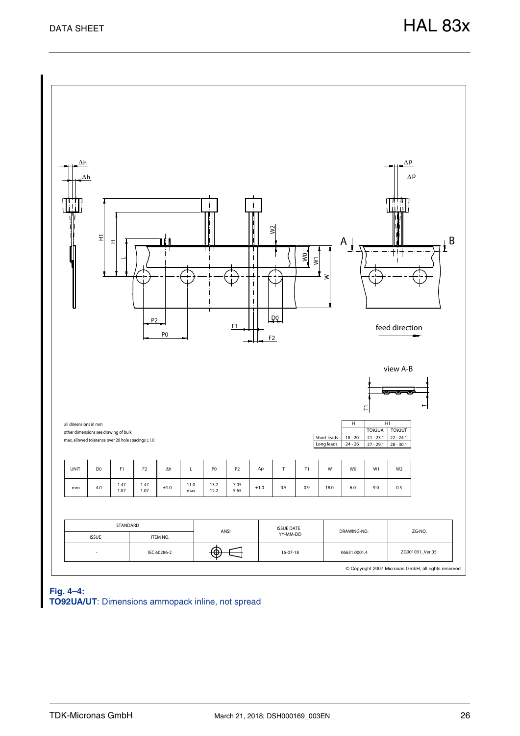all dimensions in mm

other dimensions see drawing of bulk

max. allowed tolerance over 20 hole spacings ±1.0

| | H | H1 | |
|---|---|---|---|
| | | TO92UA | TO92UT |
| Short leads | 18 - 20 | 21 - 23.1 | 22 - 24.1 |
| Long leads | 24 - 26 | 27 - 29.1 | 28 - 30.1 |

| UNIT | D0 | F1 | F2 | Δh | L | P0 | P2 | Δp | T | T1 | W | W0 | W1 | W2 |
|---|---|---|---|---|---|---|---|---|---|---|---|---|---|---|
| mm | 4.0 | 1.47<br>1.07 | 1.47<br>1.07 | ±1.0 | 11.0<br>max | 13.2<br>12.2 | 7.05<br>5.65 | ±1.0 | 0.5 | 0.9 | 18.0 | 6.0 | 9.0 | 0.3 |

| STANDARD | | ANSI | ISSUE DATE<br>YY-MM-DD | DRAWING-NO. | ZG-NO. |
|---|---|---|---|---|---|
| ISSUE | ITEM NO. | | | | |
| - | IEC 60286-2 | | 16-07-18 | 06631.0001.4 | ZG001031_Ver.05 |

© Copyright 2007 Micronas GmbH, all rights reserved

**Fig. 4–4:**
**TO92UA/UT**: Dimensions ammopack inline, not spread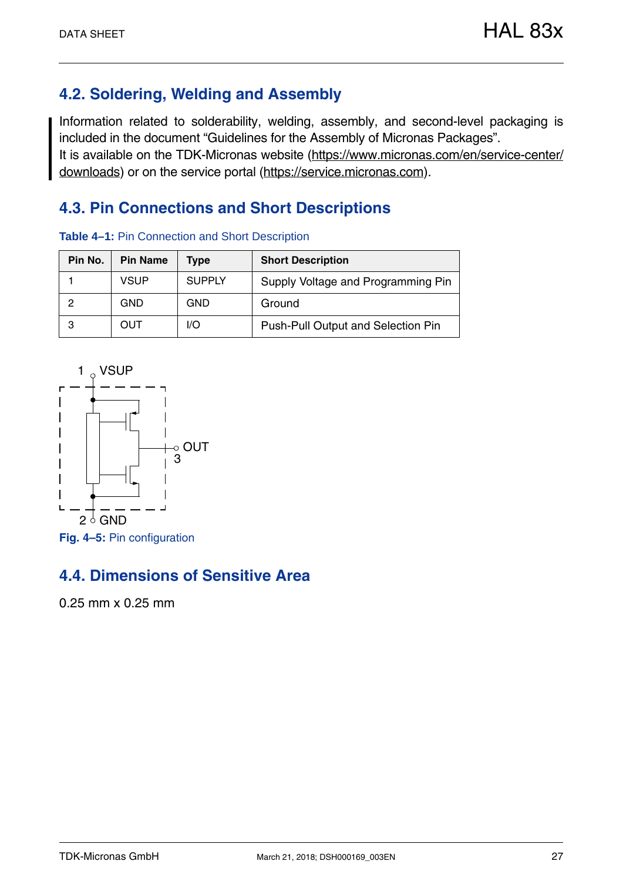## 4.2. Soldering, Welding and Assembly

Information related to solderability, welding, assembly, and second-level packaging is included in the document “Guidelines for the Assembly of Micronas Packages”.
It is available on the TDK-Micronas website (https://www.micronas.com/en/service-center/downloads) or on the service portal (https://service.micronas.com).

## 4.3. Pin Connections and Short Descriptions

**Table 4–1:** Pin Connection and Short Description

| Pin No. | Pin Name | Type | Short Description |
|---|---|---|---|
| 1 | VSUP | SUPPLY | Supply Voltage and Programming Pin |
| 2 | GND | GND | Ground |
| 3 | OUT | I/O | Push-Pull Output and Selection Pin |

1 VSUP

OUT 3

2 GND

**Fig. 4–5:** Pin configuration

## 4.4. Dimensions of Sensitive Area

0.25 mm x 0.25 mm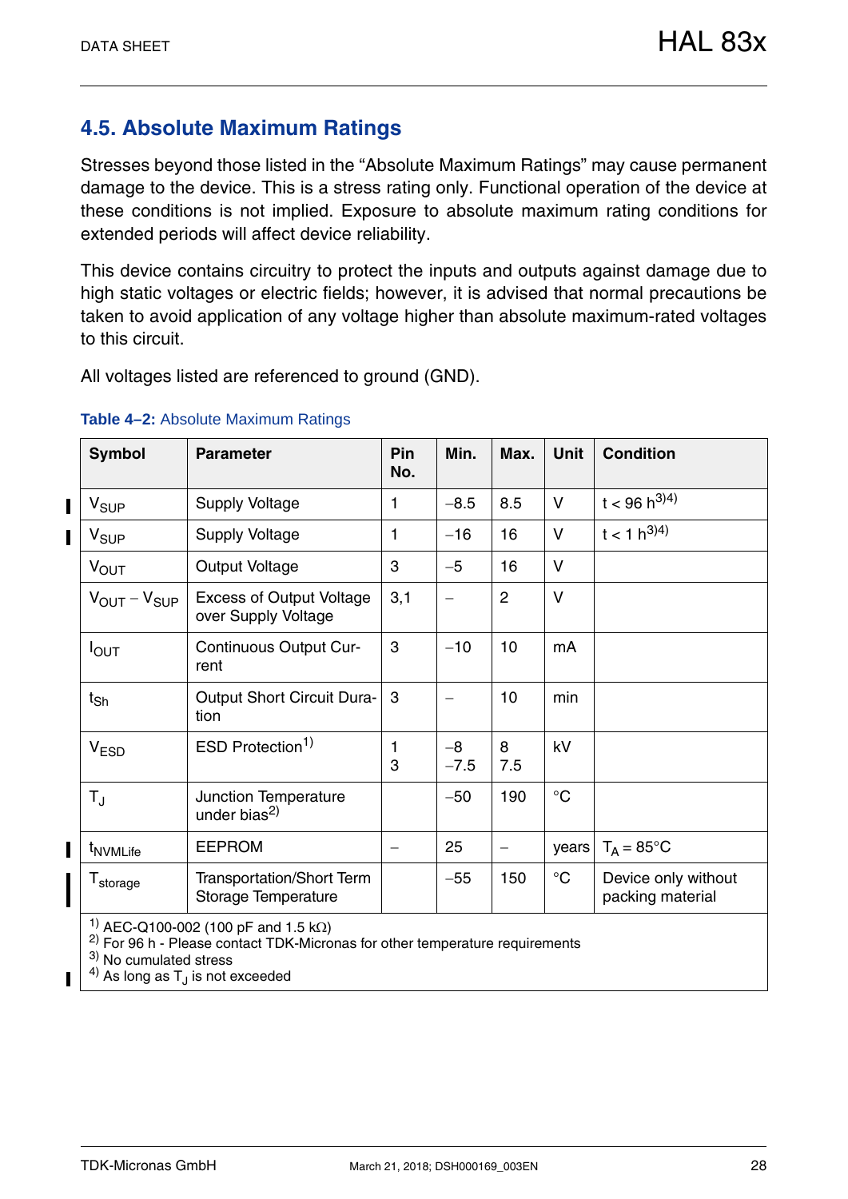## 4.5. Absolute Maximum Ratings

Stresses beyond those listed in the “Absolute Maximum Ratings” may cause permanent damage to the device. This is a stress rating only. Functional operation of the device at these conditions is not implied. Exposure to absolute maximum rating conditions for extended periods will affect device reliability.

This device contains circuitry to protect the inputs and outputs against damage due to high static voltages or electric fields; however, it is advised that normal precautions be taken to avoid application of any voltage higher than absolute maximum-rated voltages to this circuit.

All voltages listed are referenced to ground (GND).

**Table 4–2:** Absolute Maximum Ratings

| Symbol | Parameter | Pin No. | Min. | Max. | Unit | Condition |
|---|---|---|---|---|---|---|
| $V_{SUP}$ | Supply Voltage | 1 | −8.5 | 8.5 | V | t < 96 h[3)4)] |
| $V_{SUP}$ | Supply Voltage | 1 | −16 | 16 | V | t < 1 h[3)4)] |
| $V_{OUT}$ | Output Voltage | 3 | −5 | 16 | V | |
| $V_{OUT} - V_{SUP}$ | Excess of Output Voltage over Supply Voltage | 3,1 | – | 2 | V | |
| $I_{OUT}$ | Continuous Output Current | 3 | −10 | 10 | mA | |
| $t_{Sh}$ | Output Short Circuit Duration | 3 | – | 10 | min | |
| $V_{ESD}$ | ESD Protection[1)] | 1<br>3 | −8<br>−7.5 | 8<br>7.5 | kV | |
| $T_J$ | Junction Temperature under bias[2)] | | −50 | 190 | °C | |
| $t_{NVMLife}$ | EEPROM | – | 25 | – | years | $T_A$ = 85°C |
| $T_{storage}$ | Transportation/Short Term Storage Temperature | | −55 | 150 | °C | Device only without packing material |

[1)] AEC-Q100-002 (100 pF and 1.5 kΩ)
[2)] For 96 h - Please contact TDK-Micronas for other temperature requirements
[3)] No cumulated stress
[4)] As long as $T_J$ is not exceeded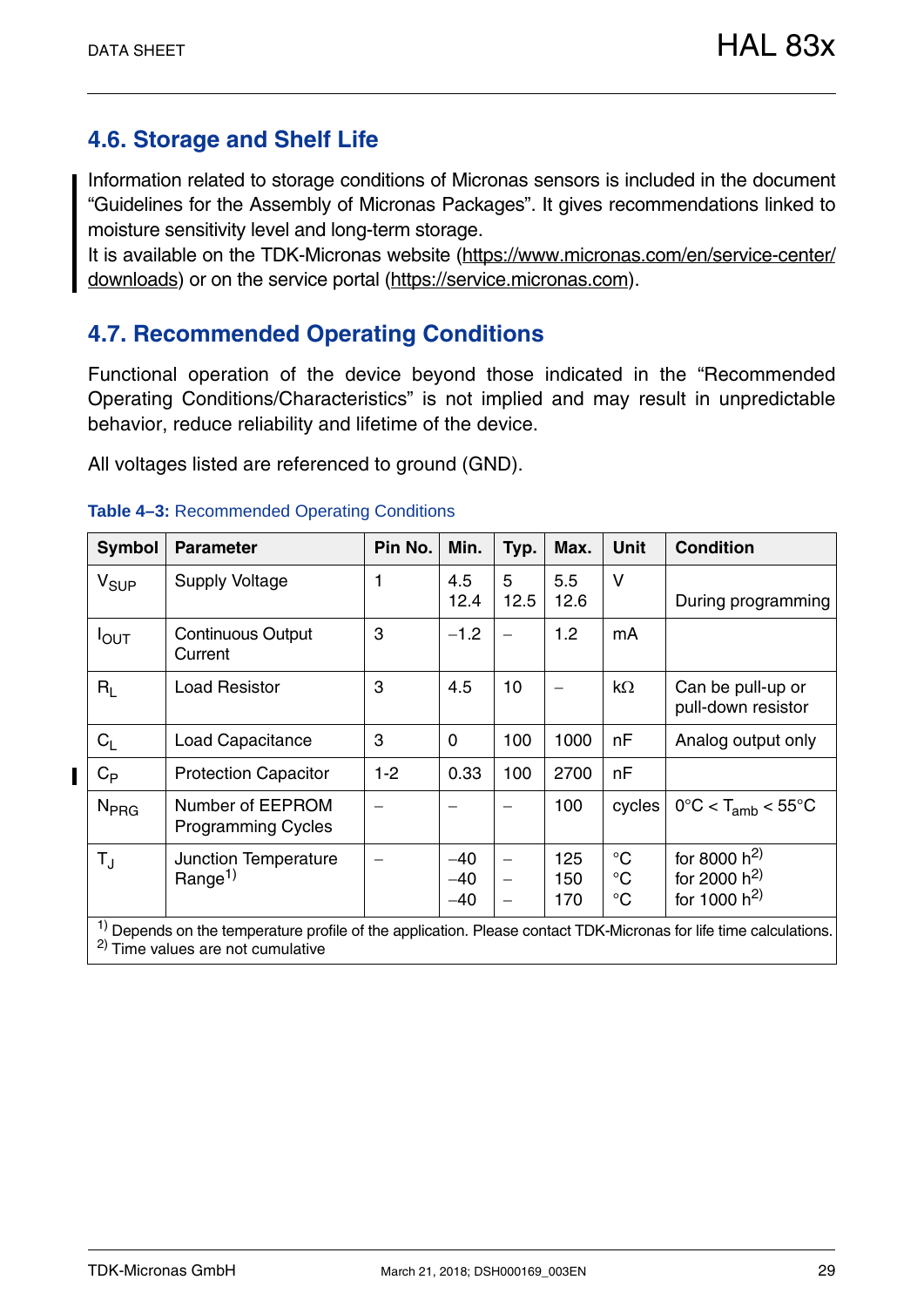## 4.6. Storage and Shelf Life

Information related to storage conditions of Micronas sensors is included in the document “Guidelines for the Assembly of Micronas Packages”. It gives recommendations linked to moisture sensitivity level and long-term storage.
It is available on the TDK-Micronas website (https://www.micronas.com/en/service-center/downloads) or on the service portal (https://service.micronas.com).

## 4.7. Recommended Operating Conditions

Functional operation of the device beyond those indicated in the “Recommended Operating Conditions/Characteristics” is not implied and may result in unpredictable behavior, reduce reliability and lifetime of the device.

All voltages listed are referenced to ground (GND).

**Table 4–3:** Recommended Operating Conditions

| Symbol | Parameter | Pin No. | Min. | Typ. | Max. | Unit | Condition |
|---|---|---|---|---|---|---|---|
| $V_{SUP}$ | Supply Voltage | 1 | 4.5<br>12.4 | 5<br>12.5 | 5.5<br>12.6 | V | <br>During programming |
| $I_{OUT}$ | Continuous Output Current | 3 | −1.2 | – | 1.2 | mA | |
| $R_L$ | Load Resistor | 3 | 4.5 | 10 | – | kΩ | Can be pull-up or pull-down resistor |
| $C_L$ | Load Capacitance | 3 | 0 | 100 | 1000 | nF | Analog output only |
| $C_P$ | Protection Capacitor | 1-2 | 0.33 | 100 | 2700 | nF | |
| $N_{PRG}$ | Number of EEPROM Programming Cycles | – | – | – | 100 | cycles | 0°C < $T_{amb}$ < 55°C |
| $T_J$ | Junction Temperature Range[1] | – | −40<br>−40<br>−40 | –<br>–<br>– | 125<br>150<br>170 | °C<br>°C<br>°C | for 8000 h[2]<br>for 2000 h[2]<br>for 1000 h[2] |

[1] Depends on the temperature profile of the application. Please contact TDK-Micronas for life time calculations.
[2] Time values are not cumulative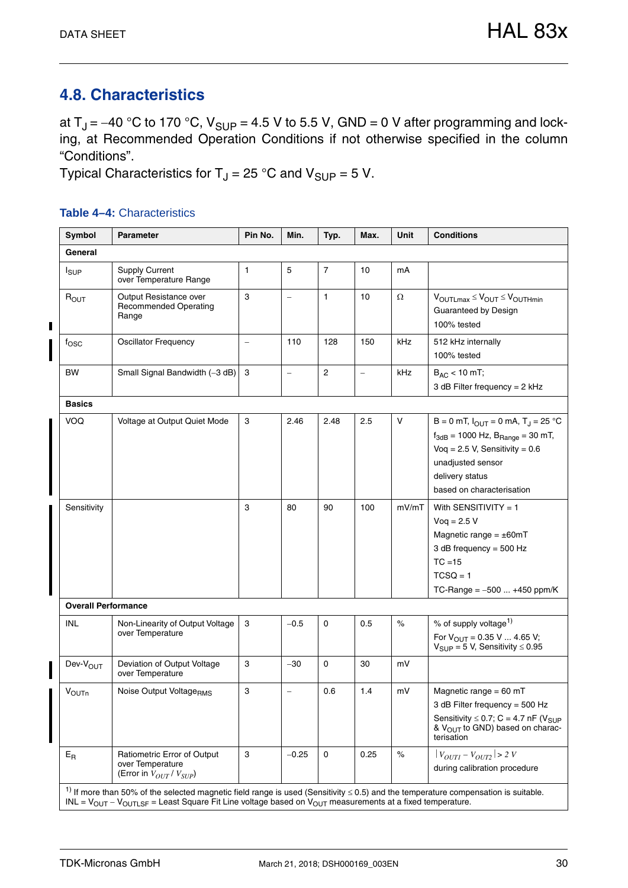## 4.8. Characteristics

at $T_J$ = −40 °C to 170 °C, $V_{SUP}$ = 4.5 V to 5.5 V, GND = 0 V after programming and locking, at Recommended Operation Conditions if not otherwise specified in the column "Conditions".

Typical Characteristics for $T_J$ = 25 °C and $V_{SUP}$ = 5 V.

**Table 4–4:** Characteristics

| Symbol | Parameter | Pin No. | Min. | Typ. | Max. | Unit | Conditions |
|---|---|---|---|---|---|---|---|
| **General** | | | | | | | |
| $I_{SUP}$ | Supply Current over Temperature Range | 1 | 5 | 7 | 10 | mA | |
| $R_{OUT}$ | Output Resistance over Recommended Operating Range | 3 | – | 1 | 10 | Ω | $V_{OUTLmax} \le V_{OUT} \le V_{OUTHmin}$<br>Guaranteed by Design<br>100% tested |
| $f_{OSC}$ | Oscillator Frequency | – | 110 | 128 | 150 | kHz | 512 kHz internally<br>100% tested |
| BW | Small Signal Bandwidth (−3 dB) | 3 | – | 2 | – | kHz | $B_{AC}$ < 10 mT;<br>3 dB Filter frequency = 2 kHz |
| **Basics** | | | | | | | |
| VOQ | Voltage at Output Quiet Mode | 3 | 2.46 | 2.48 | 2.5 | V | B = 0 mT, $I_{OUT}$ = 0 mA, $T_J$ = 25 °C<br>$f_{3dB}$ = 1000 Hz, $B_{Range}$ = 30 mT,<br>Voq = 2.5 V, Sensitivity = 0.6<br>unadjusted sensor<br>delivery status<br>based on characterisation |
| Sensitivity | | 3 | 80 | 90 | 100 | mV/mT | With SENSITIVITY = 1<br>Voq = 2.5 V<br>Magnetic range = ±60mT<br>3 dB frequency = 500 Hz<br>TC =15<br>TCSQ = 1<br>TC-Range = −500 ... +450 ppm/K |
| **Overall Performance** | | | | | | | |
| INL | Non-Linearity of Output Voltage over Temperature | 3 | −0.5 | 0 | 0.5 | % | % of supply voltage[1]<br>For $V_{OUT}$ = 0.35 V ... 4.65 V;<br>$V_{SUP}$ = 5 V, Sensitivity ≤ 0.95 |
| Dev-$V_{OUT}$ | Deviation of Output Voltage over Temperature | 3 | −30 | 0 | 30 | mV | |
| $V_{OUTn}$ | Noise Output Voltage$_{RMS}$ | 3 | – | 0.6 | 1.4 | mV | Magnetic range = 60 mT<br>3 dB Filter frequency = 500 Hz<br>Sensitivity ≤ 0.7; C = 4.7 nF ($V_{SUP}$ & $V_{OUT}$ to GND) based on characterisation |
| $E_R$ | Ratiometric Error of Output over Temperature (Error in $V_{OUT} / V_{SUP}$) | 3 | −0.25 | 0 | 0.25 | % | $\lvert V_{OUT1} - V_{OUT2} \rvert > 2\ V$<br>during calibration procedure |

[1] If more than 50% of the selected magnetic field range is used (Sensitivity ≤ 0.5) and the temperature compensation is suitable.
INL = $V_{OUT} - V_{OUTLSF}$ = Least Square Fit Line voltage based on $V_{OUT}$ measurements at a fixed temperature.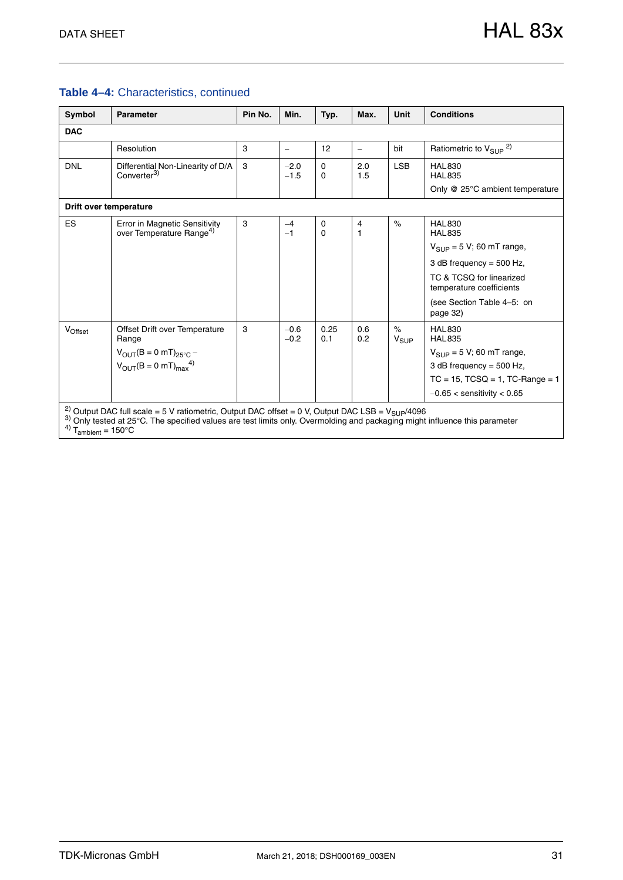**Table 4–4:** Characteristics, continued

| Symbol | Parameter | Pin No. | Min. | Typ. | Max. | Unit | Conditions |
|---|---|---|---|---|---|---|---|
| **DAC** | | | | | | | |
| | Resolution | 3 | – | 12 | – | bit | Ratiometric to $V_{SUP}$ [2] |
| DNL | Differential Non-Linearity of D/A Converter[3] | 3 | −2.0<br>−1.5 | 0<br>0 | 2.0<br>1.5 | LSB | HAL830<br>HAL835<br>Only @ 25°C ambient temperature |
| **Drift over temperature** | | | | | | | |
| ES | Error in Magnetic Sensitivity over Temperature Range[4] | 3 | −4<br>−1 | 0<br>0 | 4<br>1 | % | HAL830<br>HAL835<br>$V_{SUP}$ = 5 V; 60 mT range,<br>3 dB frequency = 500 Hz,<br>TC & TCSQ for linearized temperature coefficients<br>(see Section Table 4–5: on page 32) |
| $V_{Offset}$ | Offset Drift over Temperature Range<br>$V_{OUT}(B = 0\ mT)_{25°C}$ − $V_{OUT}(B = 0\ mT)_{max}$[4] | 3 | −0.6<br>−0.2 | 0.25<br>0.1 | 0.6<br>0.2 | %<br>$V_{SUP}$ | HAL830<br>HAL835<br>$V_{SUP}$ = 5 V; 60 mT range,<br>3 dB frequency = 500 Hz,<br>TC = 15, TCSQ = 1, TC-Range = 1<br>−0.65 < sensitivity < 0.65 |

[2] Output DAC full scale = 5 V ratiometric, Output DAC offset = 0 V, Output DAC LSB = $V_{SUP}$/4096
[3] Only tested at 25°C. The specified values are test limits only. Overmolding and packaging might influence this parameter
[4] $T_{ambient}$ = 150°C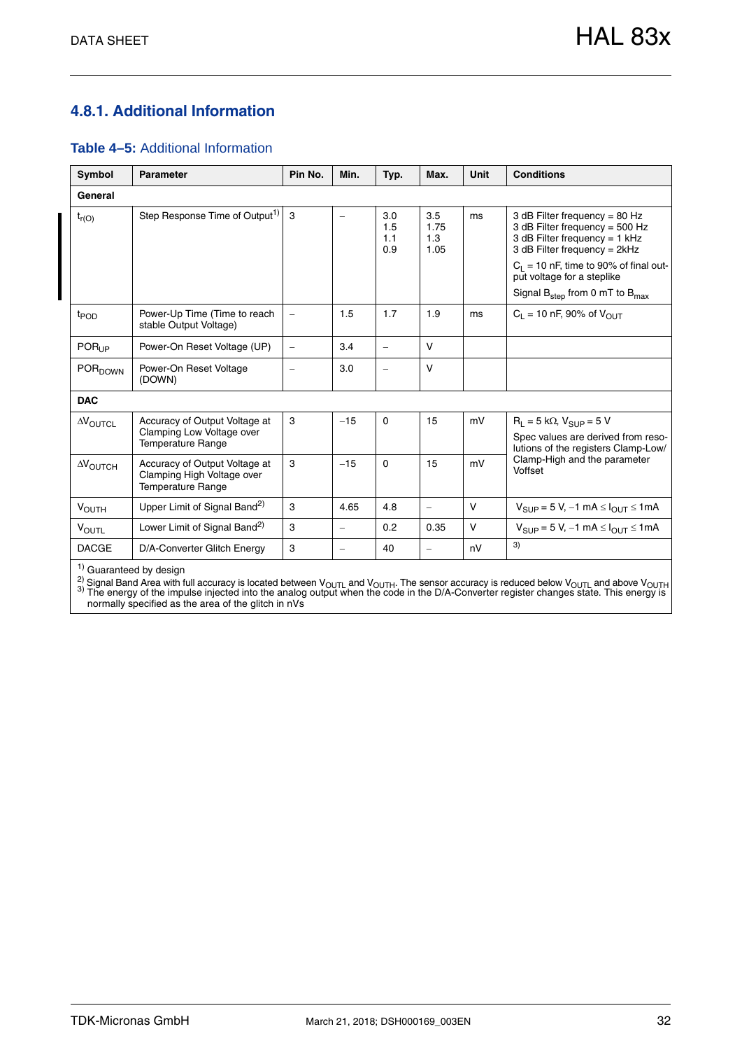### 4.8.1. Additional Information

**Table 4–5:** Additional Information

| Symbol | Parameter | Pin No. | Min. | Typ. | Max. | Unit | Conditions |
|---|---|---|---|---|---|---|---|
| **General** | | | | | | | |
| $t_{r(O)}$ | Step Response Time of Output[1] | 3 | – | 3.0<br>1.5<br>1.1<br>0.9 | 3.5<br>1.75<br>1.3<br>1.05 | ms | 3 dB Filter frequency = 80 Hz<br>3 dB Filter frequency = 500 Hz<br>3 dB Filter frequency = 1 kHz<br>3 dB Filter frequency = 2kHz<br>$C_L$ = 10 nF, time to 90% of final output voltage for a steplike<br>Signal $B_{step}$ from 0 mT to $B_{max}$ |
| $t_{POD}$ | Power-Up Time (Time to reach stable Output Voltage) | – | 1.5 | 1.7 | 1.9 | ms | $C_L$ = 10 nF, 90% of $V_{OUT}$ |
| $POR_{UP}$ | Power-On Reset Voltage (UP) | – | 3.4 | – | V | | |
| $POR_{DOWN}$ | Power-On Reset Voltage (DOWN) | – | 3.0 | – | V | | |
| **DAC** | | | | | | | |
| $\Delta V_{OUTCL}$ | Accuracy of Output Voltage at Clamping Low Voltage over Temperature Range | 3 | −15 | 0 | 15 | mV | $R_L$ = 5 kΩ, $V_{SUP}$ = 5 V<br>Spec values are derived from resolutions of the registers Clamp-Low/ Clamp-High and the parameter Voffset |
| $\Delta V_{OUTCH}$ | Accuracy of Output Voltage at Clamping High Voltage over Temperature Range | 3 | −15 | 0 | 15 | mV | |
| $V_{OUTH}$ | Upper Limit of Signal Band[2] | 3 | 4.65 | 4.8 | – | V | $V_{SUP}$ = 5 V, −1 mA ≤ $I_{OUT}$ ≤ 1mA |
| $V_{OUTL}$ | Lower Limit of Signal Band[2] | 3 | – | 0.2 | 0.35 | V | $V_{SUP}$ = 5 V, −1 mA ≤ $I_{OUT}$ ≤ 1mA |
| DACGE | D/A-Converter Glitch Energy | 3 | – | 40 | – | nV | [3] |

[1] Guaranteed by design
[2] Signal Band Area with full accuracy is located between $V_{OUTL}$ and $V_{OUTH}$. The sensor accuracy is reduced below $V_{OUTL}$ and above $V_{OUTH}$
[3] The energy of the impulse injected into the analog output when the code in the D/A-Converter register changes state. This energy is normally specified as the area of the glitch in nVs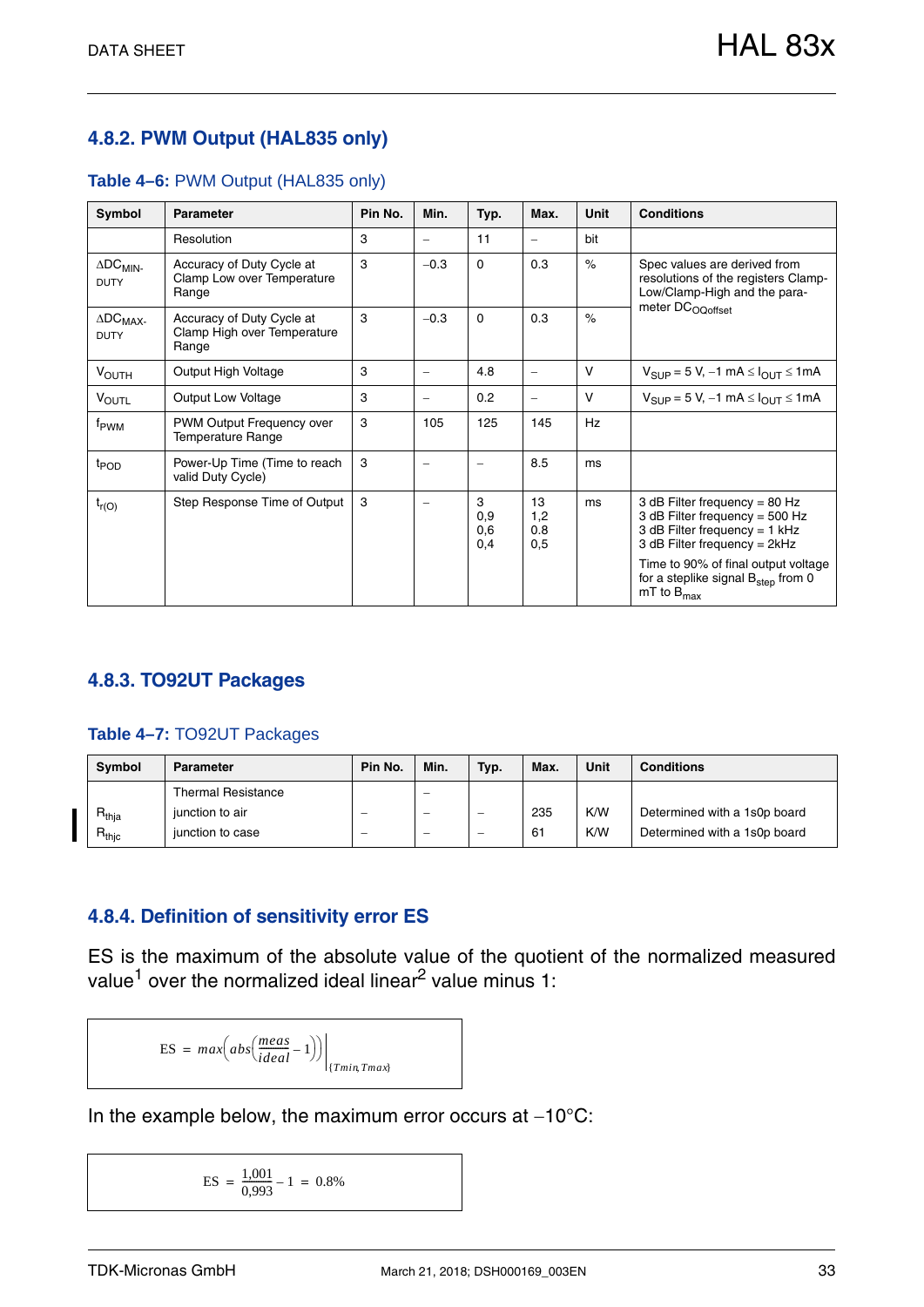### 4.8.2. PWM Output (HAL835 only)

**Table 4–6:** PWM Output (HAL835 only)

| Symbol | Parameter | Pin No. | Min. | Typ. | Max. | Unit | Conditions |
|---|---|---|---|---|---|---|---|
| | Resolution | 3 | – | 11 | – | bit | |
| $\Delta DC_{MIN\text{-}DUTY}$ | Accuracy of Duty Cycle at Clamp Low over Temperature Range | 3 | −0.3 | 0 | 0.3 | % | Spec values are derived from resolutions of the registers Clamp-Low/Clamp-High and the parameter $DC_{OQoffset}$ |
| $\Delta DC_{MAX\text{-}DUTY}$ | Accuracy of Duty Cycle at Clamp High over Temperature Range | 3 | −0.3 | 0 | 0.3 | % | |
| $V_{OUTH}$ | Output High Voltage | 3 | – | 4.8 | – | V | $V_{SUP}$ = 5 V, −1 mA ≤ $I_{OUT}$ ≤ 1mA |
| $V_{OUTL}$ | Output Low Voltage | 3 | – | 0.2 | – | V | $V_{SUP}$ = 5 V, −1 mA ≤ $I_{OUT}$ ≤ 1mA |
| $f_{PWM}$ | PWM Output Frequency over Temperature Range | 3 | 105 | 125 | 145 | Hz | |
| $t_{POD}$ | Power-Up Time (Time to reach valid Duty Cycle) | 3 | – | – | 8.5 | ms | |
| $t_{r(O)}$ | Step Response Time of Output | 3 | – | 3<br>0,9<br>0,6<br>0,4 | 13<br>1,2<br>0.8<br>0,5 | ms | 3 dB Filter frequency = 80 Hz<br>3 dB Filter frequency = 500 Hz<br>3 dB Filter frequency = 1 kHz<br>3 dB Filter frequency = 2kHz<br>Time to 90% of final output voltage for a steplike signal $B_{step}$ from 0 mT to $B_{max}$ |

### 4.8.3. TO92UT Packages

**Table 4–7:** TO92UT Packages

| Symbol | Parameter | Pin No. | Min. | Typ. | Max. | Unit | Conditions |
|---|---|---|---|---|---|---|---|
| | Thermal Resistance | | – | | | | |
| $R_{thja}$ | junction to air | – | – | – | 235 | K/W | Determined with a 1s0p board |
| $R_{thjc}$ | junction to case | – | – | – | 61 | K/W | Determined with a 1s0p board |

### 4.8.4. Definition of sensitivity error ES

ES is the maximum of the absolute value of the quotient of the normalized measured value[1] over the normalized ideal linear[2] value minus 1:

$$\text{ES} = max\left(abs\left(\frac{meas}{ideal} - 1\right)\right)\Bigg|_{\{Tmin, Tmax\}}$$

In the example below, the maximum error occurs at −10°C:

$$\text{ES} = \frac{1{,}001}{0{,}993} - 1 = 0.8\%$$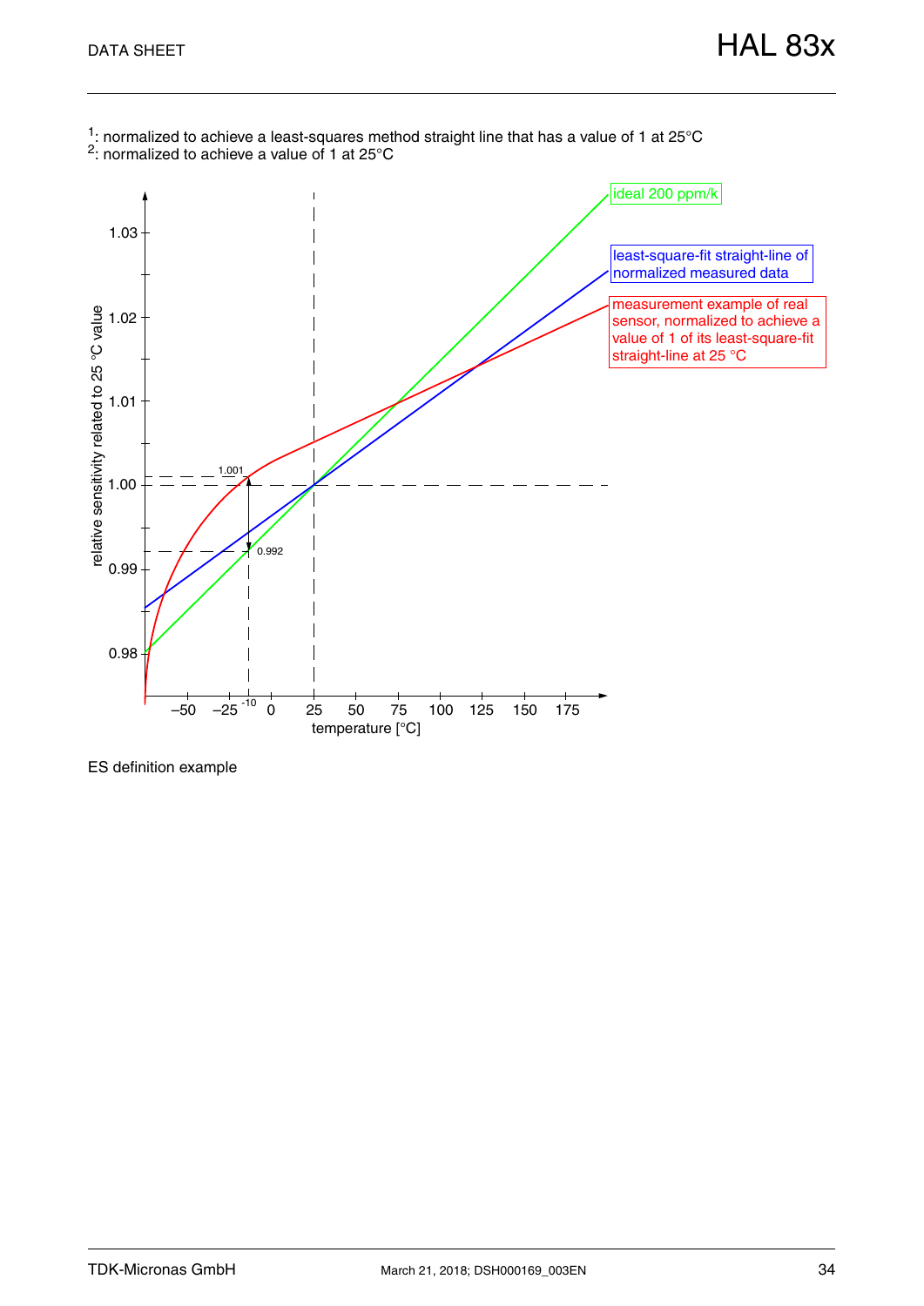[1]: normalized to achieve a least-squares method straight line that has a value of 1 at 25°C
[2]: normalized to achieve a value of 1 at 25°C

ES definition example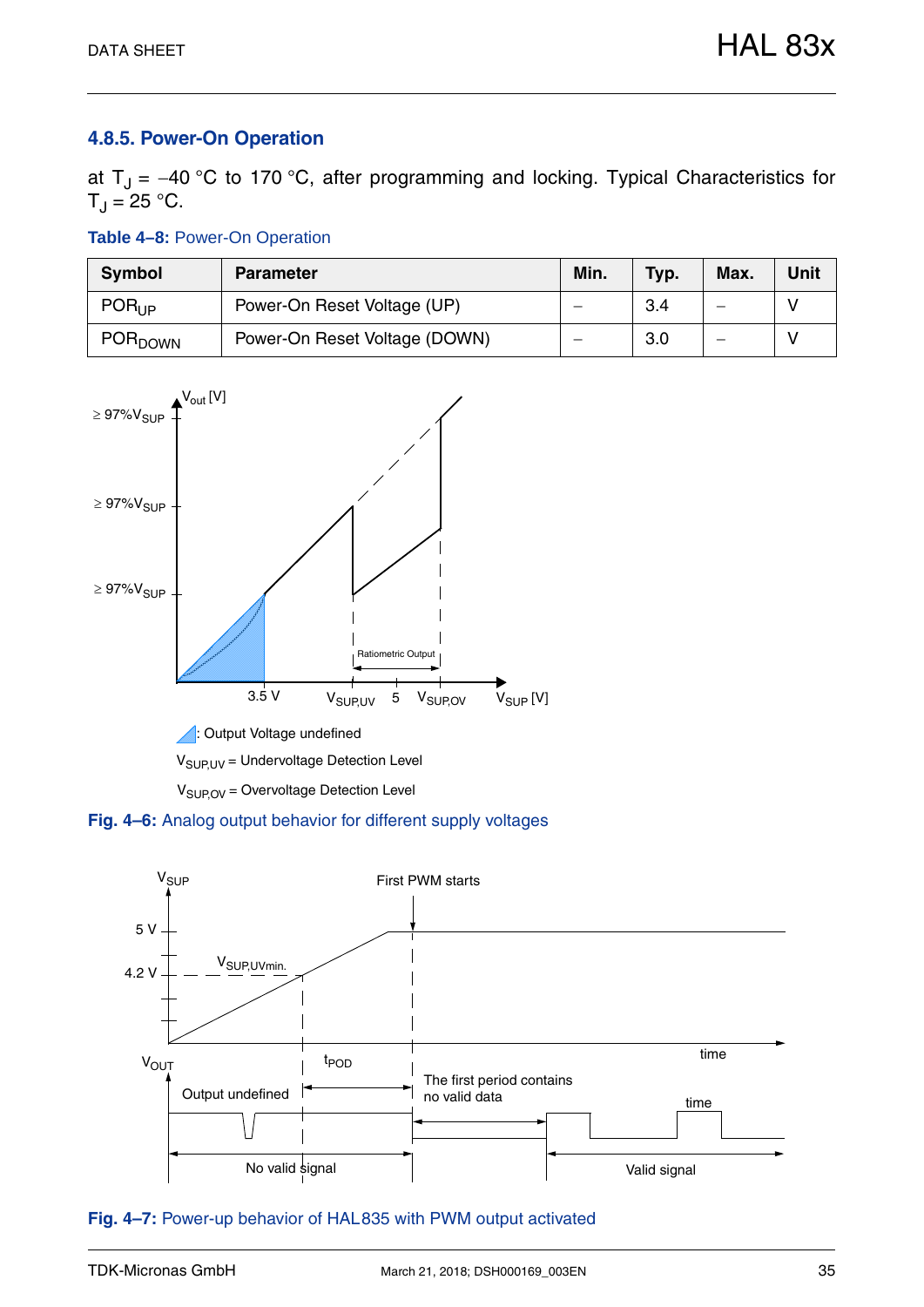### 4.8.5. Power-On Operation

at $T_J$ = −40 °C to 170 °C, after programming and locking. Typical Characteristics for $T_J$ = 25 °C.

**Table 4–8:** Power-On Operation

| Symbol | Parameter | Min. | Typ. | Max. | Unit |
|---|---|---|---|---|---|
| $POR_{UP}$ | Power-On Reset Voltage (UP) | – | 3.4 | – | V |
| $POR_{DOWN}$ | Power-On Reset Voltage (DOWN) | – | 3.0 | – | V |

: Output Voltage undefined

$V_{SUP,UV}$ = Undervoltage Detection Level

$V_{SUP,OV}$ = Overvoltage Detection Level

**Fig. 4–6:** Analog output behavior for different supply voltages

**Fig. 4–7:** Power-up behavior of HAL 835 with PWM output activated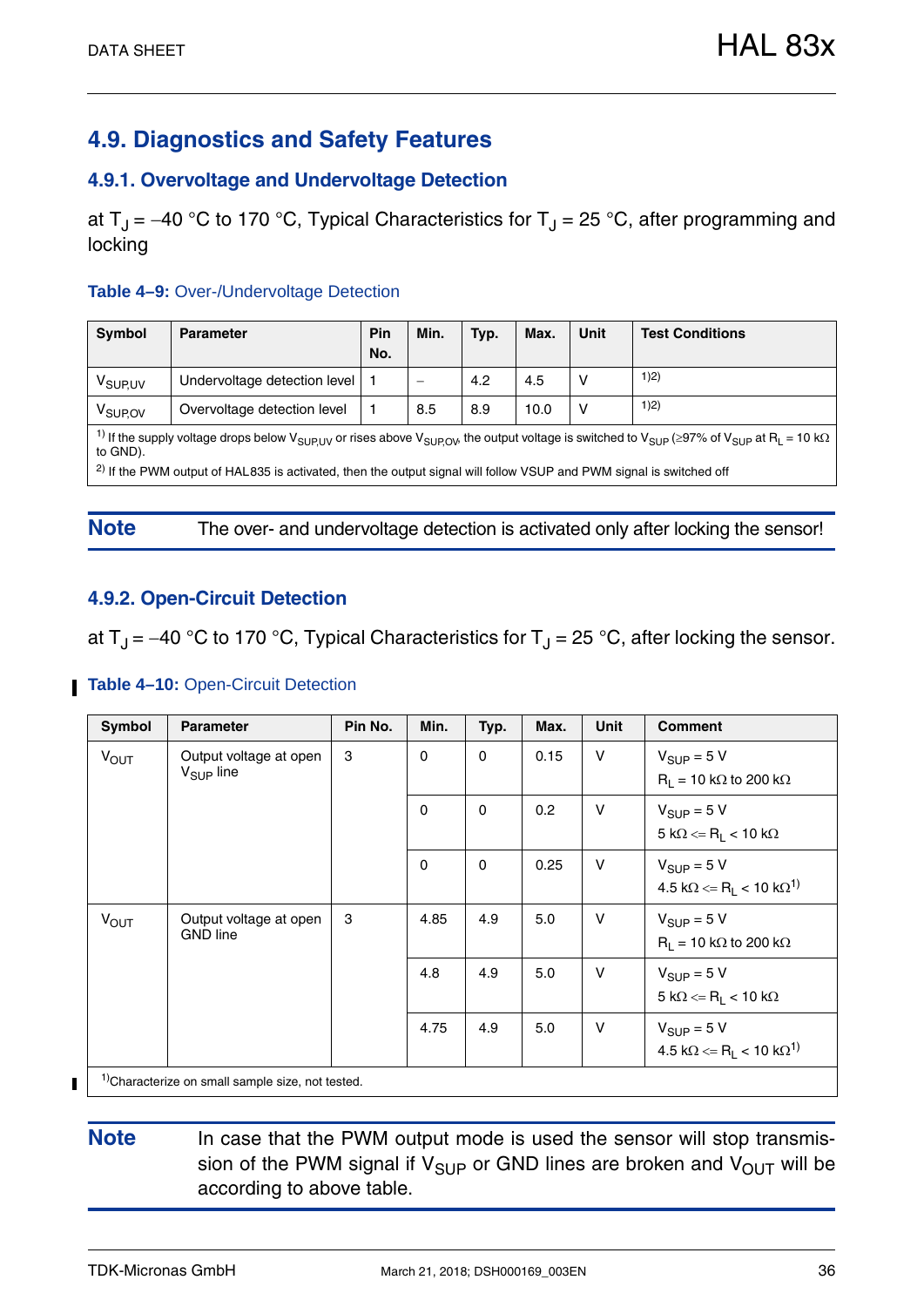## 4.9. Diagnostics and Safety Features

### 4.9.1. Overvoltage and Undervoltage Detection

at $T_J$ = –40 °C to 170 °C, Typical Characteristics for $T_J$ = 25 °C, after programming and locking

**Table 4–9:** Over-/Undervoltage Detection

| Symbol | Parameter | Pin No. | Min. | Typ. | Max. | Unit | Test Conditions |
|---|---|---|---|---|---|---|---|
| $V_{SUP,UV}$ | Undervoltage detection level | 1 | – | 4.2 | 4.5 | V | 1)2) |
| $V_{SUP,OV}$ | Overvoltage detection level | 1 | 8.5 | 8.9 | 10.0 | V | 1)2) |

1) If the supply voltage drops below $V_{SUP,UV}$ or rises above $V_{SUP,OV}$, the output voltage is switched to $V_{SUP}$ (≥97% of $V_{SUP}$ at $R_L$ = 10 kΩ to GND).
2) If the PWM output of HAL 835 is activated, then the output signal will follow VSUP and PWM signal is switched off

**Note** The over- and undervoltage detection is activated only after locking the sensor!

### 4.9.2. Open-Circuit Detection

at $T_J$ = –40 °C to 170 °C, Typical Characteristics for $T_J$ = 25 °C, after locking the sensor.

**Table 4–10:** Open-Circuit Detection

| Symbol | Parameter | Pin No. | Min. | Typ. | Max. | Unit | Comment |
|---|---|---|---|---|---|---|---|
| $V_{OUT}$ | Output voltage at open $V_{SUP}$ line | 3 | 0 | 0 | 0.15 | V | $V_{SUP}$ = 5 V<br>$R_L$ = 10 kΩ to 200 kΩ |
| | | | 0 | 0 | 0.2 | V | $V_{SUP}$ = 5 V<br>5 kΩ <= $R_L$ < 10 kΩ |
| | | | 0 | 0 | 0.25 | V | $V_{SUP}$ = 5 V<br>4.5 kΩ <= $R_L$ < 10 kΩ 1) |
| $V_{OUT}$ | Output voltage at open GND line | 3 | 4.85 | 4.9 | 5.0 | V | $V_{SUP}$ = 5 V<br>$R_L$ = 10 kΩ to 200 kΩ |
| | | | 4.8 | 4.9 | 5.0 | V | $V_{SUP}$ = 5 V<br>5 kΩ <= $R_L$ < 10 kΩ |
| | | | 4.75 | 4.9 | 5.0 | V | $V_{SUP}$ = 5 V<br>4.5 kΩ <= $R_L$ < 10 kΩ 1) |

1) Characterize on small sample size, not tested.

**Note** In case that the PWM output mode is used the sensor will stop transmission of the PWM signal if $V_{SUP}$ or GND lines are broken and $V_{OUT}$ will be according to above table.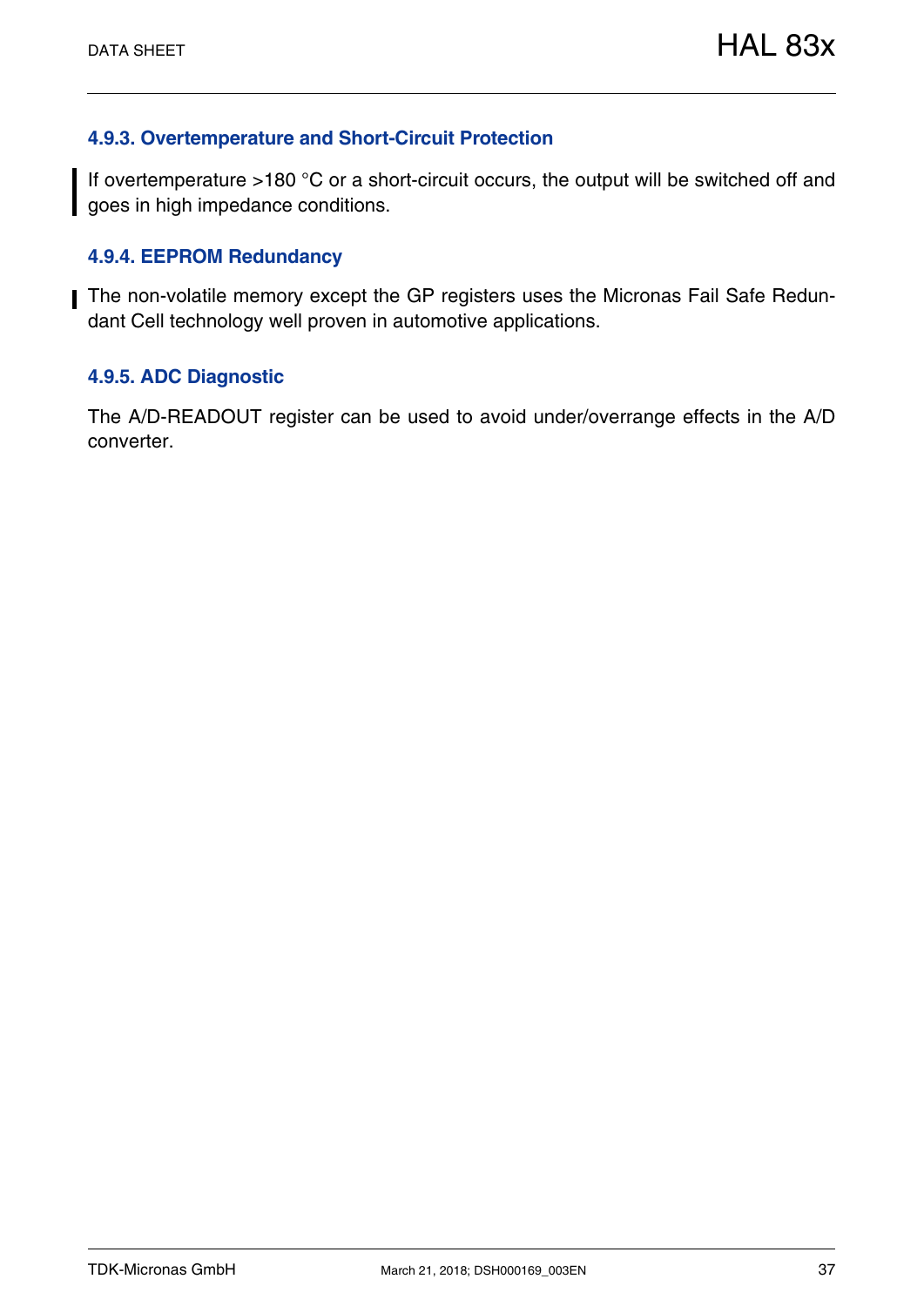#### 4.9.3. Overtemperature and Short-Circuit Protection

If overtemperature >180 °C or a short-circuit occurs, the output will be switched off and goes in high impedance conditions.

#### 4.9.4. EEPROM Redundancy

The non-volatile memory except the GP registers uses the Micronas Fail Safe Redundant Cell technology well proven in automotive applications.

#### 4.9.5. ADC Diagnostic

The A/D-READOUT register can be used to avoid under/overrange effects in the A/D converter.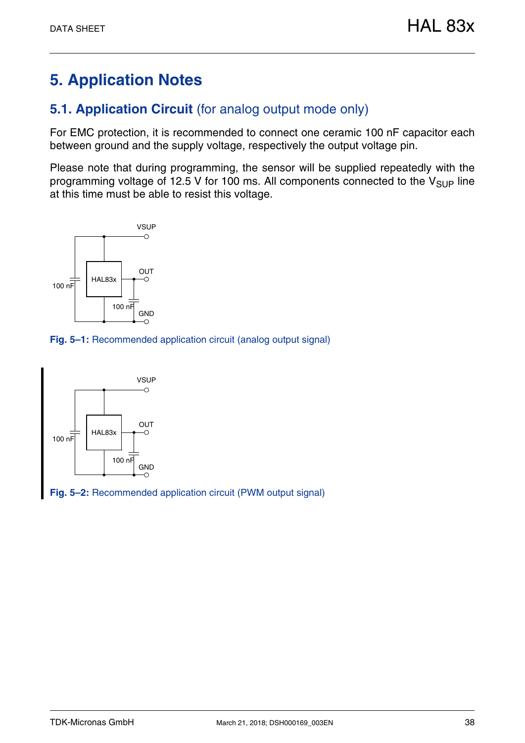# 5. Application Notes

## 5.1. Application Circuit (for analog output mode only)

For EMC protection, it is recommended to connect one ceramic 100 nF capacitor each between ground and the supply voltage, respectively the output voltage pin.

Please note that during programming, the sensor will be supplied repeatedly with the programming voltage of 12.5 V for 100 ms. All components connected to the $V_{SUP}$ line at this time must be able to resist this voltage.

**Fig. 5–1:** Recommended application circuit (analog output signal)

**Fig. 5–2:** Recommended application circuit (PWM output signal)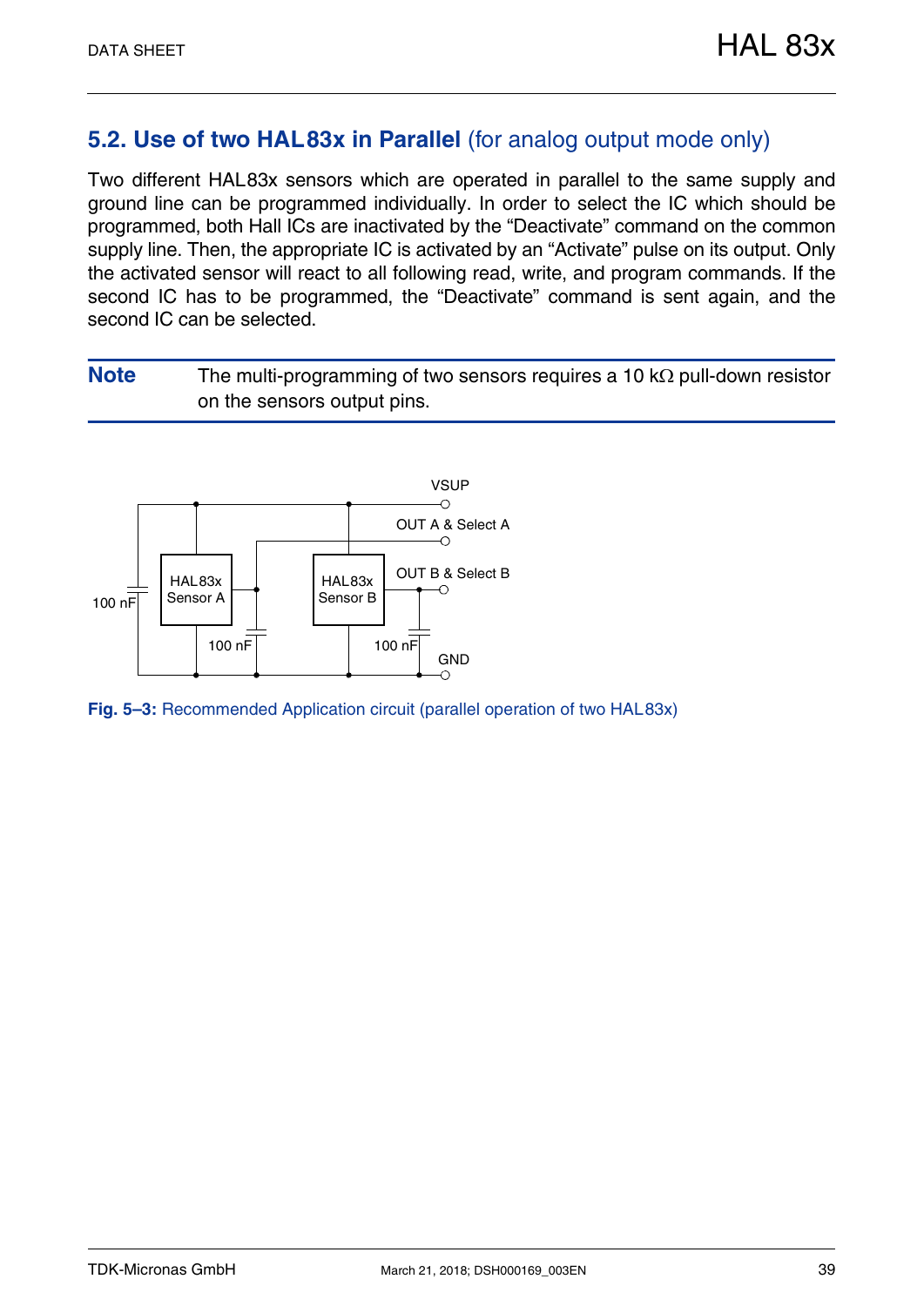## 5.2. Use of two HAL83x in Parallel (for analog output mode only)

Two different HAL83x sensors which are operated in parallel to the same supply and ground line can be programmed individually. In order to select the IC which should be programmed, both Hall ICs are inactivated by the "Deactivate" command on the common supply line. Then, the appropriate IC is activated by an "Activate" pulse on its output. Only the activated sensor will react to all following read, write, and program commands. If the second IC has to be programmed, the "Deactivate" command is sent again, and the second IC can be selected.

**Note** The multi-programming of two sensors requires a 10 kΩ pull-down resistor on the sensors output pins.

**Fig. 5–3:** Recommended Application circuit (parallel operation of two HAL83x)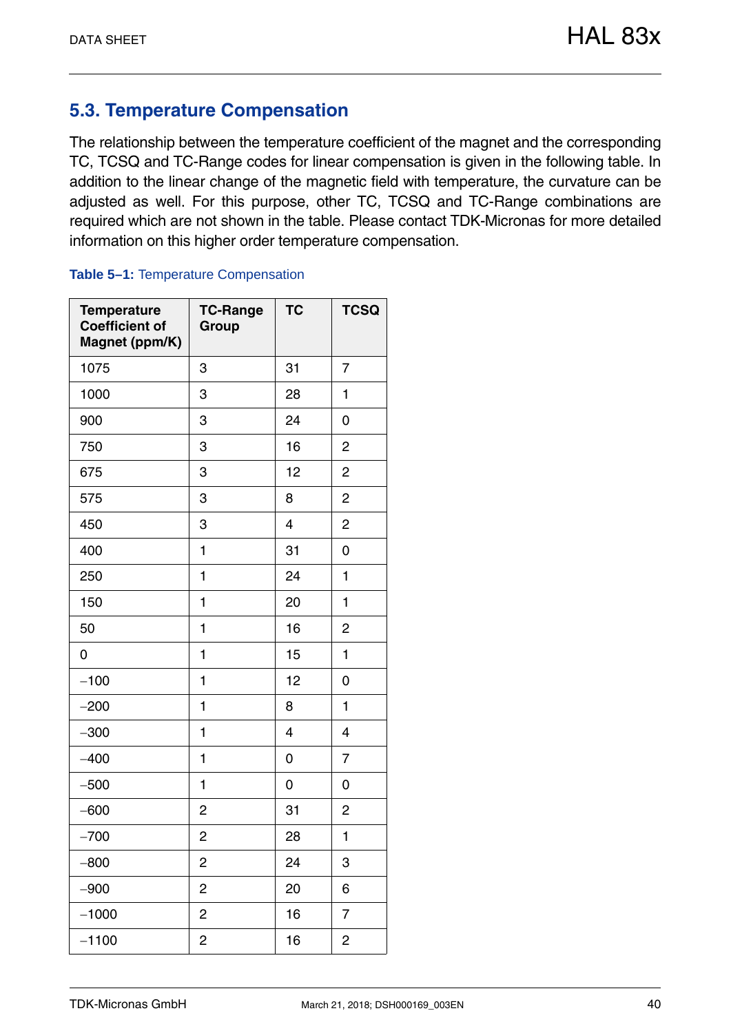## 5.3. Temperature Compensation

The relationship between the temperature coefficient of the magnet and the corresponding TC, TCSQ and TC-Range codes for linear compensation is given in the following table. In addition to the linear change of the magnetic field with temperature, the curvature can be adjusted as well. For this purpose, other TC, TCSQ and TC-Range combinations are required which are not shown in the table. Please contact TDK-Micronas for more detailed information on this higher order temperature compensation.

**Table 5–1:** Temperature Compensation

| Temperature Coefficient of Magnet (ppm/K) | TC-Range Group | TC | TCSQ |
|---|---|---|---|
| 1075 | 3 | 31 | 7 |
| 1000 | 3 | 28 | 1 |
| 900 | 3 | 24 | 0 |
| 750 | 3 | 16 | 2 |
| 675 | 3 | 12 | 2 |
| 575 | 3 | 8 | 2 |
| 450 | 3 | 4 | 2 |
| 400 | 1 | 31 | 0 |
| 250 | 1 | 24 | 1 |
| 150 | 1 | 20 | 1 |
| 50 | 1 | 16 | 2 |
| 0 | 1 | 15 | 1 |
| −100 | 1 | 12 | 0 |
| −200 | 1 | 8 | 1 |
| −300 | 1 | 4 | 4 |
| −400 | 1 | 0 | 7 |
| −500 | 1 | 0 | 0 |
| −600 | 2 | 31 | 2 |
| −700 | 2 | 28 | 1 |
| −800 | 2 | 24 | 3 |
| −900 | 2 | 20 | 6 |
| −1000 | 2 | 16 | 7 |
| −1100 | 2 | 16 | 2 |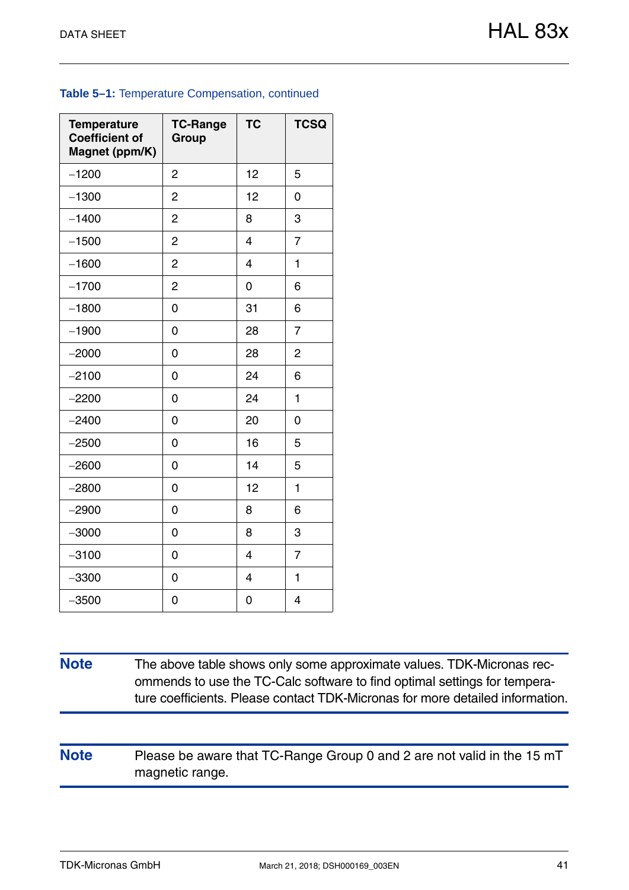**Table 5–1:** Temperature Compensation, continued

| Temperature Coefficient of Magnet (ppm/K) | TC-Range Group | TC | TCSQ |
|---|---|---|---|
| −1200 | 2 | 12 | 5 |
| −1300 | 2 | 12 | 0 |
| −1400 | 2 | 8 | 3 |
| −1500 | 2 | 4 | 7 |
| −1600 | 2 | 4 | 1 |
| −1700 | 2 | 0 | 6 |
| −1800 | 0 | 31 | 6 |
| −1900 | 0 | 28 | 7 |
| −2000 | 0 | 28 | 2 |
| −2100 | 0 | 24 | 6 |
| −2200 | 0 | 24 | 1 |
| −2400 | 0 | 20 | 0 |
| −2500 | 0 | 16 | 5 |
| −2600 | 0 | 14 | 5 |
| −2800 | 0 | 12 | 1 |
| −2900 | 0 | 8 | 6 |
| −3000 | 0 | 8 | 3 |
| −3100 | 0 | 4 | 7 |
| −3300 | 0 | 4 | 1 |
| −3500 | 0 | 0 | 4 |

**Note** The above table shows only some approximate values. TDK-Micronas recommends to use the TC-Calc software to find optimal settings for temperature coefficients. Please contact TDK-Micronas for more detailed information.

**Note** Please be aware that TC-Range Group 0 and 2 are not valid in the 15 mT magnetic range.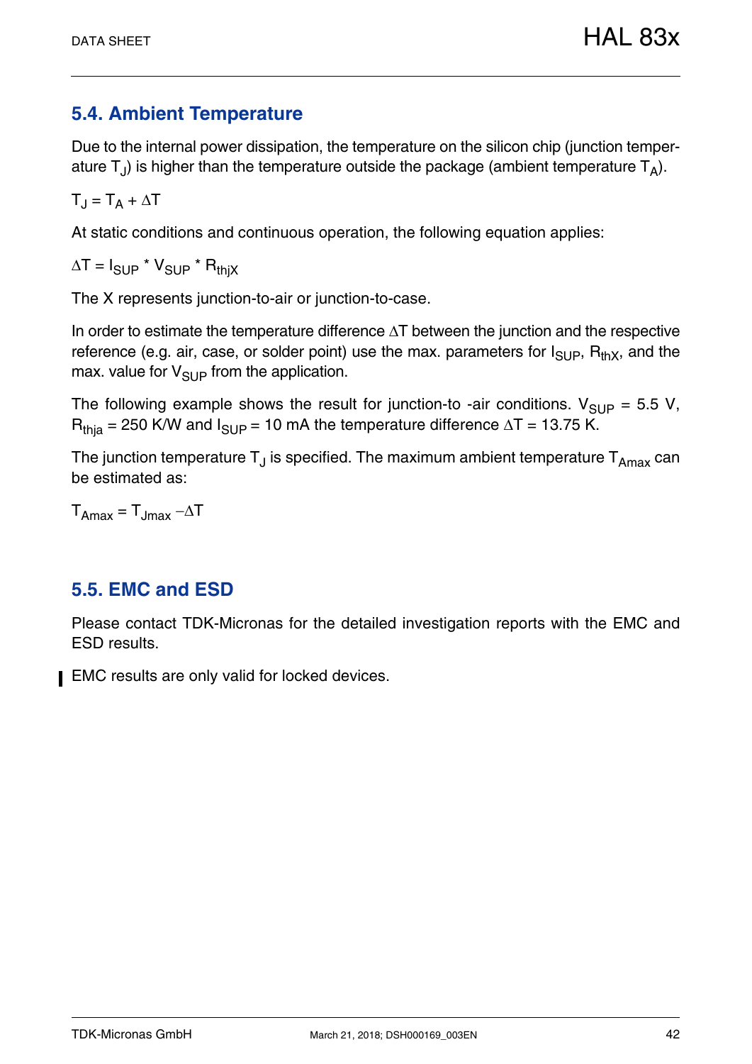## 5.4. Ambient Temperature

Due to the internal power dissipation, the temperature on the silicon chip (junction temperature $T_J$) is higher than the temperature outside the package (ambient temperature $T_A$).

$$T_J = T_A + \Delta T$$

At static conditions and continuous operation, the following equation applies:

$$\Delta T = I_{SUP} * V_{SUP} * R_{thjX}$$

The X represents junction-to-air or junction-to-case.

In order to estimate the temperature difference $\Delta T$ between the junction and the respective reference (e.g. air, case, or solder point) use the max. parameters for $I_{SUP}$, $R_{thX}$, and the max. value for $V_{SUP}$ from the application.

The following example shows the result for junction-to -air conditions. $V_{SUP}$ = 5.5 V, $R_{thja}$ = 250 K/W and $I_{SUP}$ = 10 mA the temperature difference $\Delta T$ = 13.75 K.

The junction temperature $T_J$ is specified. The maximum ambient temperature $T_{Amax}$ can be estimated as:

$$T_{Amax} = T_{Jmax} - \Delta T$$

## 5.5. EMC and ESD

Please contact TDK-Micronas for the detailed investigation reports with the EMC and ESD results.

EMC results are only valid for locked devices.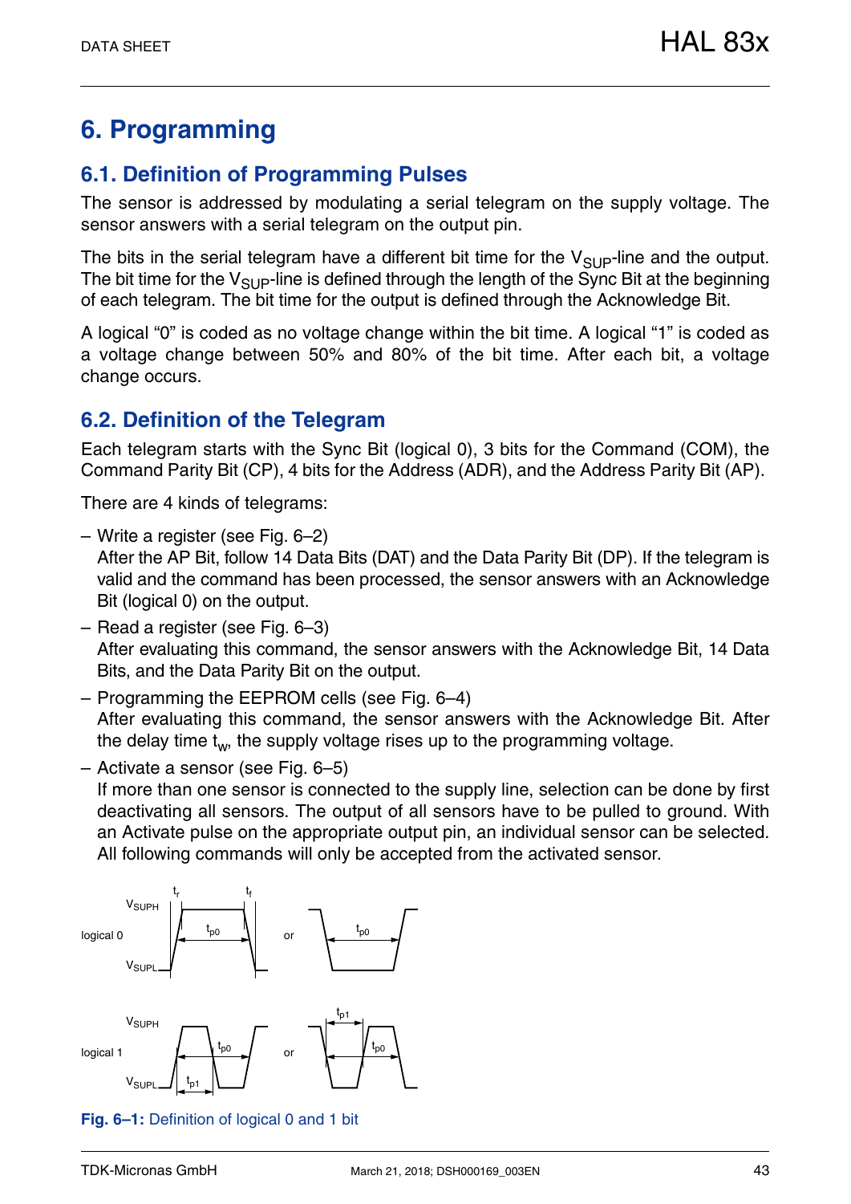# 6. Programming

## 6.1. Definition of Programming Pulses

The sensor is addressed by modulating a serial telegram on the supply voltage. The sensor answers with a serial telegram on the output pin.

The bits in the serial telegram have a different bit time for the $V_{SUP}$-line and the output. The bit time for the $V_{SUP}$-line is defined through the length of the Sync Bit at the beginning of each telegram. The bit time for the output is defined through the Acknowledge Bit.

A logical "0" is coded as no voltage change within the bit time. A logical "1" is coded as a voltage change between 50% and 80% of the bit time. After each bit, a voltage change occurs.

## 6.2. Definition of the Telegram

Each telegram starts with the Sync Bit (logical 0), 3 bits for the Command (COM), the Command Parity Bit (CP), 4 bits for the Address (ADR), and the Address Parity Bit (AP).

There are 4 kinds of telegrams:

- Write a register (see Fig. 6–2)
  After the AP Bit, follow 14 Data Bits (DAT) and the Data Parity Bit (DP). If the telegram is valid and the command has been processed, the sensor answers with an Acknowledge Bit (logical 0) on the output.
- Read a register (see Fig. 6–3)
  After evaluating this command, the sensor answers with the Acknowledge Bit, 14 Data Bits, and the Data Parity Bit on the output.
- Programming the EEPROM cells (see Fig. 6–4)
  After evaluating this command, the sensor answers with the Acknowledge Bit. After the delay time $t_w$, the supply voltage rises up to the programming voltage.
- Activate a sensor (see Fig. 6–5)
  If more than one sensor is connected to the supply line, selection can be done by first deactivating all sensors. The output of all sensors have to be pulled to ground. With an Activate pulse on the appropriate output pin, an individual sensor can be selected. All following commands will only be accepted from the activated sensor.

**Fig. 6–1:** Definition of logical 0 and 1 bit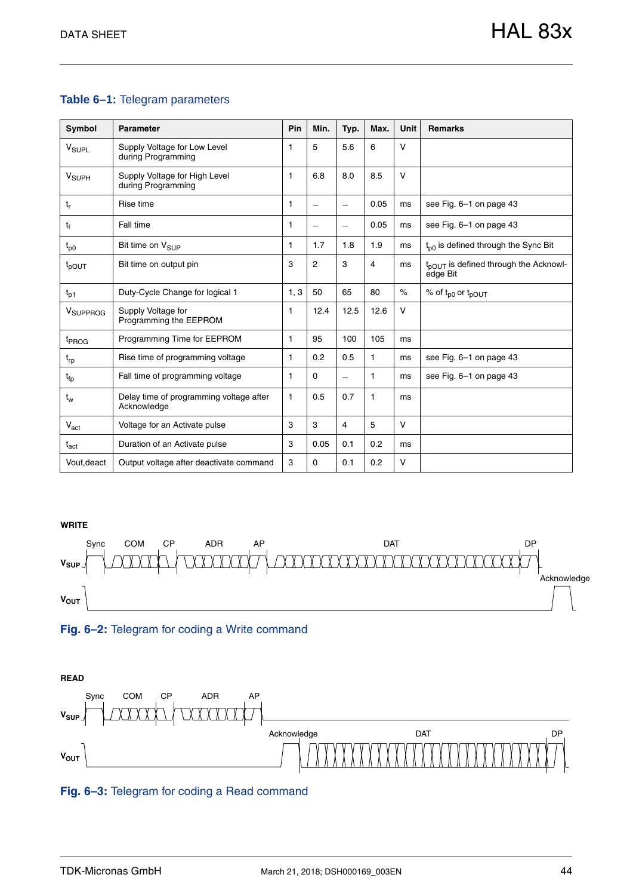**Table 6–1:** Telegram parameters

| Symbol | Parameter | Pin | Min. | Typ. | Max. | Unit | Remarks |
|---|---|---|---|---|---|---|---|
| $V_{SUPL}$ | Supply Voltage for Low Level during Programming | 1 | 5 | 5.6 | 6 | V | |
| $V_{SUPH}$ | Supply Voltage for High Level during Programming | 1 | 6.8 | 8.0 | 8.5 | V | |
| $t_r$ | Rise time | 1 | – | – | 0.05 | ms | see Fig. 6–1 on page 43 |
| $t_f$ | Fall time | 1 | – | – | 0.05 | ms | see Fig. 6–1 on page 43 |
| $t_{p0}$ | Bit time on $V_{SUP}$ | 1 | 1.7 | 1.8 | 1.9 | ms | $t_{p0}$ is defined through the Sync Bit |
| $t_{pOUT}$ | Bit time on output pin | 3 | 2 | 3 | 4 | ms | $t_{pOUT}$ is defined through the Acknowledge Bit |
| $t_{p1}$ | Duty-Cycle Change for logical 1 | 1, 3 | 50 | 65 | 80 | % | % of $t_{p0}$ or $t_{pOUT}$ |
| $V_{SUPPROG}$ | Supply Voltage for Programming the EEPROM | 1 | 12.4 | 12.5 | 12.6 | V | |
| $t_{PROG}$ | Programming Time for EEPROM | 1 | 95 | 100 | 105 | ms | |
| $t_{rp}$ | Rise time of programming voltage | 1 | 0.2 | 0.5 | 1 | ms | see Fig. 6–1 on page 43 |
| $t_{fp}$ | Fall time of programming voltage | 1 | 0 | – | 1 | ms | see Fig. 6–1 on page 43 |
| $t_w$ | Delay time of programming voltage after Acknowledge | 1 | 0.5 | 0.7 | 1 | ms | |
| $V_{act}$ | Voltage for an Activate pulse | 3 | 3 | 4 | 5 | V | |
| $t_{act}$ | Duration of an Activate pulse | 3 | 0.05 | 0.1 | 0.2 | ms | |
| Vout,deact | Output voltage after deactivate command | 3 | 0 | 0.1 | 0.2 | V | |

**WRITE**

Sync COM CP ADR AP DAT DP

$V_{SUP}$

Acknowledge

$V_{OUT}$

**Fig. 6–2:** Telegram for coding a Write command

**READ**

Sync COM CP ADR AP

$V_{SUP}$

Acknowledge DAT DP

$V_{OUT}$

**Fig. 6–3:** Telegram for coding a Read command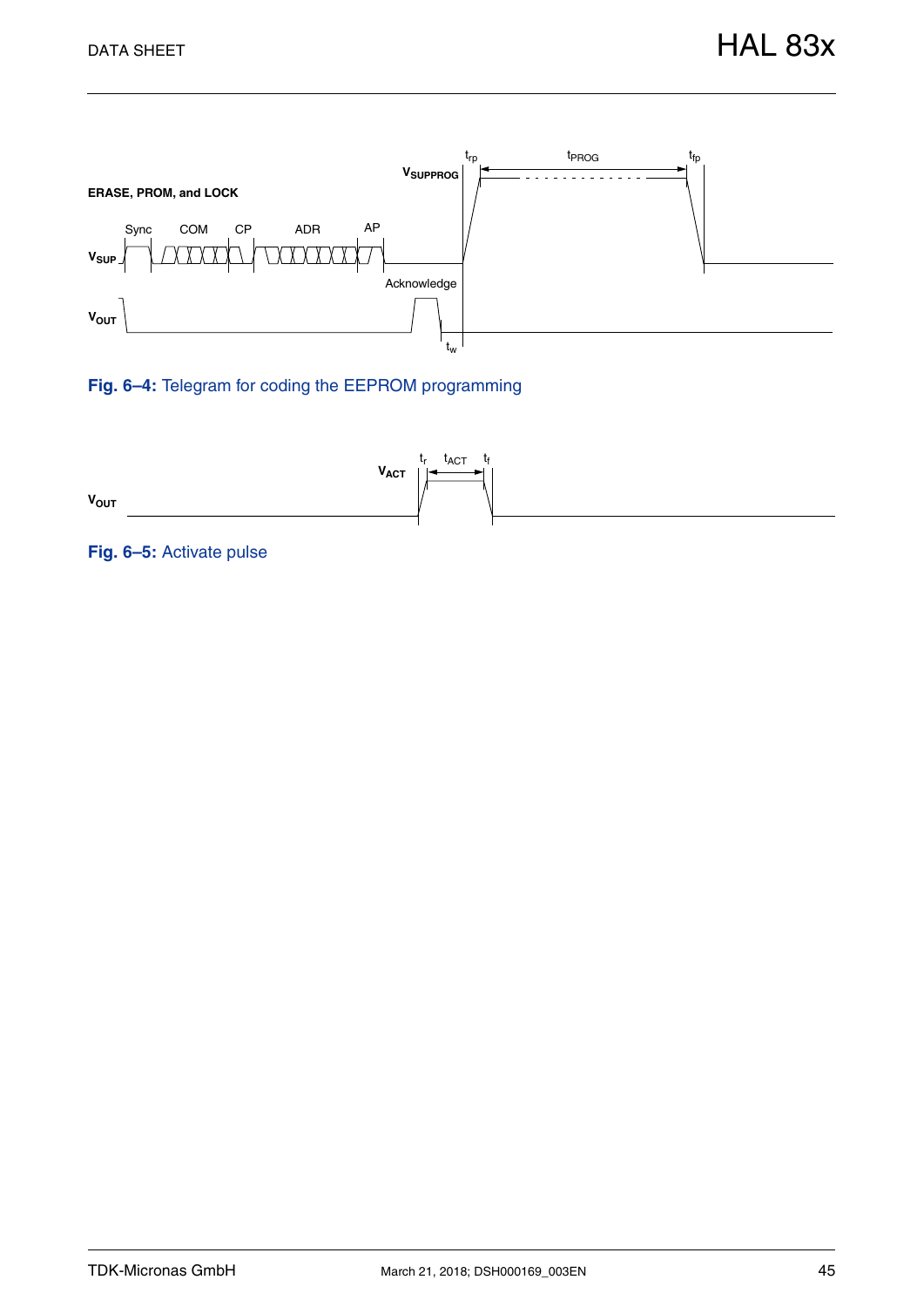ERASE, PROM, and LOCK

**Fig. 6–4:** Telegram for coding the EEPROM programming

**Fig. 6–5:** Activate pulse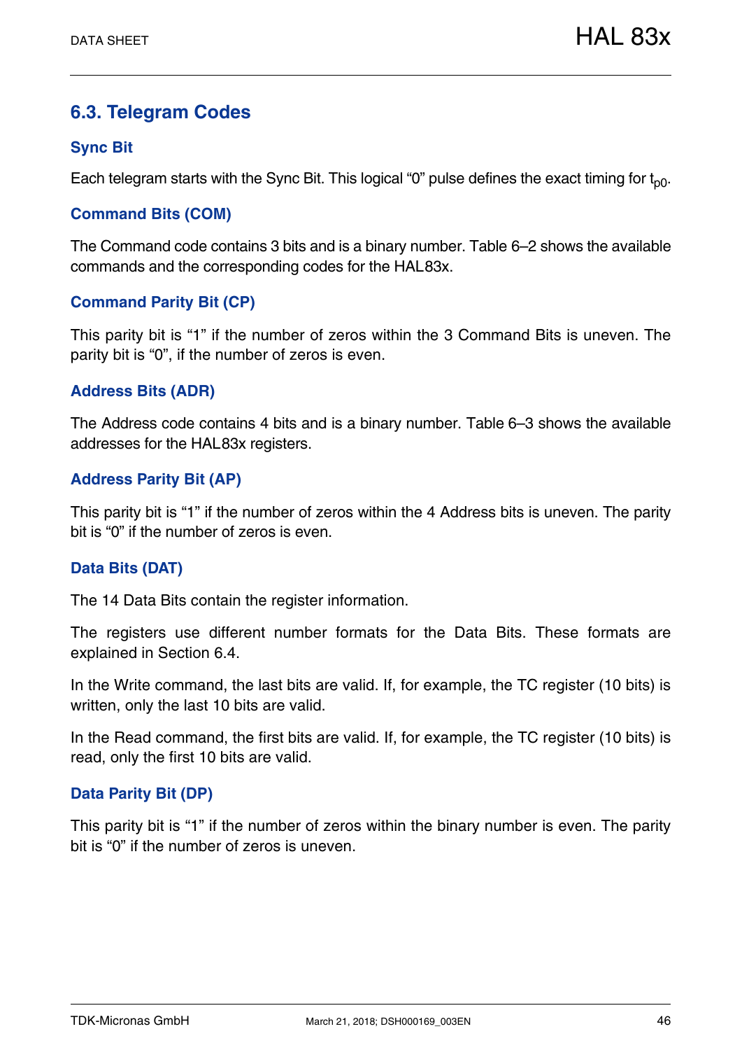## 6.3. Telegram Codes

### Sync Bit

Each telegram starts with the Sync Bit. This logical “0” pulse defines the exact timing for $t_{p0}$.

### Command Bits (COM)

The Command code contains 3 bits and is a binary number. Table 6–2 shows the available commands and the corresponding codes for the HAL83x.

### Command Parity Bit (CP)

This parity bit is “1” if the number of zeros within the 3 Command Bits is uneven. The parity bit is “0”, if the number of zeros is even.

### Address Bits (ADR)

The Address code contains 4 bits and is a binary number. Table 6–3 shows the available addresses for the HAL83x registers.

### Address Parity Bit (AP)

This parity bit is “1” if the number of zeros within the 4 Address bits is uneven. The parity bit is “0” if the number of zeros is even.

### Data Bits (DAT)

The 14 Data Bits contain the register information.

The registers use different number formats for the Data Bits. These formats are explained in Section 6.4.

In the Write command, the last bits are valid. If, for example, the TC register (10 bits) is written, only the last 10 bits are valid.

In the Read command, the first bits are valid. If, for example, the TC register (10 bits) is read, only the first 10 bits are valid.

### Data Parity Bit (DP)

This parity bit is “1” if the number of zeros within the binary number is even. The parity bit is “0” if the number of zeros is uneven.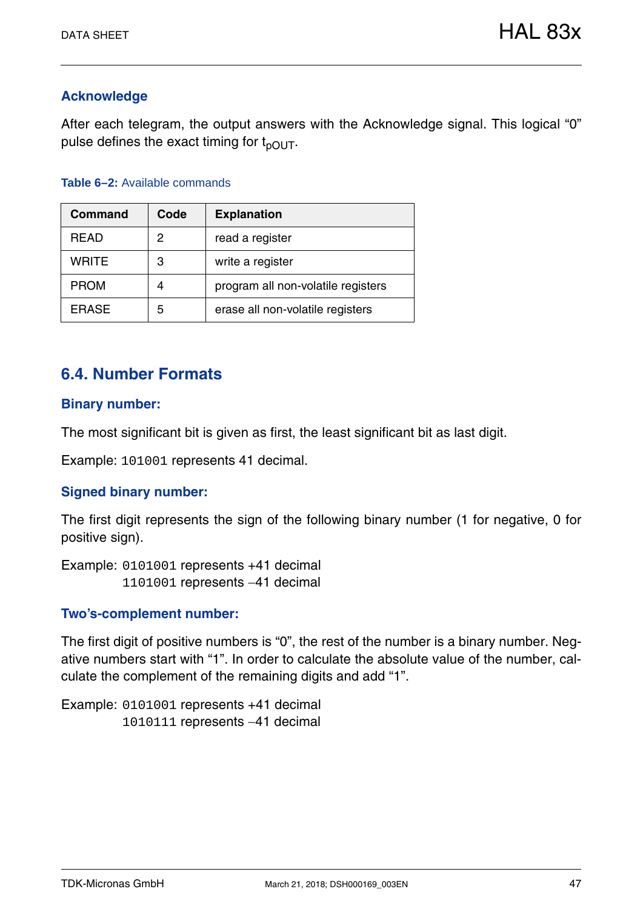### Acknowledge

After each telegram, the output answers with the Acknowledge signal. This logical “0” pulse defines the exact timing for $t_{pOUT}$.

**Table 6–2:** Available commands

| Command | Code | Explanation |
|---|---|---|
| READ | 2 | read a register |
| WRITE | 3 | write a register |
| PROM | 4 | program all non-volatile registers |
| ERASE | 5 | erase all non-volatile registers |

## 6.4. Number Formats

### Binary number:

The most significant bit is given as first, the least significant bit as last digit.

Example: `101001` represents 41 decimal.

### Signed binary number:

The first digit represents the sign of the following binary number (1 for negative, 0 for positive sign).

Example: `0101001` represents +41 decimal
`1101001` represents −41 decimal

### Two’s-complement number:

The first digit of positive numbers is “0”, the rest of the number is a binary number. Negative numbers start with “1”. In order to calculate the absolute value of the number, calculate the complement of the remaining digits and add “1”.

Example: `0101001` represents +41 decimal
`1010111` represents −41 decimal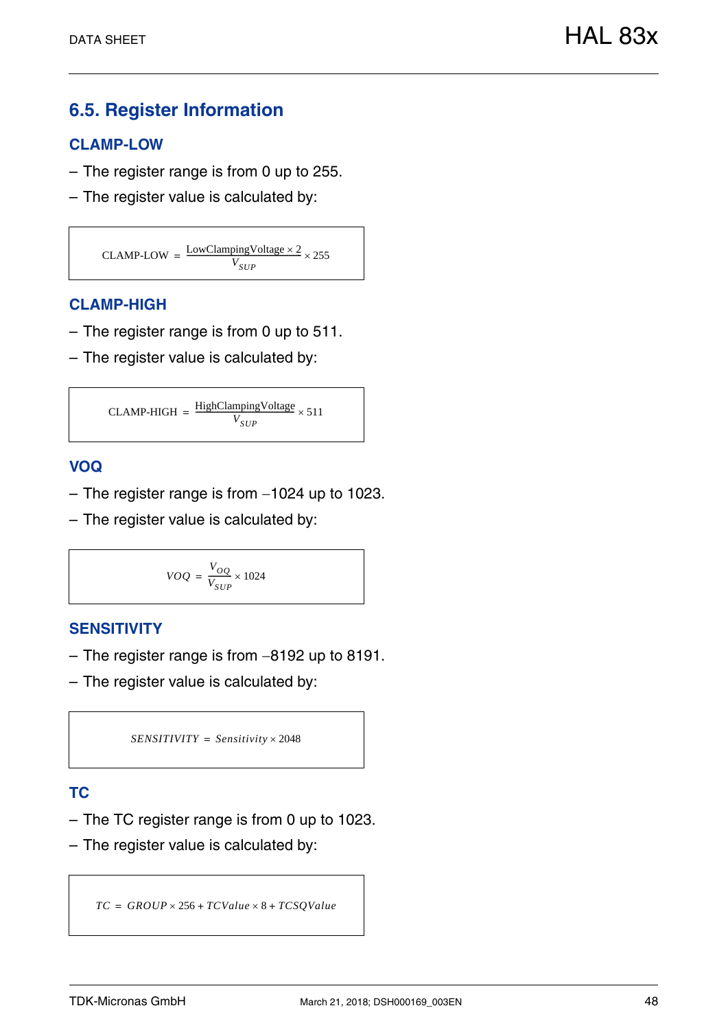## 6.5. Register Information

### CLAMP-LOW

– The register range is from 0 up to 255.

– The register value is calculated by:

$$\text{CLAMP-LOW} = \frac{\text{LowClampingVoltage} \times 2}{V_{SUP}} \times 255$$

### CLAMP-HIGH

– The register range is from 0 up to 511.

– The register value is calculated by:

$$\text{CLAMP-HIGH} = \frac{\text{HighClampingVoltage}}{V_{SUP}} \times 511$$

### VOQ

– The register range is from –1024 up to 1023.

– The register value is calculated by:

$$VOQ = \frac{V_{OQ}}{V_{SUP}} \times 1024$$

### SENSITIVITY

– The register range is from –8192 up to 8191.

– The register value is calculated by:

$$SENSITIVITY = Sensitivity \times 2048$$

### TC

– The TC register range is from 0 up to 1023.

– The register value is calculated by:

$$TC = GROUP \times 256 + TCValue \times 8 + TCSQValue$$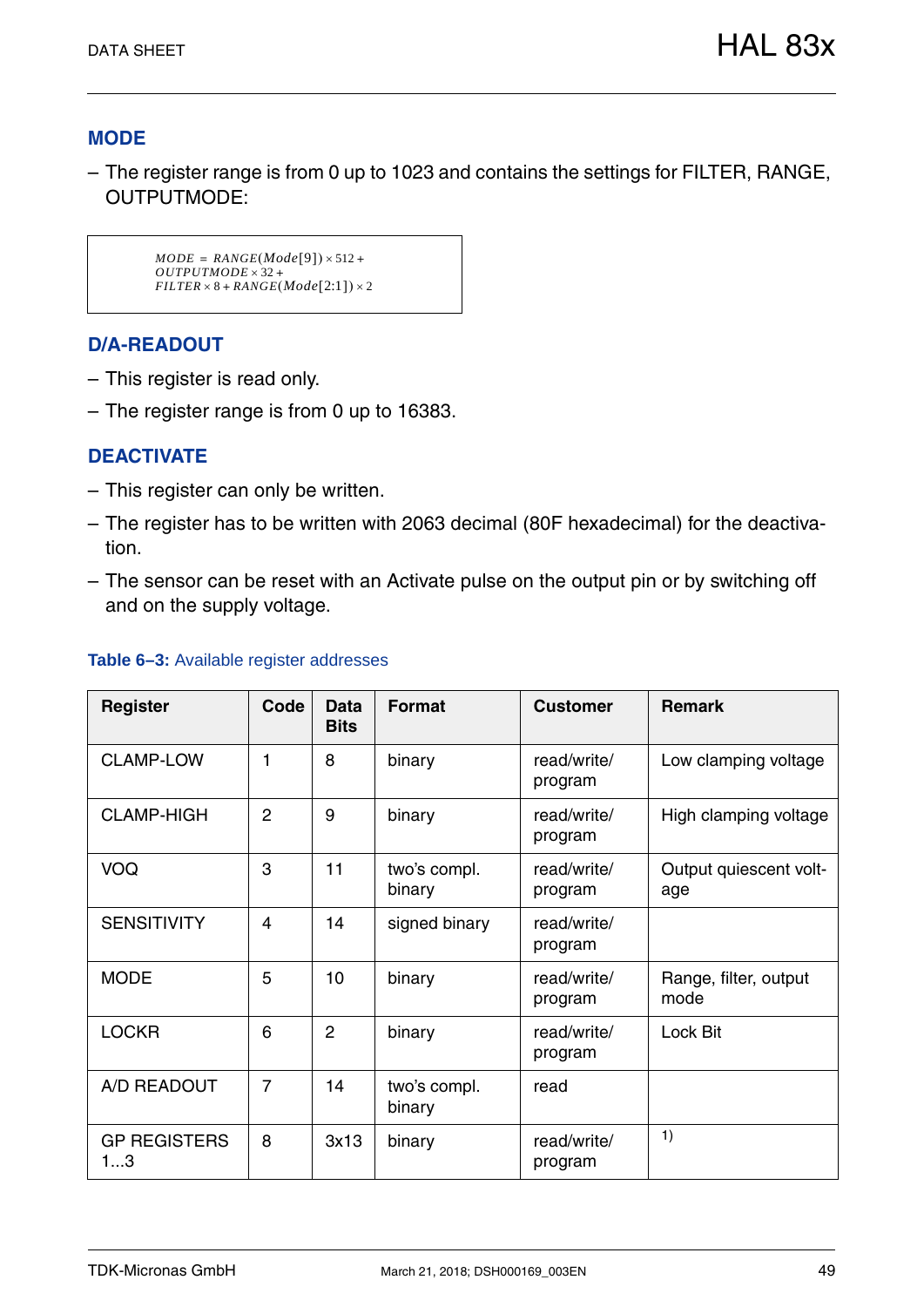## MODE

– The register range is from 0 up to 1023 and contains the settings for FILTER, RANGE, OUTPUTMODE:

$$
\begin{aligned}
MODE &= RANGE(Mode[9]) \times 512 + \\
&OUTPUTMODE \times 32 + \\
&FILTER \times 8 + RANGE(Mode[2:1]) \times 2
\end{aligned}
$$

## D/A-READOUT

– This register is read only.

– The register range is from 0 up to 16383.

## DEACTIVATE

– This register can only be written.

– The register has to be written with 2063 decimal (80F hexadecimal) for the deactivation.

– The sensor can be reset with an Activate pulse on the output pin or by switching off and on the supply voltage.

**Table 6–3:** Available register addresses

| Register | Code | Data Bits | Format | Customer | Remark |
|---|---|---|---|---|---|
| CLAMP-LOW | 1 | 8 | binary | read/write/ program | Low clamping voltage |
| CLAMP-HIGH | 2 | 9 | binary | read/write/ program | High clamping voltage |
| VOQ | 3 | 11 | two's compl. binary | read/write/ program | Output quiescent voltage |
| SENSITIVITY | 4 | 14 | signed binary | read/write/ program | |
| MODE | 5 | 10 | binary | read/write/ program | Range, filter, output mode |
| LOCKR | 6 | 2 | binary | read/write/ program | Lock Bit |
| A/D READOUT | 7 | 14 | two's compl. binary | read | |
| GP REGISTERS 1...3 | 8 | 3x13 | binary | read/write/ program | [1)] |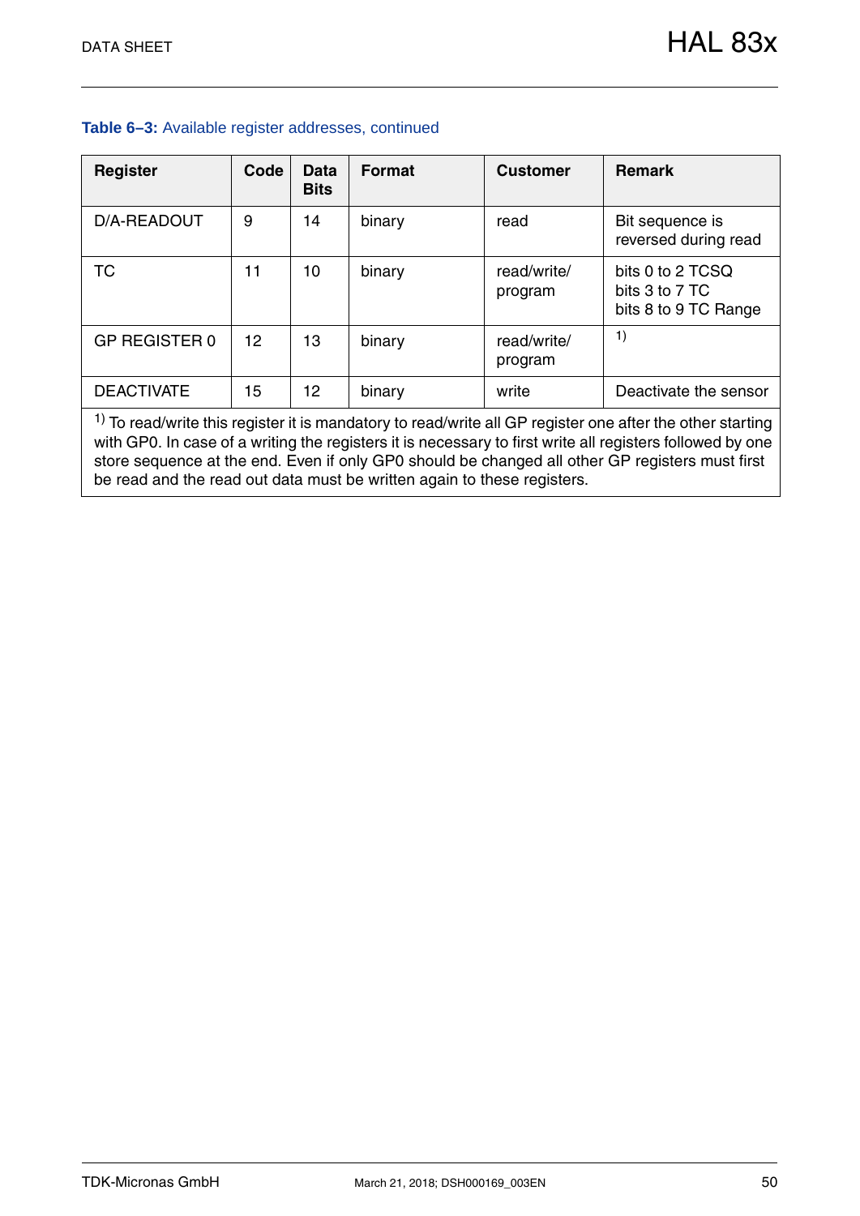**Table 6–3:** Available register addresses, continued

| Register | Code | Data Bits | Format | Customer | Remark |
|---|---|---|---|---|---|
| D/A-READOUT | 9 | 14 | binary | read | Bit sequence is reversed during read |
| TC | 11 | 10 | binary | read/write/ program | bits 0 to 2 TCSQ<br>bits 3 to 7 TC<br>bits 8 to 9 TC Range |
| GP REGISTER 0 | 12 | 13 | binary | read/write/ program | [1) |
| DEACTIVATE | 15 | 12 | binary | write | Deactivate the sensor |

[1) To read/write this register it is mandatory to read/write all GP register one after the other starting with GP0. In case of a writing the registers it is necessary to first write all registers followed by one store sequence at the end. Even if only GP0 should be changed all other GP registers must first be read and the read out data must be written again to these registers.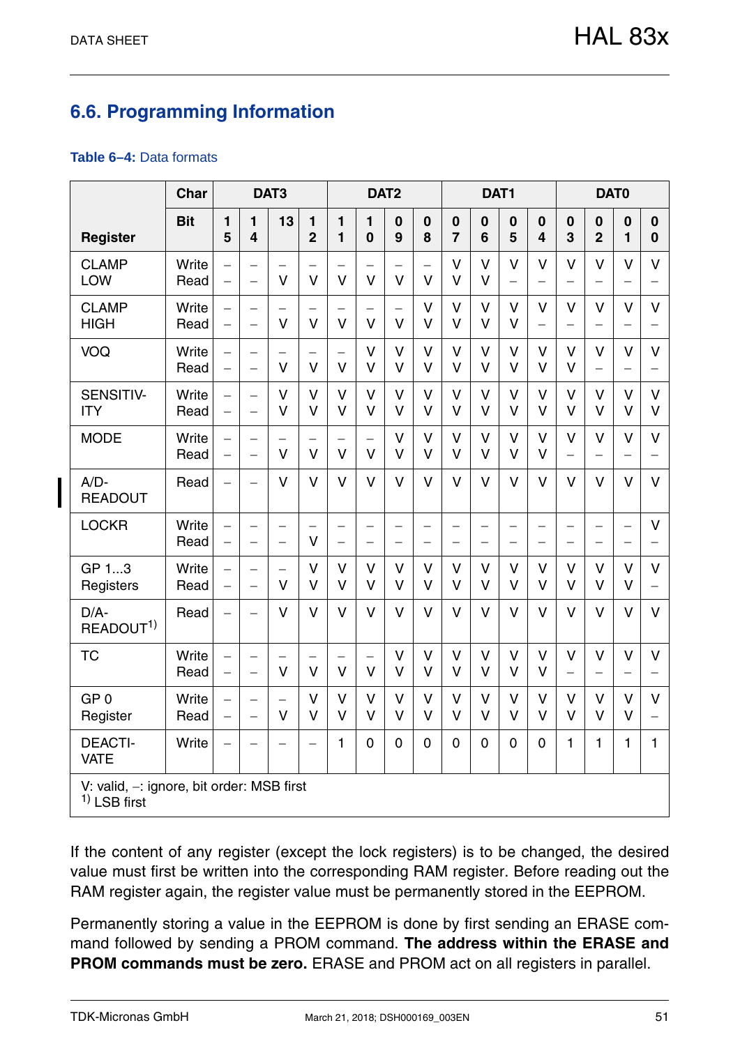## 6.6. Programming Information

**Table 6–4:** Data formats

| Register | Char | DAT3 | | | | DAT2 | | | | DAT1 | | | | DAT0 | | | |
|---|---|---|---|---|---|---|---|---|---|---|---|---|---|---|---|---|---|
| | **Bit** | **15** | **14** | **13** | **12** | **11** | **10** | **09** | **08** | **07** | **06** | **05** | **04** | **03** | **02** | **01** | **00** |
| CLAMP LOW | Write | – | – | – | – | – | – | – | – | V | V | V | V | V | V | V | V |
| | Read | – | – | V | V | V | V | V | V | V | V | – | – | – | – | – | – |
| CLAMP HIGH | Write | – | – | – | – | – | – | – | V | V | V | V | V | V | V | V | V |
| | Read | – | – | V | V | V | V | V | V | V | V | V | – | – | – | – | – |
| VOQ | Write | – | – | – | – | – | V | V | V | V | V | V | V | V | V | V | V |
| | Read | – | – | V | V | V | V | V | V | V | V | V | V | V | – | – | – |
| SENSITIV-ITY | Write | – | – | V | V | V | V | V | V | V | V | V | V | V | V | V | V |
| | Read | – | – | V | V | V | V | V | V | V | V | V | V | V | V | V | V |
| MODE | Write | – | – | – | – | – | – | V | V | V | V | V | V | V | V | V | V |
| | Read | – | – | V | V | V | V | V | V | V | V | V | V | – | – | – | – |
| A/D-READOUT | Read | – | – | V | V | V | V | V | V | V | V | V | V | V | V | V | V |
| LOCKR | Write | – | – | – | – | – | – | – | – | – | – | – | – | – | – | – | V |
| | Read | – | – | – | V | – | – | – | – | – | – | – | – | – | – | – | – |
| GP 1...3 Registers | Write | – | – | – | V | V | V | V | V | V | V | V | V | V | V | V | V |
| | Read | – | – | V | V | V | V | V | V | V | V | V | V | V | V | V | – |
| D/A-READOUT[1] | Read | – | – | V | V | V | V | V | V | V | V | V | V | V | V | V | V |
| TC | Write | – | – | – | – | – | – | V | V | V | V | V | V | V | V | V | V |
| | Read | – | – | V | V | V | V | V | V | V | V | V | V | – | – | – | – |
| GP 0 Register | Write | – | – | – | V | V | V | V | V | V | V | V | V | V | V | V | V |
| | Read | – | – | V | V | V | V | V | V | V | V | V | V | V | V | V | – |
| DEACTI-VATE | Write | – | – | – | – | 1 | 0 | 0 | 0 | 0 | 0 | 0 | 0 | 1 | 1 | 1 | 1 |

V: valid, –: ignore, bit order: MSB first
[1] LSB first

If the content of any register (except the lock registers) is to be changed, the desired value must first be written into the corresponding RAM register. Before reading out the RAM register again, the register value must be permanently stored in the EEPROM.

Permanently storing a value in the EEPROM is done by first sending an ERASE command followed by sending a PROM command. **The address within the ERASE and PROM commands must be zero.** ERASE and PROM act on all registers in parallel.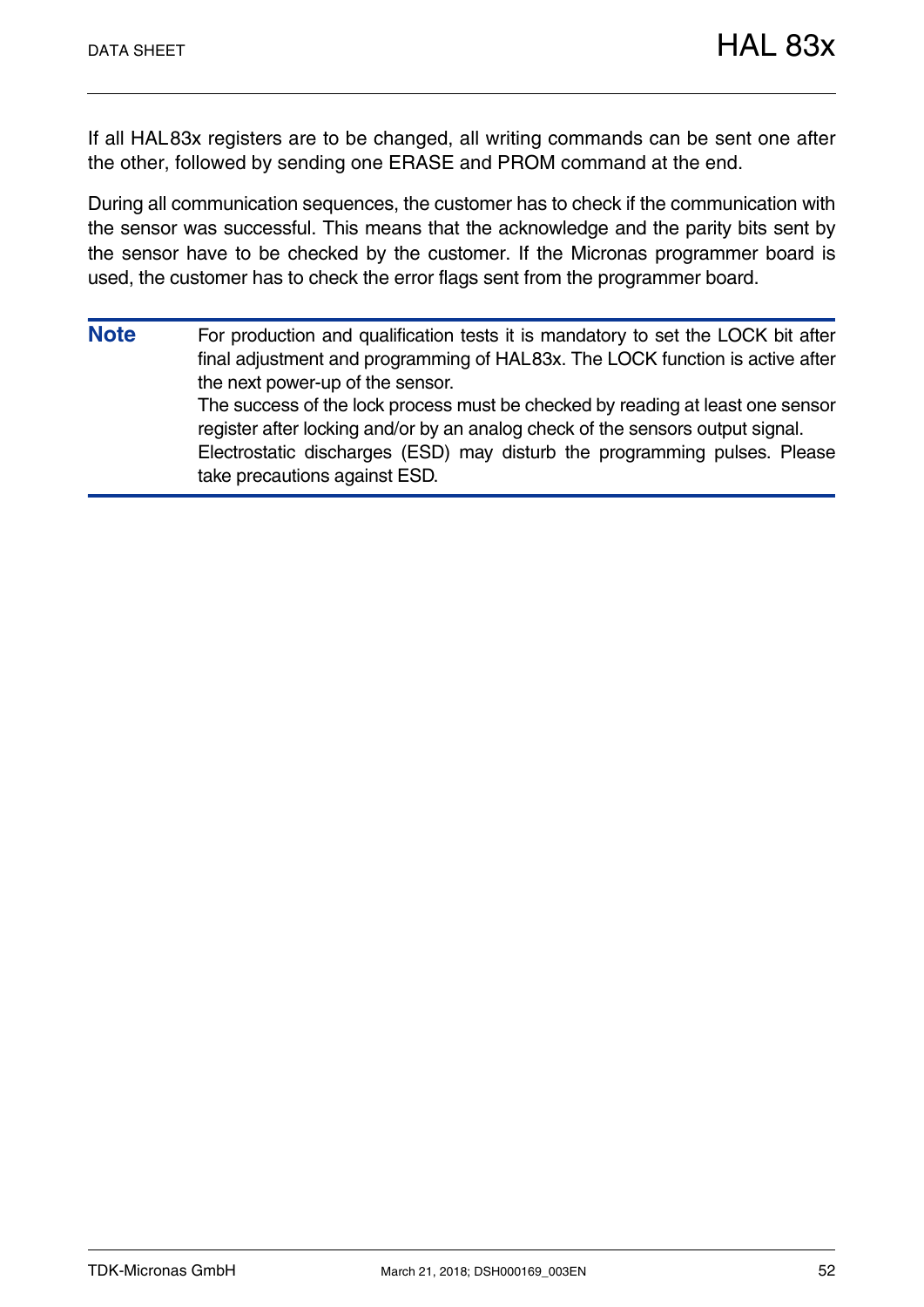If all HAL83x registers are to be changed, all writing commands can be sent one after the other, followed by sending one ERASE and PROM command at the end.

During all communication sequences, the customer has to check if the communication with the sensor was successful. This means that the acknowledge and the parity bits sent by the sensor have to be checked by the customer. If the Micronas programmer board is used, the customer has to check the error flags sent from the programmer board.

---

**Note** For production and qualification tests it is mandatory to set the LOCK bit after final adjustment and programming of HAL83x. The LOCK function is active after the next power-up of the sensor.
The success of the lock process must be checked by reading at least one sensor register after locking and/or by an analog check of the sensors output signal.
Electrostatic discharges (ESD) may disturb the programming pulses. Please take precautions against ESD.

---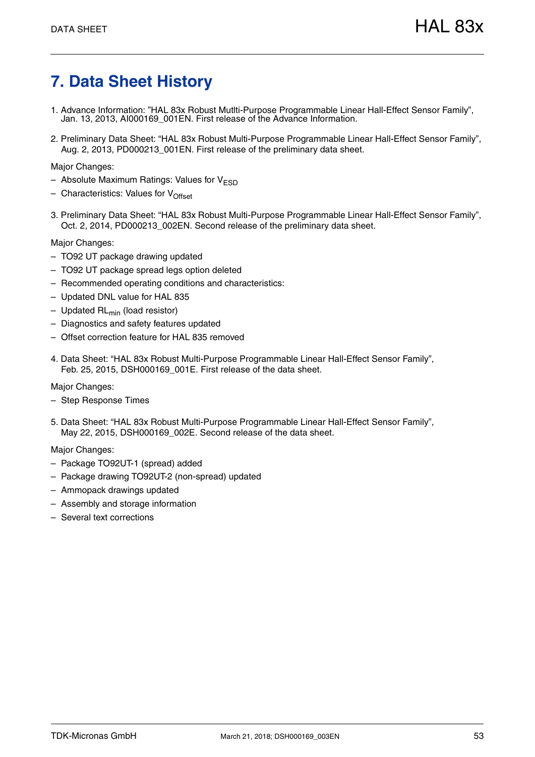# 7. Data Sheet History

1. Advance Information: ”HAL 83x Robust Mutlti-Purpose Programmable Linear Hall-Effect Sensor Family”, Jan. 13, 2013, AI000169_001EN. First release of the Advance Information.

2. Preliminary Data Sheet: “HAL 83x Robust Multi-Purpose Programmable Linear Hall-Effect Sensor Family”, Aug. 2, 2013, PD000213_001EN. First release of the preliminary data sheet.

Major Changes:
- Absolute Maximum Ratings: Values for $V_{ESD}$
- Characteristics: Values for $V_{Offset}$

3. Preliminary Data Sheet: “HAL 83x Robust Multi-Purpose Programmable Linear Hall-Effect Sensor Family”, Oct. 2, 2014, PD000213_002EN. Second release of the preliminary data sheet.

Major Changes:
- TO92 UT package drawing updated
- TO92 UT package spread legs option deleted
- Recommended operating conditions and characteristics:
- Updated DNL value for HAL 835
- Updated $RL_{min}$ (load resistor)
- Diagnostics and safety features updated
- Offset correction feature for HAL 835 removed

4. Data Sheet: “HAL 83x Robust Multi-Purpose Programmable Linear Hall-Effect Sensor Family”, Feb. 25, 2015, DSH000169_001E. First release of the data sheet.

Major Changes:
- Step Response Times

5. Data Sheet: “HAL 83x Robust Multi-Purpose Programmable Linear Hall-Effect Sensor Family”, May 22, 2015, DSH000169_002E. Second release of the data sheet.

Major Changes:
- Package TO92UT-1 (spread) added
- Package drawing TO92UT-2 (non-spread) updated
- Ammopack drawings updated
- Assembly and storage information
- Several text corrections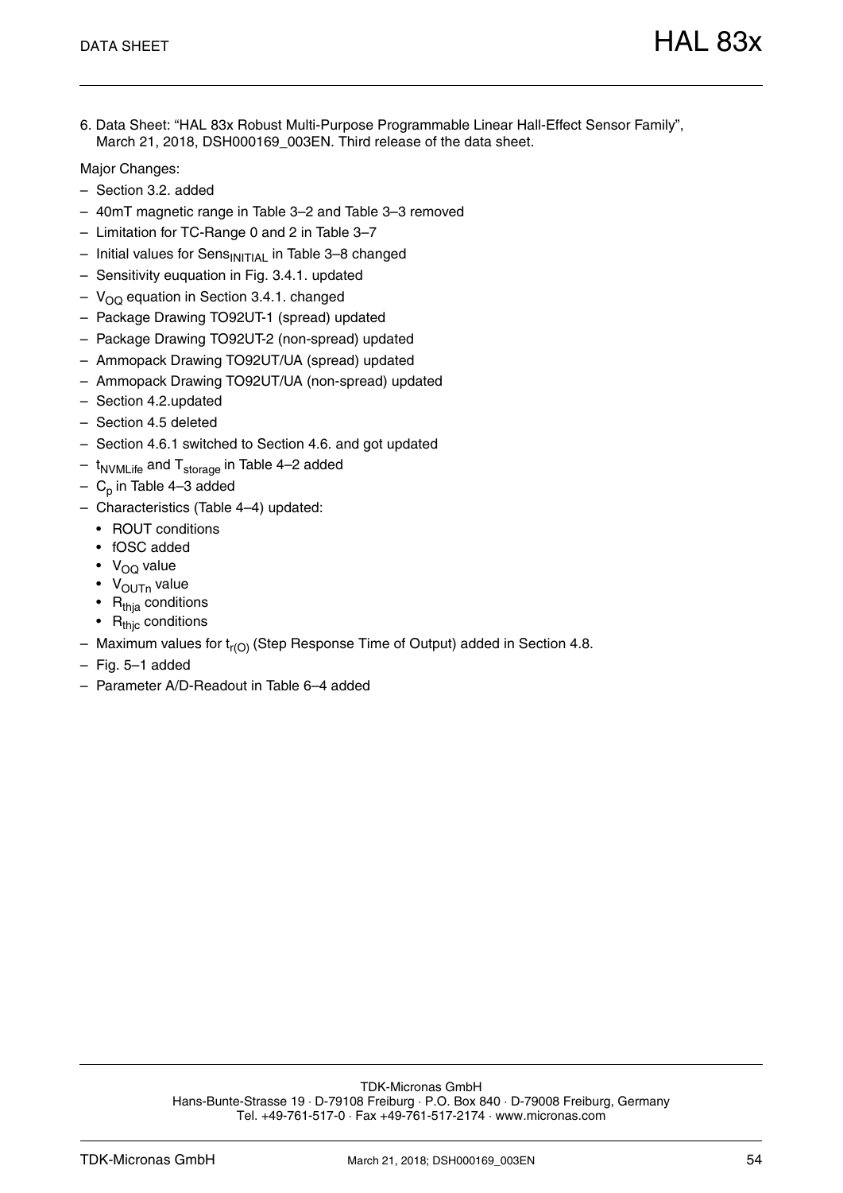6. Data Sheet: "HAL 83x Robust Multi-Purpose Programmable Linear Hall-Effect Sensor Family", March 21, 2018, DSH000169_003EN. Third release of the data sheet.

Major Changes:

- Section 3.2. added
- 40mT magnetic range in Table 3–2 and Table 3–3 removed
- Limitation for TC-Range 0 and 2 in Table 3–7
- Initial values for $Sens_{INITIAL}$ in Table 3–8 changed
- Sensitivity euquation in Fig. 3.4.1. updated
- $V_{OQ}$ equation in Section 3.4.1. changed
- Package Drawing TO92UT-1 (spread) updated
- Package Drawing TO92UT-2 (non-spread) updated
- Ammopack Drawing TO92UT/UA (spread) updated
- Ammopack Drawing TO92UT/UA (non-spread) updated
- Section 4.2.updated
- Section 4.5 deleted
- Section 4.6.1 switched to Section 4.6. and got updated
- $t_{NVMLife}$ and $T_{storage}$ in Table 4–2 added
- $C_p$ in Table 4–3 added
- Characteristics (Table 4–4) updated:
  - ROUT conditions
  - fOSC added
  - $V_{OQ}$ value
  - $V_{OUTn}$ value
  - $R_{thja}$ conditions
  - $R_{thjc}$ conditions
- Maximum values for $t_{r(O)}$ (Step Response Time of Output) added in Section 4.8.
- Fig. 5–1 added
- Parameter A/D-Readout in Table 6–4 added

TDK-Micronas GmbH
Hans-Bunte-Strasse 19 · D-79108 Freiburg · P.O. Box 840 · D-79008 Freiburg, Germany
Tel. +49-761-517-0 · Fax +49-761-517-2174 · www.micronas.com